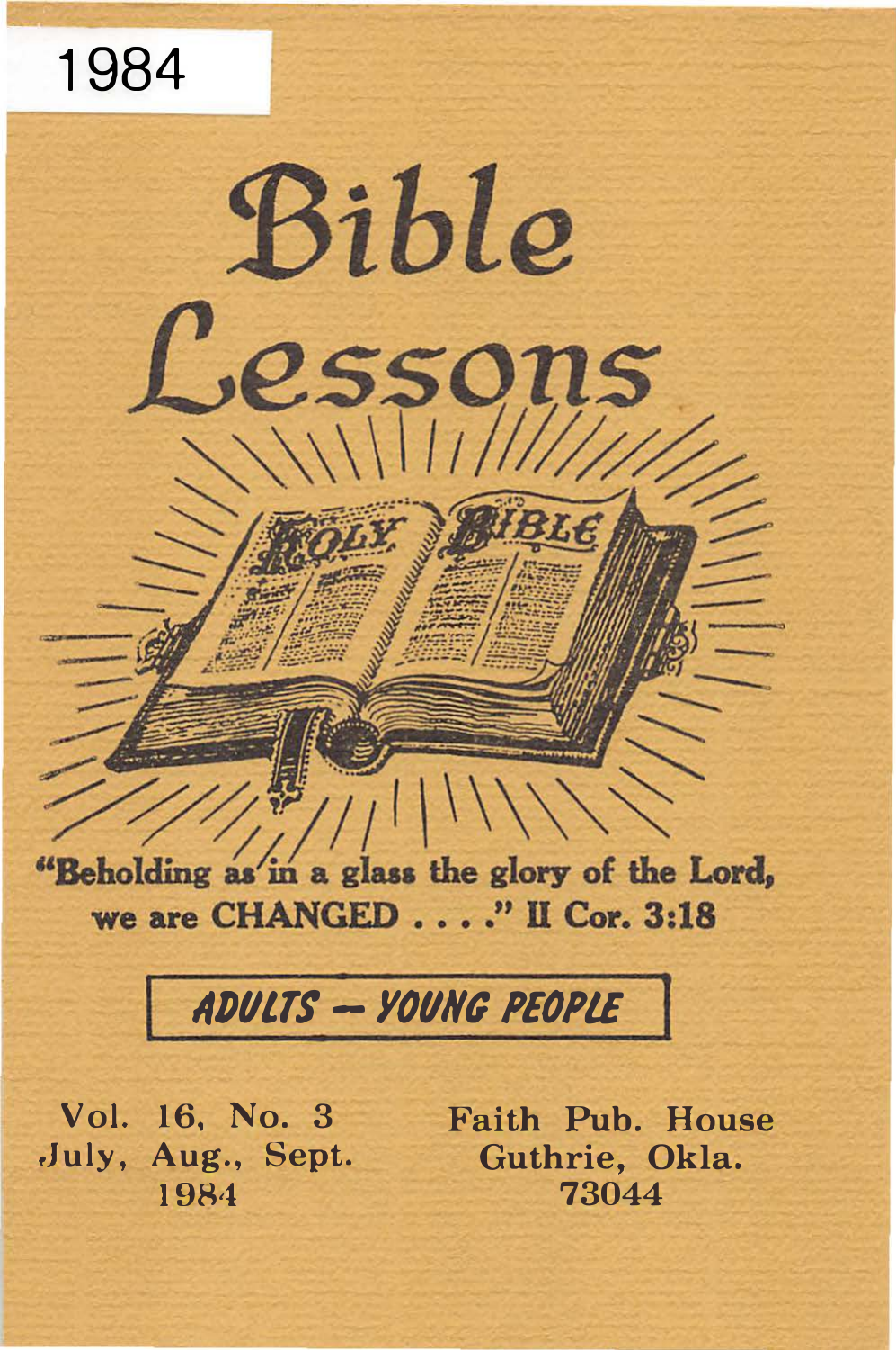1984

# Bible Lessons

"Beholding as in a glass the glory of the Lord, we are CHANGED . . . ." II Cor. 3:18

**ADULTS — YOUNG PEOPLE**

Vol. 16, No. 3
July, Aug., Sept.
1984

Faith Pub. House
Guthrie, Okla.
73044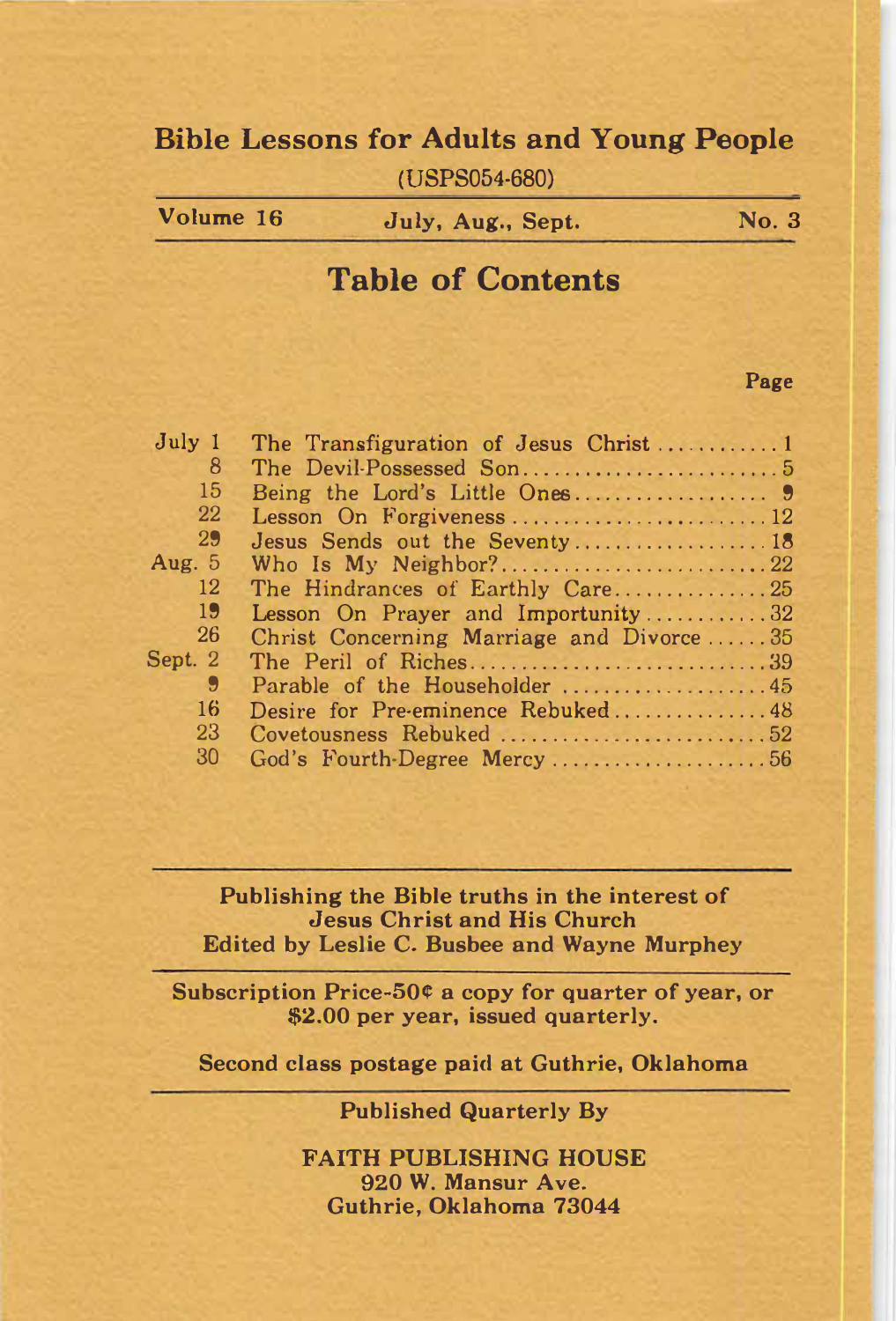# Bible Lessons for Adults and Young People

(USPS054-680)

| Volume 16 | July, Aug., Sept. | No. 3 |
|---|---|---|

## Table of Contents

| | | Page |
|---|---|---|
| July 1 | The Transfiguration of Jesus Christ | 1 |
| 8 | The Devil-Possessed Son | 5 |
| 15 | Being the Lord's Little Ones | 9 |
| 22 | Lesson On Forgiveness | 12 |
| 29 | Jesus Sends out the Seventy | 18 |
| Aug. 5 | Who Is My Neighbor? | 22 |
| 12 | The Hindrances of Earthly Care | 25 |
| 19 | Lesson On Prayer and Importunity | 32 |
| 26 | Christ Concerning Marriage and Divorce | 35 |
| Sept. 2 | The Peril of Riches | 39 |
| 9 | Parable of the Householder | 45 |
| 16 | Desire for Pre-eminence Rebuked | 48 |
| 23 | Covetousness Rebuked | 52 |
| 30 | God's Fourth-Degree Mercy | 56 |

---

**Publishing the Bible truths in the interest of Jesus Christ and His Church**
**Edited by Leslie C. Busbee and Wayne Murphey**

---

**Subscription Price-50¢ a copy for quarter of year, or $2.00 per year, issued quarterly.**

**Second class postage paid at Guthrie, Oklahoma**

---

**Published Quarterly By**

**FAITH PUBLISHING HOUSE**
**920 W. Mansur Ave.**
**Guthrie, Oklahoma 73044**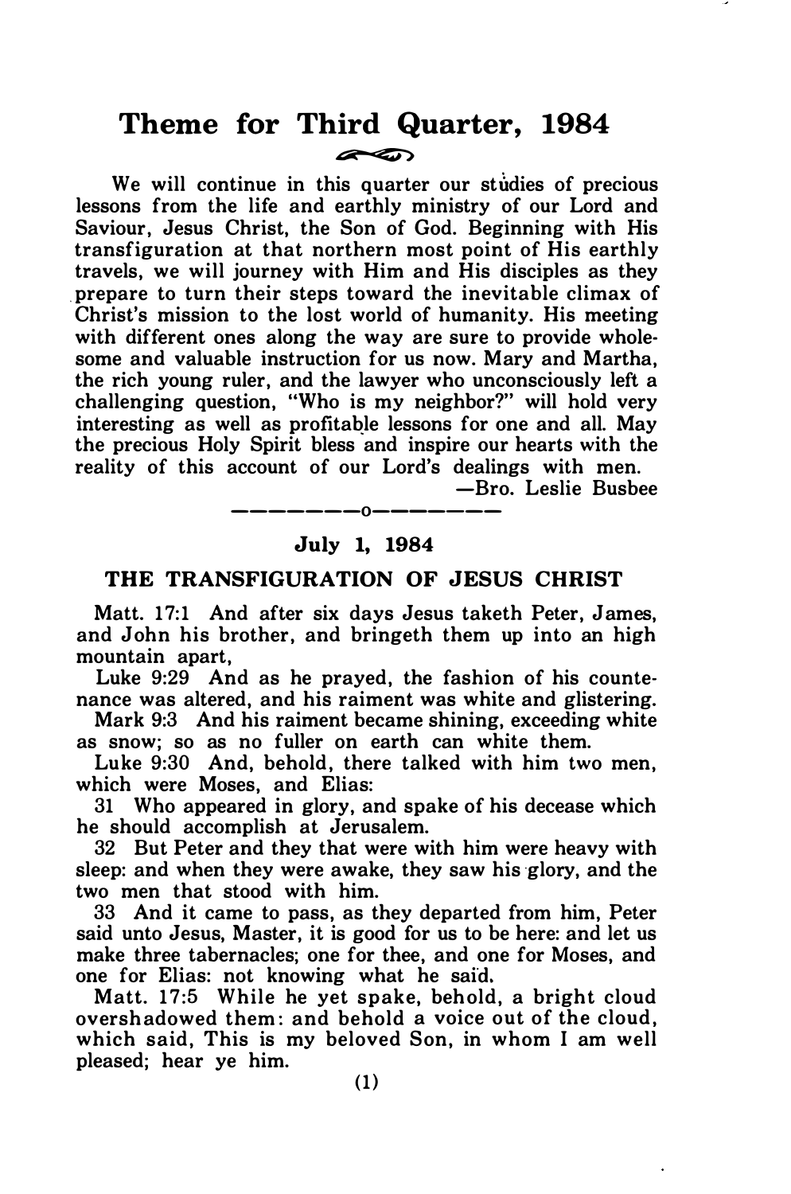# Theme for Third Quarter, 1984

We will continue in this quarter our studies of precious lessons from the life and earthly ministry of our Lord and Saviour, Jesus Christ, the Son of God. Beginning with His transfiguration at that northern most point of His earthly travels, we will journey with Him and His disciples as they prepare to turn their steps toward the inevitable climax of Christ's mission to the lost world of humanity. His meeting with different ones along the way are sure to provide wholesome and valuable instruction for us now. Mary and Martha, the rich young ruler, and the lawyer who unconsciously left a challenging question, "Who is my neighbor?" will hold very interesting as well as profitable lessons for one and all. May the precious Holy Spirit bless and inspire our hearts with the reality of this account of our Lord's dealings with men.

—Bro. Leslie Busbee

---------o---------

**July 1, 1984**

## THE TRANSFIGURATION OF JESUS CHRIST

Matt. 17:1 And after six days Jesus taketh Peter, James, and John his brother, and bringeth them up into an high mountain apart,

Luke 9:29 And as he prayed, the fashion of his countenance was altered, and his raiment was white and glistering.

Mark 9:3 And his raiment became shining, exceeding white as snow; so as no fuller on earth can white them.

Luke 9:30 And, behold, there talked with him two men, which were Moses, and Elias:

31 Who appeared in glory, and spake of his decease which he should accomplish at Jerusalem.

32 But Peter and they that were with him were heavy with sleep: and when they were awake, they saw his glory, and the two men that stood with him.

33 And it came to pass, as they departed from him, Peter said unto Jesus, Master, it is good for us to be here: and let us make three tabernacles; one for thee, and one for Moses, and one for Elias: not knowing what he said.

Matt. 17:5 While he yet spake, behold, a bright cloud overshadowed them: and behold a voice out of the cloud, which said, This is my beloved Son, in whom I am well pleased; hear ye him.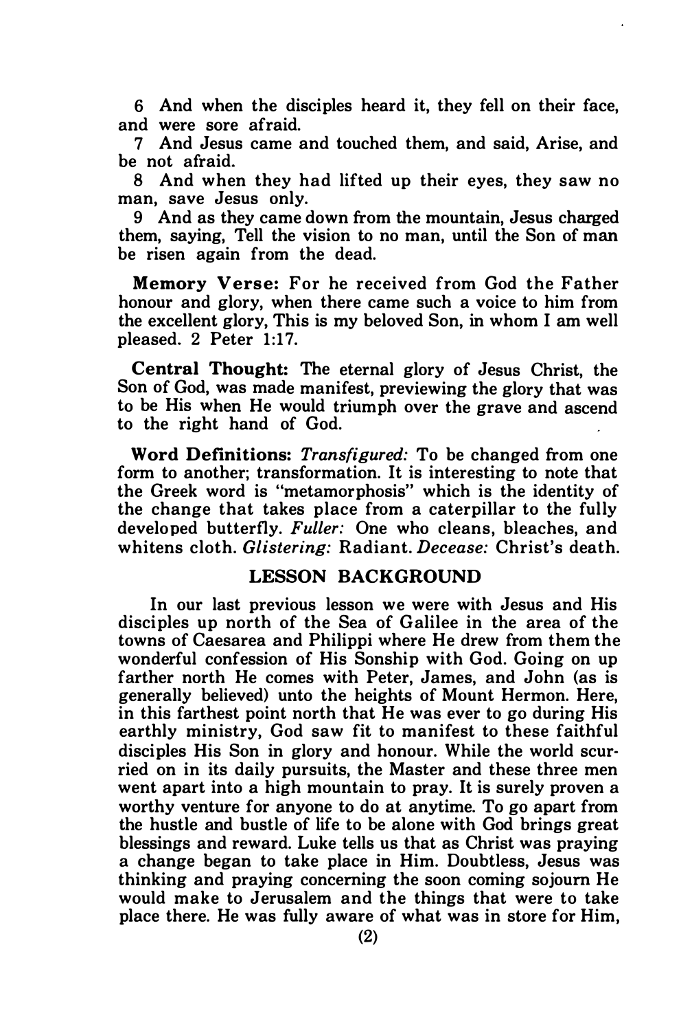6 And when the disciples heard it, they fell on their face, and were sore afraid.

7 And Jesus came and touched them, and said, Arise, and be not afraid.

8 And when they had lifted up their eyes, they saw no man, save Jesus only.

9 And as they came down from the mountain, Jesus charged them, saying, Tell the vision to no man, until the Son of man be risen again from the dead.

**Memory Verse:** For he received from God the Father honour and glory, when there came such a voice to him from the excellent glory, This is my beloved Son, in whom I am well pleased. 2 Peter 1:17.

**Central Thought:** The eternal glory of Jesus Christ, the Son of God, was made manifest, previewing the glory that was to be His when He would triumph over the grave and ascend to the right hand of God.

**Word Definitions:** *Transfigured:* To be changed from one form to another; transformation. It is interesting to note that the Greek word is "metamorphosis" which is the identity of the change that takes place from a caterpillar to the fully developed butterfly. *Fuller:* One who cleans, bleaches, and whitens cloth. *Glistering:* Radiant. *Decease:* Christ's death.

## LESSON BACKGROUND

In our last previous lesson we were with Jesus and His disciples up north of the Sea of Galilee in the area of the towns of Caesarea and Philippi where He drew from them the wonderful confession of His Sonship with God. Going on up farther north He comes with Peter, James, and John (as is generally believed) unto the heights of Mount Hermon. Here, in this farthest point north that He was ever to go during His earthly ministry, God saw fit to manifest to these faithful disciples His Son in glory and honour. While the world scurried on in its daily pursuits, the Master and these three men went apart into a high mountain to pray. It is surely proven a worthy venture for anyone to do at anytime. To go apart from the hustle and bustle of life to be alone with God brings great blessings and reward. Luke tells us that as Christ was praying a change began to take place in Him. Doubtless, Jesus was thinking and praying concerning the soon coming sojourn He would make to Jerusalem and the things that were to take place there. He was fully aware of what was in store for Him,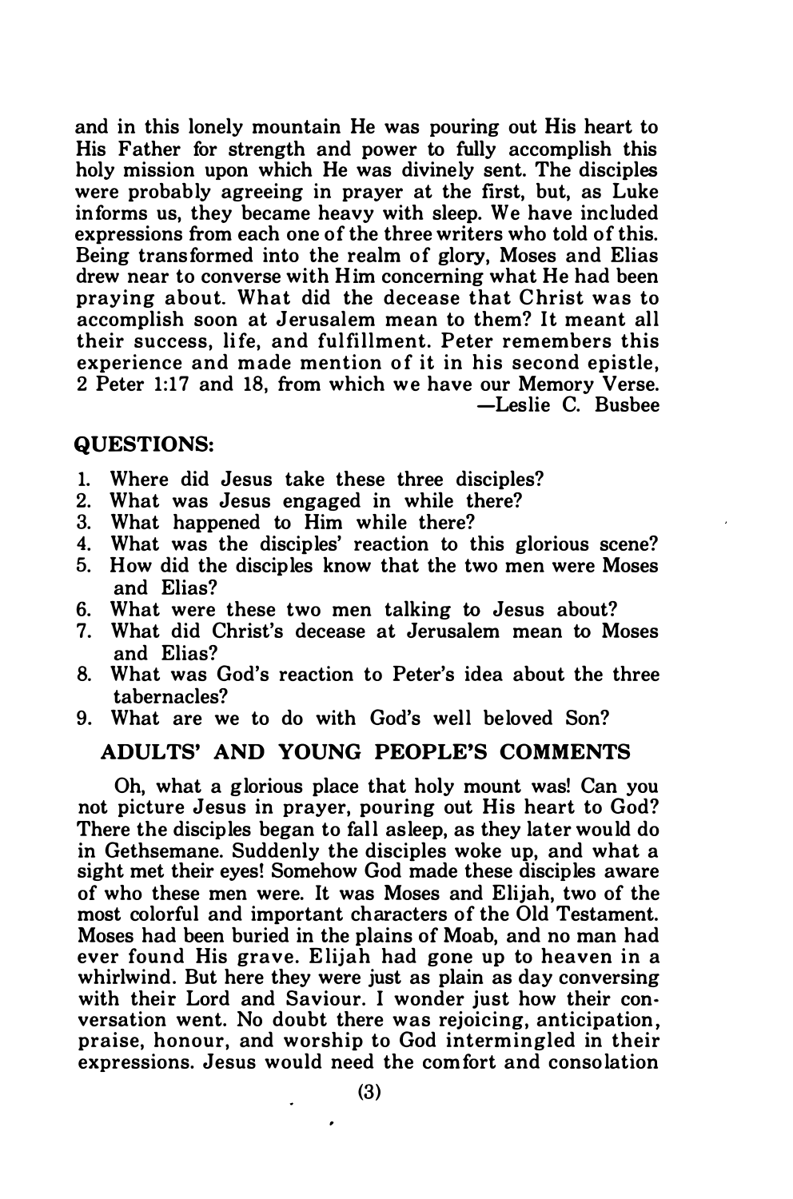and in this lonely mountain He was pouring out His heart to His Father for strength and power to fully accomplish this holy mission upon which He was divinely sent. The disciples were probably agreeing in prayer at the first, but, as Luke informs us, they became heavy with sleep. We have included expressions from each one of the three writers who told of this. Being transformed into the realm of glory, Moses and Elias drew near to converse with Him concerning what He had been praying about. What did the decease that Christ was to accomplish soon at Jerusalem mean to them? It meant all their success, life, and fulfillment. Peter remembers this experience and made mention of it in his second epistle, 2 Peter 1:17 and 18, from which we have our Memory Verse.

—Leslie C. Busbee

## QUESTIONS:

1. Where did Jesus take these three disciples?
2. What was Jesus engaged in while there?
3. What happened to Him while there?
4. What was the disciples' reaction to this glorious scene?
5. How did the disciples know that the two men were Moses and Elias?
6. What were these two men talking to Jesus about?
7. What did Christ's decease at Jerusalem mean to Moses and Elias?
8. What was God's reaction to Peter's idea about the three tabernacles?
9. What are we to do with God's well beloved Son?

## ADULTS' AND YOUNG PEOPLE'S COMMENTS

Oh, what a glorious place that holy mount was! Can you not picture Jesus in prayer, pouring out His heart to God? There the disciples began to fall asleep, as they later would do in Gethsemane. Suddenly the disciples woke up, and what a sight met their eyes! Somehow God made these disciples aware of who these men were. It was Moses and Elijah, two of the most colorful and important characters of the Old Testament. Moses had been buried in the plains of Moab, and no man had ever found His grave. Elijah had gone up to heaven in a whirlwind. But here they were just as plain as day conversing with their Lord and Saviour. I wonder just how their conversation went. No doubt there was rejoicing, anticipation, praise, honour, and worship to God intermingled in their expressions. Jesus would need the comfort and consolation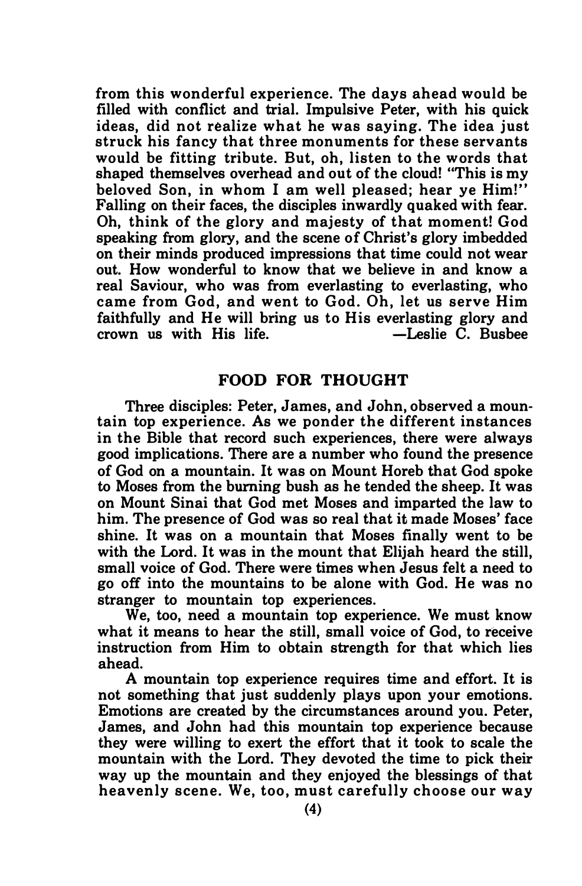from this wonderful experience. The days ahead would be filled with conflict and trial. Impulsive Peter, with his quick ideas, did not realize what he was saying. The idea just struck his fancy that three monuments for these servants would be fitting tribute. But, oh, listen to the words that shaped themselves overhead and out of the cloud! "This is my beloved Son, in whom I am well pleased; hear ye Him!" Falling on their faces, the disciples inwardly quaked with fear. Oh, think of the glory and majesty of that moment! God speaking from glory, and the scene of Christ's glory imbedded on their minds produced impressions that time could not wear out. How wonderful to know that we believe in and know a real Saviour, who was from everlasting to everlasting, who came from God, and went to God. Oh, let us serve Him faithfully and He will bring us to His everlasting glory and crown us with His life. —Leslie C. Busbee

## FOOD FOR THOUGHT

Three disciples: Peter, James, and John, observed a mountain top experience. As we ponder the different instances in the Bible that record such experiences, there were always good implications. There are a number who found the presence of God on a mountain. It was on Mount Horeb that God spoke to Moses from the burning bush as he tended the sheep. It was on Mount Sinai that God met Moses and imparted the law to him. The presence of God was so real that it made Moses' face shine. It was on a mountain that Moses finally went to be with the Lord. It was in the mount that Elijah heard the still, small voice of God. There were times when Jesus felt a need to go off into the mountains to be alone with God. He was no stranger to mountain top experiences.

We, too, need a mountain top experience. We must know what it means to hear the still, small voice of God, to receive instruction from Him to obtain strength for that which lies ahead.

A mountain top experience requires time and effort. It is not something that just suddenly plays upon your emotions. Emotions are created by the circumstances around you. Peter, James, and John had this mountain top experience because they were willing to exert the effort that it took to scale the mountain with the Lord. They devoted the time to pick their way up the mountain and they enjoyed the blessings of that heavenly scene. We, too, must carefully choose our way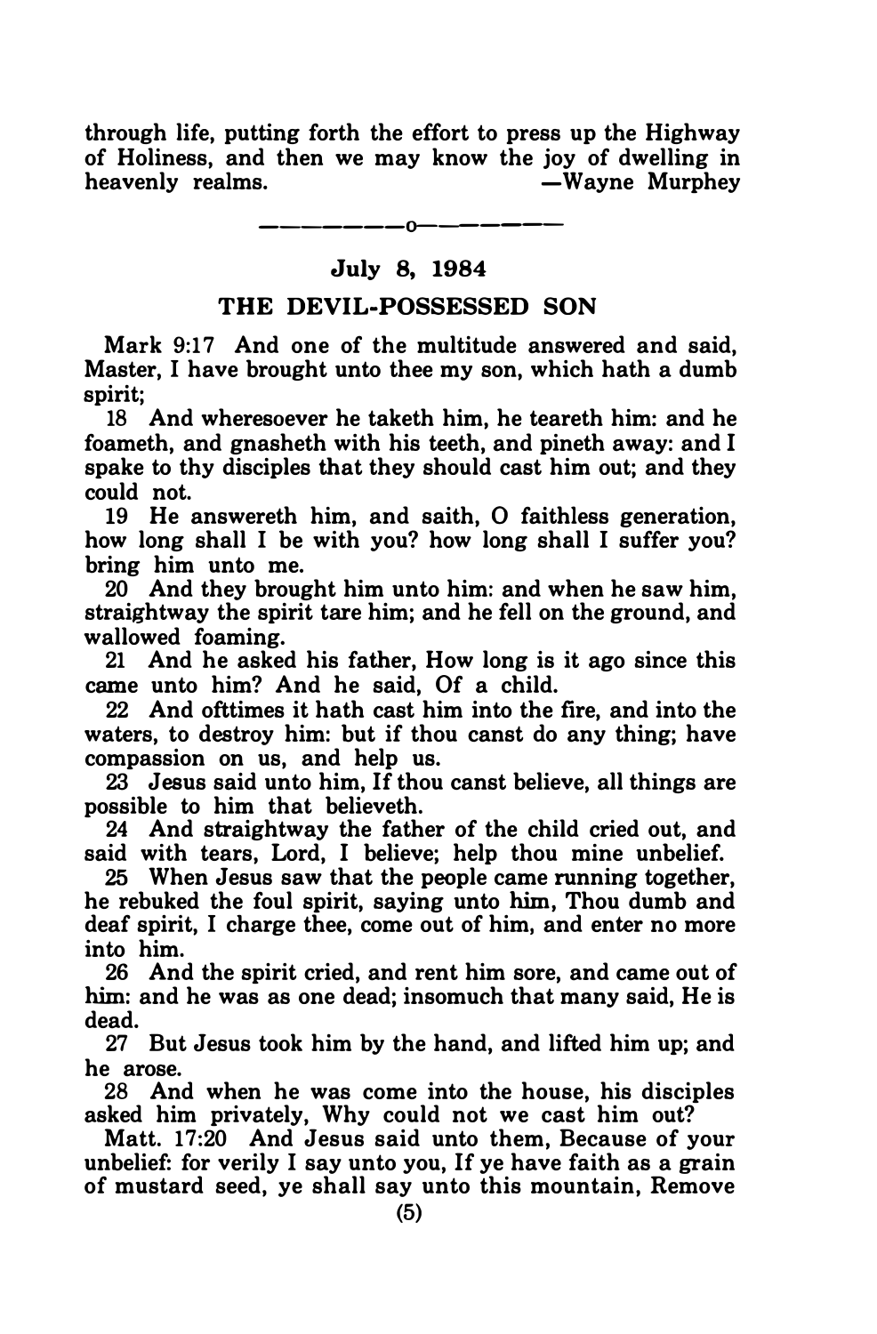through life, putting forth the effort to press up the Highway of Holiness, and then we may know the joy of dwelling in heavenly realms. —Wayne Murphey

———————o———————

## July 8, 1984

## THE DEVIL-POSSESSED SON

Mark 9:17 And one of the multitude answered and said, Master, I have brought unto thee my son, which hath a dumb spirit;

18 And wheresoever he taketh him, he teareth him: and he foameth, and gnasheth with his teeth, and pineth away: and I spake to thy disciples that they should cast him out; and they could not.

19 He answereth him, and saith, O faithless generation, how long shall I be with you? how long shall I suffer you? bring him unto me.

20 And they brought him unto him: and when he saw him, straightway the spirit tare him; and he fell on the ground, and wallowed foaming.

21 And he asked his father, How long is it ago since this came unto him? And he said, Of a child.

22 And ofttimes it hath cast him into the fire, and into the waters, to destroy him: but if thou canst do any thing; have compassion on us, and help us.

23 Jesus said unto him, If thou canst believe, all things are possible to him that believeth.

24 And straightway the father of the child cried out, and said with tears, Lord, I believe; help thou mine unbelief.

25 When Jesus saw that the people came running together, he rebuked the foul spirit, saying unto him, Thou dumb and deaf spirit, I charge thee, come out of him, and enter no more into him.

26 And the spirit cried, and rent him sore, and came out of him: and he was as one dead; insomuch that many said, He is dead.

27 But Jesus took him by the hand, and lifted him up; and he arose.

28 And when he was come into the house, his disciples asked him privately, Why could not we cast him out?

Matt. 17:20 And Jesus said unto them, Because of your unbelief: for verily I say unto you, If ye have faith as a grain of mustard seed, ye shall say unto this mountain, Remove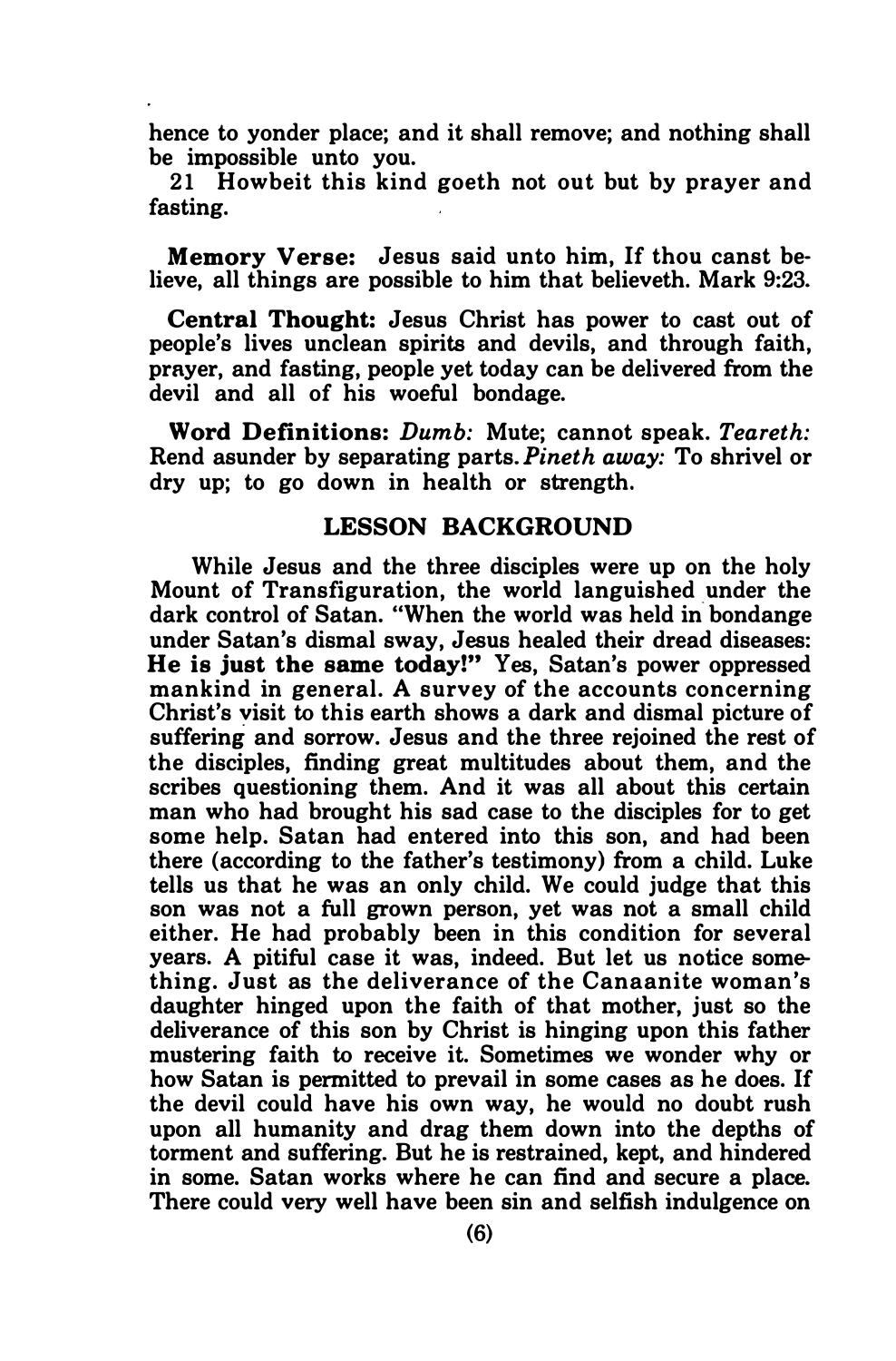hence to yonder place; and it shall remove; and nothing shall be impossible unto you.

21 Howbeit this kind goeth not out but by prayer and fasting.

**Memory Verse:** Jesus said unto him, If thou canst believe, all things are possible to him that believeth. Mark 9:23.

**Central Thought:** Jesus Christ has power to cast out of people's lives unclean spirits and devils, and through faith, prayer, and fasting, people yet today can be delivered from the devil and all of his woeful bondage.

**Word Definitions:** *Dumb:* Mute; cannot speak. *Teareth:* Rend asunder by separating parts. *Pineth away:* To shrivel or dry up; to go down in health or strength.

## LESSON BACKGROUND

While Jesus and the three disciples were up on the holy Mount of Transfiguration, the world languished under the dark control of Satan. "When the world was held in bondange under Satan's dismal sway, Jesus healed their dread diseases: **He is just the same today!"** Yes, Satan's power oppressed mankind in general. A survey of the accounts concerning Christ's visit to this earth shows a dark and dismal picture of suffering and sorrow. Jesus and the three rejoined the rest of the disciples, finding great multitudes about them, and the scribes questioning them. And it was all about this certain man who had brought his sad case to the disciples for to get some help. Satan had entered into this son, and had been there (according to the father's testimony) from a child. Luke tells us that he was an only child. We could judge that this son was not a full grown person, yet was not a small child either. He had probably been in this condition for several years. A pitiful case it was, indeed. But let us notice something. Just as the deliverance of the Canaanite woman's daughter hinged upon the faith of that mother, just so the deliverance of this son by Christ is hinging upon this father mustering faith to receive it. Sometimes we wonder why or how Satan is permitted to prevail in some cases as he does. If the devil could have his own way, he would no doubt rush upon all humanity and drag them down into the depths of torment and suffering. But he is restrained, kept, and hindered in some. Satan works where he can find and secure a place. There could very well have been sin and selfish indulgence on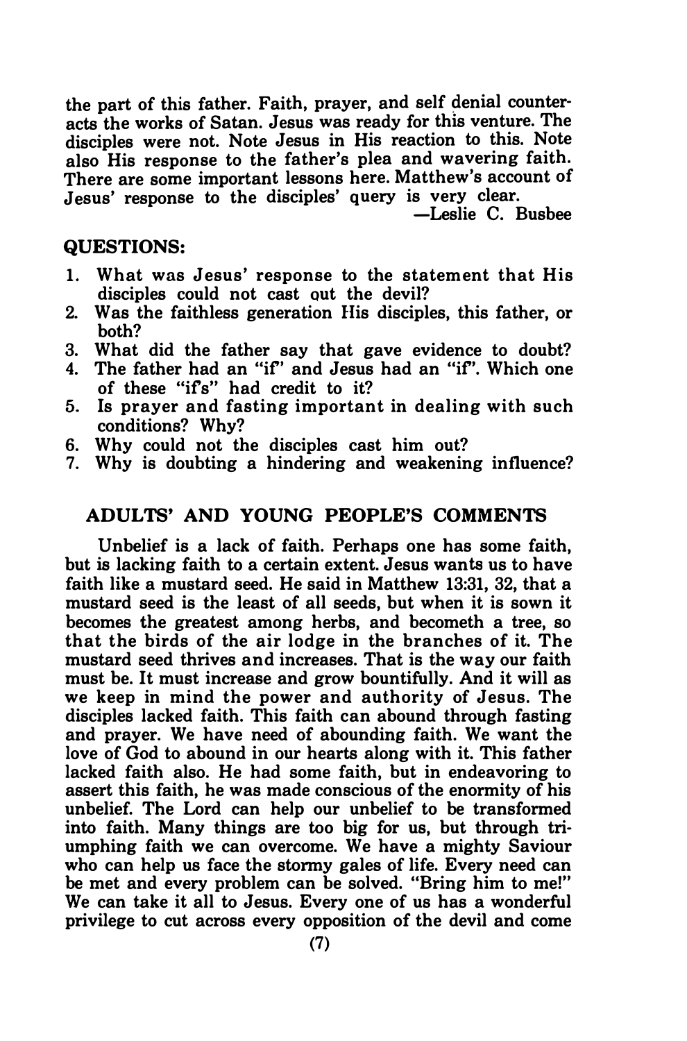the part of this father. Faith, prayer, and self denial counteracts the works of Satan. Jesus was ready for this venture. The disciples were not. Note Jesus in His reaction to this. Note also His response to the father's plea and wavering faith. There are some important lessons here. Matthew's account of Jesus' response to the disciples' query is very clear.

—Leslie C. Busbee

**QUESTIONS:**

1. What was Jesus' response to the statement that His disciples could not cast out the devil?
2. Was the faithless generation His disciples, this father, or both?
3. What did the father say that gave evidence to doubt?
4. The father had an "if" and Jesus had an "if". Which one of these "if's" had credit to it?
5. Is prayer and fasting important in dealing with such conditions? Why?
6. Why could not the disciples cast him out?
7. Why is doubting a hindering and weakening influence?

## ADULTS' AND YOUNG PEOPLE'S COMMENTS

Unbelief is a lack of faith. Perhaps one has some faith, but is lacking faith to a certain extent. Jesus wants us to have faith like a mustard seed. He said in Matthew 13:31, 32, that a mustard seed is the least of all seeds, but when it is sown it becomes the greatest among herbs, and becometh a tree, so that the birds of the air lodge in the branches of it. The mustard seed thrives and increases. That is the way our faith must be. It must increase and grow bountifully. And it will as we keep in mind the power and authority of Jesus. The disciples lacked faith. This faith can abound through fasting and prayer. We have need of abounding faith. We want the love of God to abound in our hearts along with it. This father lacked faith also. He had some faith, but in endeavoring to assert this faith, he was made conscious of the enormity of his unbelief. The Lord can help our unbelief to be transformed into faith. Many things are too big for us, but through triumphing faith we can overcome. We have a mighty Saviour who can help us face the stormy gales of life. Every need can be met and every problem can be solved. "Bring him to me!" We can take it all to Jesus. Every one of us has a wonderful privilege to cut across every opposition of the devil and come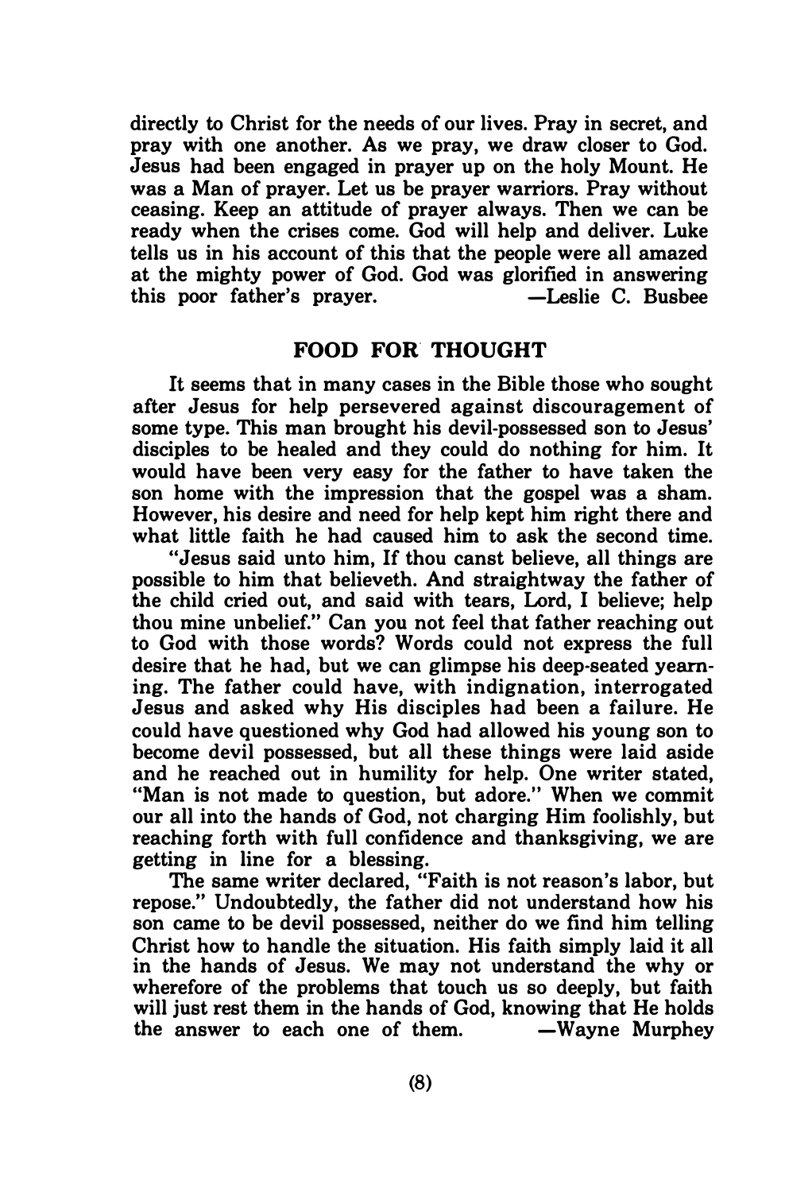directly to Christ for the needs of our lives. Pray in secret, and pray with one another. As we pray, we draw closer to God. Jesus had been engaged in prayer up on the holy Mount. He was a Man of prayer. Let us be prayer warriors. Pray without ceasing. Keep an attitude of prayer always. Then we can be ready when the crises come. God will help and deliver. Luke tells us in his account of this that the people were all amazed at the mighty power of God. God was glorified in answering this poor father's prayer. —Leslie C. Busbee

## FOOD FOR THOUGHT

It seems that in many cases in the Bible those who sought after Jesus for help persevered against discouragement of some type. This man brought his devil-possessed son to Jesus' disciples to be healed and they could do nothing for him. It would have been very easy for the father to have taken the son home with the impression that the gospel was a sham. However, his desire and need for help kept him right there and what little faith he had caused him to ask the second time.

"Jesus said unto him, If thou canst believe, all things are possible to him that believeth. And straightway the father of the child cried out, and said with tears, Lord, I believe; help thou mine unbelief." Can you not feel that father reaching out to God with those words? Words could not express the full desire that he had, but we can glimpse his deep-seated yearning. The father could have, with indignation, interrogated Jesus and asked why His disciples had been a failure. He could have questioned why God had allowed his young son to become devil possessed, but all these things were laid aside and he reached out in humility for help. One writer stated, "Man is not made to question, but adore." When we commit our all into the hands of God, not charging Him foolishly, but reaching forth with full confidence and thanksgiving, we are getting in line for a blessing.

The same writer declared, "Faith is not reason's labor, but repose." Undoubtedly, the father did not understand how his son came to be devil possessed, neither do we find him telling Christ how to handle the situation. His faith simply laid it all in the hands of Jesus. We may not understand the why or wherefore of the problems that touch us so deeply, but faith will just rest them in the hands of God, knowing that He holds the answer to each one of them. —Wayne Murphey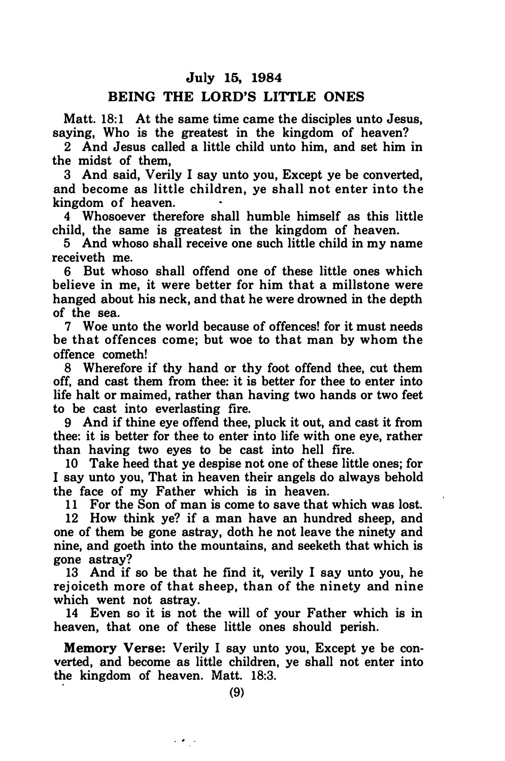## July 15, 1984

## BEING THE LORD'S LITTLE ONES

Matt. 18:1 At the same time came the disciples unto Jesus, saying, Who is the greatest in the kingdom of heaven?

2 And Jesus called a little child unto him, and set him in the midst of them,

3 And said, Verily I say unto you, Except ye be converted, and become as little children, ye shall not enter into the kingdom of heaven.

4 Whosoever therefore shall humble himself as this little child, the same is greatest in the kingdom of heaven.

5 And whoso shall receive one such little child in my name receiveth me.

6 But whoso shall offend one of these little ones which believe in me, it were better for him that a millstone were hanged about his neck, and that he were drowned in the depth of the sea.

7 Woe unto the world because of offences! for it must needs be that offences come; but woe to that man by whom the offence cometh!

8 Wherefore if thy hand or thy foot offend thee, cut them off, and cast them from thee: it is better for thee to enter into life halt or maimed, rather than having two hands or two feet to be cast into everlasting fire.

9 And if thine eye offend thee, pluck it out, and cast it from thee: it is better for thee to enter into life with one eye, rather than having two eyes to be cast into hell fire.

10 Take heed that ye despise not one of these little ones; for I say unto you, That in heaven their angels do always behold the face of my Father which is in heaven.

11 For the Son of man is come to save that which was lost.

12 How think ye? if a man have an hundred sheep, and one of them be gone astray, doth he not leave the ninety and nine, and goeth into the mountains, and seeketh that which is gone astray?

13 And if so be that he find it, verily I say unto you, he rejoiceth more of that sheep, than of the ninety and nine which went not astray.

14 Even so it is not the will of your Father which is in heaven, that one of these little ones should perish.

**Memory Verse:** Verily I say unto you, Except ye be converted, and become as little children, ye shall not enter into the kingdom of heaven. Matt. 18:3.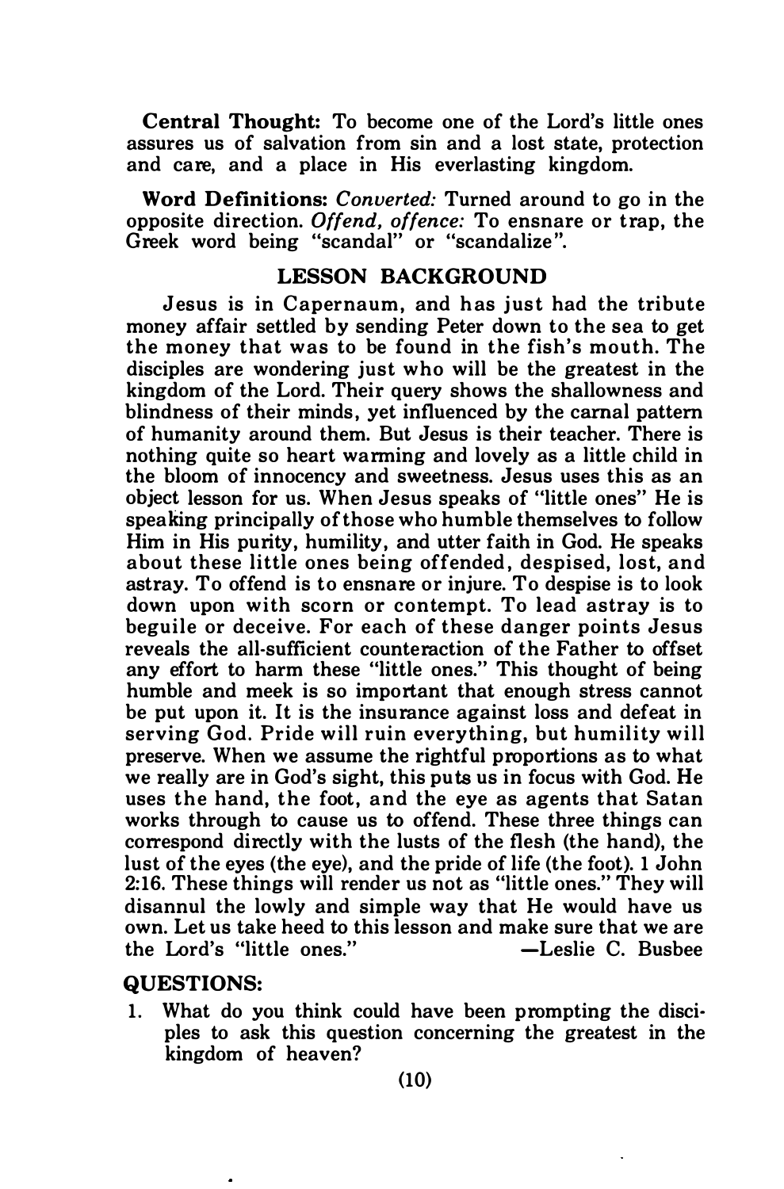**Central Thought:** To become one of the Lord's little ones assures us of salvation from sin and a lost state, protection and care, and a place in His everlasting kingdom.

**Word Definitions:** *Converted:* Turned around to go in the opposite direction. *Offend, offence:* To ensnare or trap, the Greek word being "scandal" or "scandalize".

## LESSON BACKGROUND

Jesus is in Capernaum, and has just had the tribute money affair settled by sending Peter down to the sea to get the money that was to be found in the fish's mouth. The disciples are wondering just who will be the greatest in the kingdom of the Lord. Their query shows the shallowness and blindness of their minds, yet influenced by the carnal pattern of humanity around them. But Jesus is their teacher. There is nothing quite so heart warming and lovely as a little child in the bloom of innocency and sweetness. Jesus uses this as an object lesson for us. When Jesus speaks of "little ones" He is speaking principally of those who humble themselves to follow Him in His purity, humility, and utter faith in God. He speaks about these little ones being offended, despised, lost, and astray. To offend is to ensnare or injure. To despise is to look down upon with scorn or contempt. To lead astray is to beguile or deceive. For each of these danger points Jesus reveals the all-sufficient counteraction of the Father to offset any effort to harm these "little ones." This thought of being humble and meek is so important that enough stress cannot be put upon it. It is the insurance against loss and defeat in serving God. Pride will ruin everything, but humility will preserve. When we assume the rightful proportions as to what we really are in God's sight, this puts us in focus with God. He uses the hand, the foot, and the eye as agents that Satan works through to cause us to offend. These three things can correspond directly with the lusts of the flesh (the hand), the lust of the eyes (the eye), and the pride of life (the foot). 1 John 2:16. These things will render us not as "little ones." They will disannul the lowly and simple way that He would have us own. Let us take heed to this lesson and make sure that we are the Lord's "little ones." —Leslie C. Busbee

**QUESTIONS:**

1. What do you think could have been prompting the disciples to ask this question concerning the greatest in the kingdom of heaven?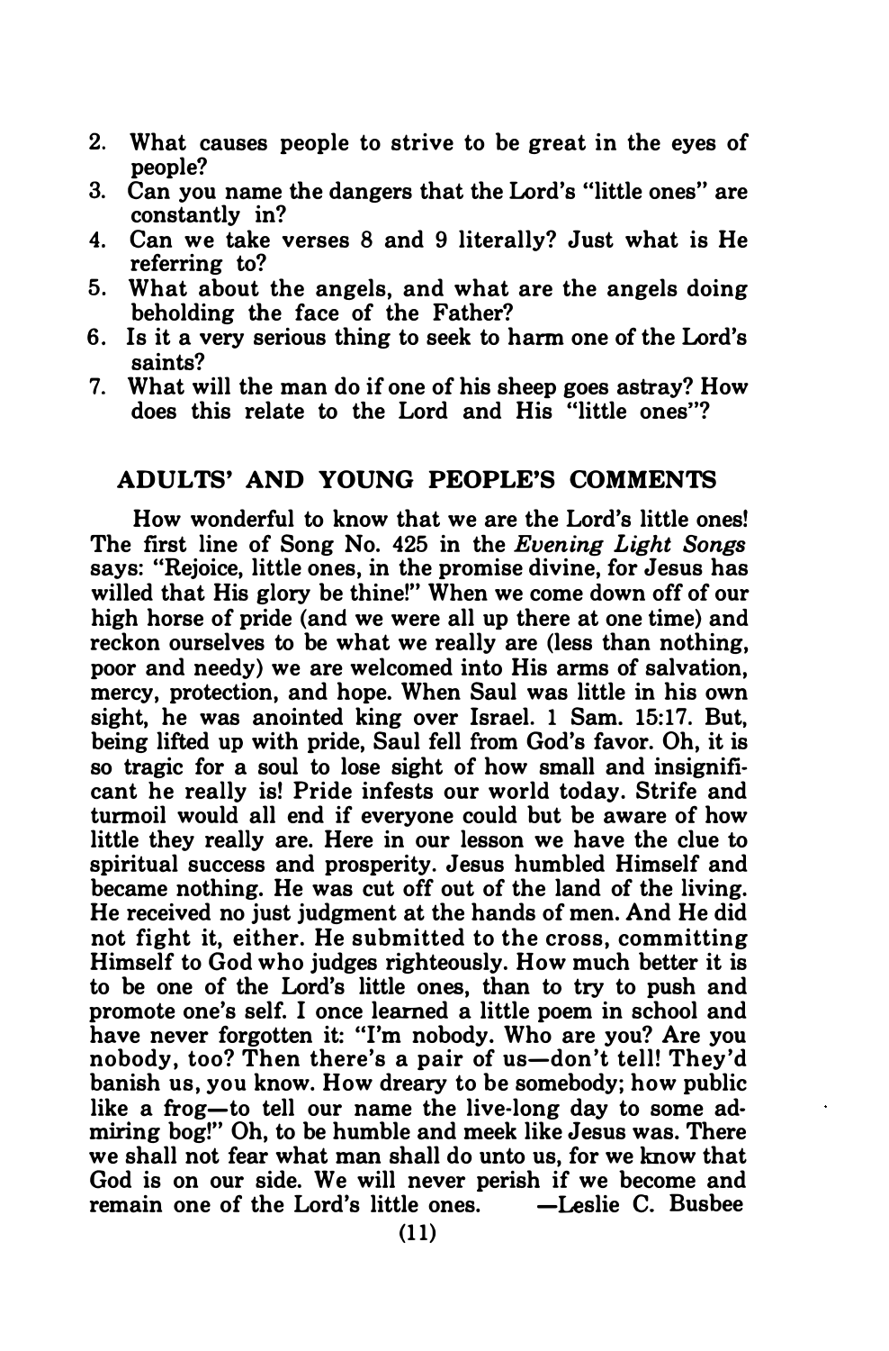2. What causes people to strive to be great in the eyes of people?
3. Can you name the dangers that the Lord's "little ones" are constantly in?
4. Can we take verses 8 and 9 literally? Just what is He referring to?
5. What about the angels, and what are the angels doing beholding the face of the Father?
6. Is it a very serious thing to seek to harm one of the Lord's saints?
7. What will the man do if one of his sheep goes astray? How does this relate to the Lord and His "little ones"?

## ADULTS' AND YOUNG PEOPLE'S COMMENTS

How wonderful to know that we are the Lord's little ones! The first line of Song No. 425 in the *Evening Light Songs* says: "Rejoice, little ones, in the promise divine, for Jesus has willed that His glory be thine!" When we come down off of our high horse of pride (and we were all up there at one time) and reckon ourselves to be what we really are (less than nothing, poor and needy) we are welcomed into His arms of salvation, mercy, protection, and hope. When Saul was little in his own sight, he was anointed king over Israel. 1 Sam. 15:17. But, being lifted up with pride, Saul fell from God's favor. Oh, it is so tragic for a soul to lose sight of how small and insignificant he really is! Pride infests our world today. Strife and turmoil would all end if everyone could but be aware of how little they really are. Here in our lesson we have the clue to spiritual success and prosperity. Jesus humbled Himself and became nothing. He was cut off out of the land of the living. He received no just judgment at the hands of men. And He did not fight it, either. He submitted to the cross, committing Himself to God who judges righteously. How much better it is to be one of the Lord's little ones, than to try to push and promote one's self. I once learned a little poem in school and have never forgotten it: "I'm nobody. Who are you? Are you nobody, too? Then there's a pair of us—don't tell! They'd banish us, you know. How dreary to be somebody; how public like a frog—to tell our name the live-long day to some admiring bog!" Oh, to be humble and meek like Jesus was. There we shall not fear what man shall do unto us, for we know that God is on our side. We will never perish if we become and remain one of the Lord's little ones. —Leslie C. Busbee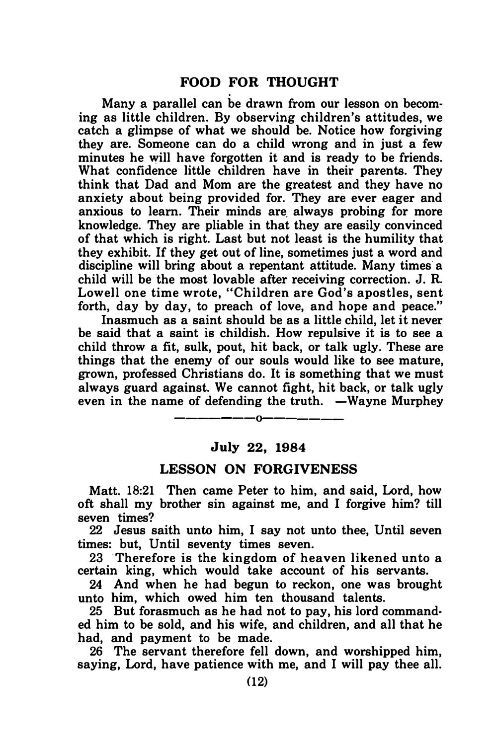## FOOD FOR THOUGHT

Many a parallel can be drawn from our lesson on becoming as little children. By observing children's attitudes, we catch a glimpse of what we should be. Notice how forgiving they are. Someone can do a child wrong and in just a few minutes he will have forgotten it and is ready to be friends. What confidence little children have in their parents. They think that Dad and Mom are the greatest and they have no anxiety about being provided for. They are ever eager and anxious to learn. Their minds are always probing for more knowledge. They are pliable in that they are easily convinced of that which is right. Last but not least is the humility that they exhibit. If they get out of line, sometimes just a word and discipline will bring about a repentant attitude. Many times a child will be the most lovable after receiving correction. J. R. Lowell one time wrote, "Children are God's apostles, sent forth, day by day, to preach of love, and hope and peace."

Inasmuch as a saint should be as a little child, let it never be said that a saint is childish. How repulsive it is to see a child throw a fit, sulk, pout, hit back, or talk ugly. These are things that the enemy of our souls would like to see mature, grown, professed Christians do. It is something that we must always guard against. We cannot fight, hit back, or talk ugly even in the name of defending the truth. —Wayne Murphey

---

### July 22, 1984

## LESSON ON FORGIVENESS

Matt. 18:21 Then came Peter to him, and said, Lord, how oft shall my brother sin against me, and I forgive him? till seven times?

22 Jesus saith unto him, I say not unto thee, Until seven times: but, Until seventy times seven.

23 Therefore is the kingdom of heaven likened unto a certain king, which would take account of his servants.

24 And when he had begun to reckon, one was brought unto him, which owed him ten thousand talents.

25 But forasmuch as he had not to pay, his lord commanded him to be sold, and his wife, and children, and all that he had, and payment to be made.

26 The servant therefore fell down, and worshipped him, saying, Lord, have patience with me, and I will pay thee all.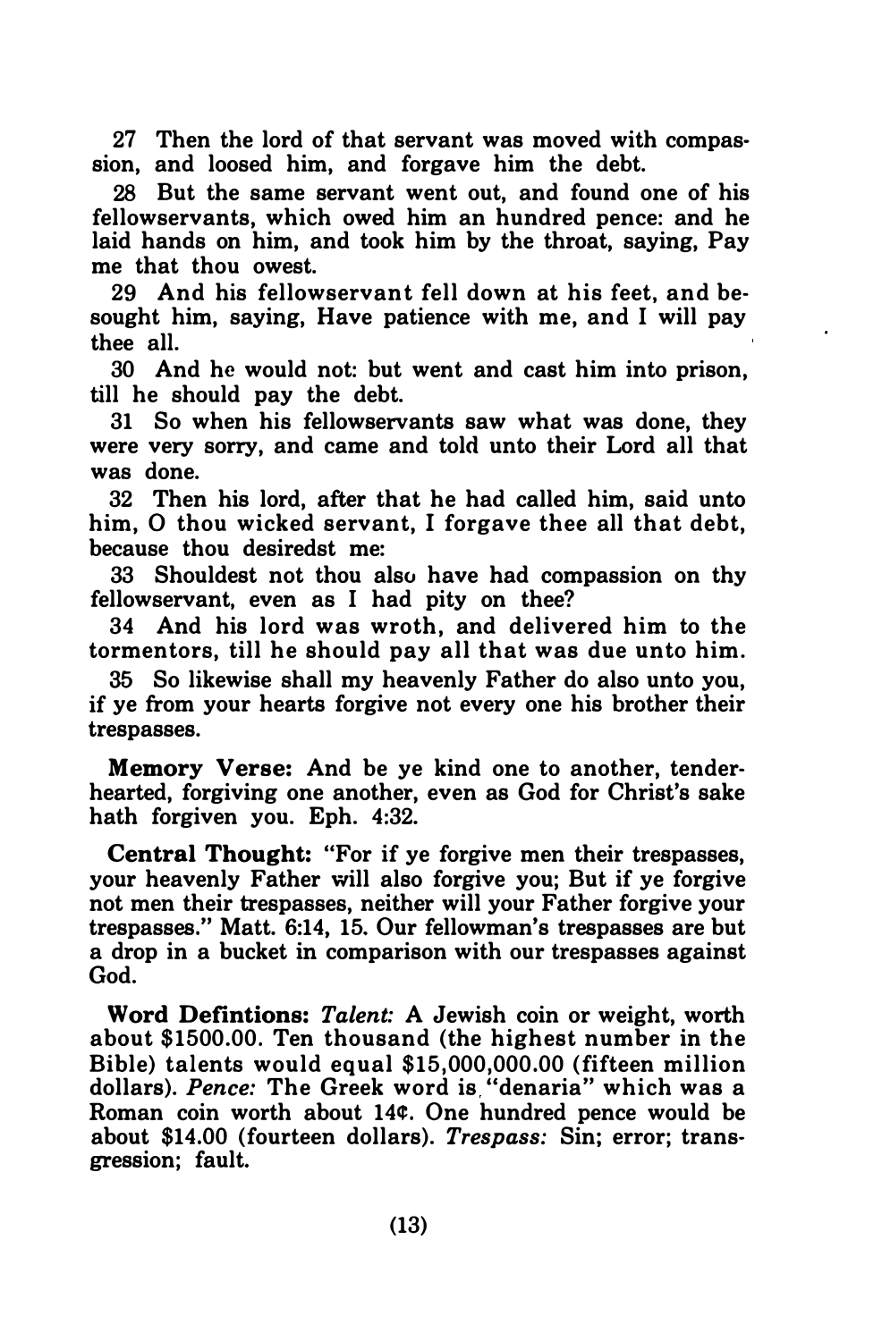27 Then the lord of that servant was moved with compassion, and loosed him, and forgave him the debt.

28 But the same servant went out, and found one of his fellowservants, which owed him an hundred pence: and he laid hands on him, and took him by the throat, saying, Pay me that thou owest.

29 And his fellowservant fell down at his feet, and besought him, saying, Have patience with me, and I will pay thee all.

30 And he would not: but went and cast him into prison, till he should pay the debt.

31 So when his fellowservants saw what was done, they were very sorry, and came and told unto their Lord all that was done.

32 Then his lord, after that he had called him, said unto him, O thou wicked servant, I forgave thee all that debt, because thou desiredst me:

33 Shouldest not thou also have had compassion on thy fellowservant, even as I had pity on thee?

34 And his lord was wroth, and delivered him to the tormentors, till he should pay all that was due unto him.

35 So likewise shall my heavenly Father do also unto you, if ye from your hearts forgive not every one his brother their trespasses.

**Memory Verse:** And be ye kind one to another, tenderhearted, forgiving one another, even as God for Christ's sake hath forgiven you. Eph. 4:32.

**Central Thought:** "For if ye forgive men their trespasses, your heavenly Father will also forgive you; But if ye forgive not men their trespasses, neither will your Father forgive your trespasses." Matt. 6:14, 15. Our fellowman's trespasses are but a drop in a bucket in comparison with our trespasses against God.

**Word Defintions:** *Talent:* A Jewish coin or weight, worth about $1500.00. Ten thousand (the highest number in the Bible) talents would equal $15,000,000.00 (fifteen million dollars). *Pence:* The Greek word is "denaria" which was a Roman coin worth about 14¢. One hundred pence would be about $14.00 (fourteen dollars). *Trespass:* Sin; error; transgression; fault.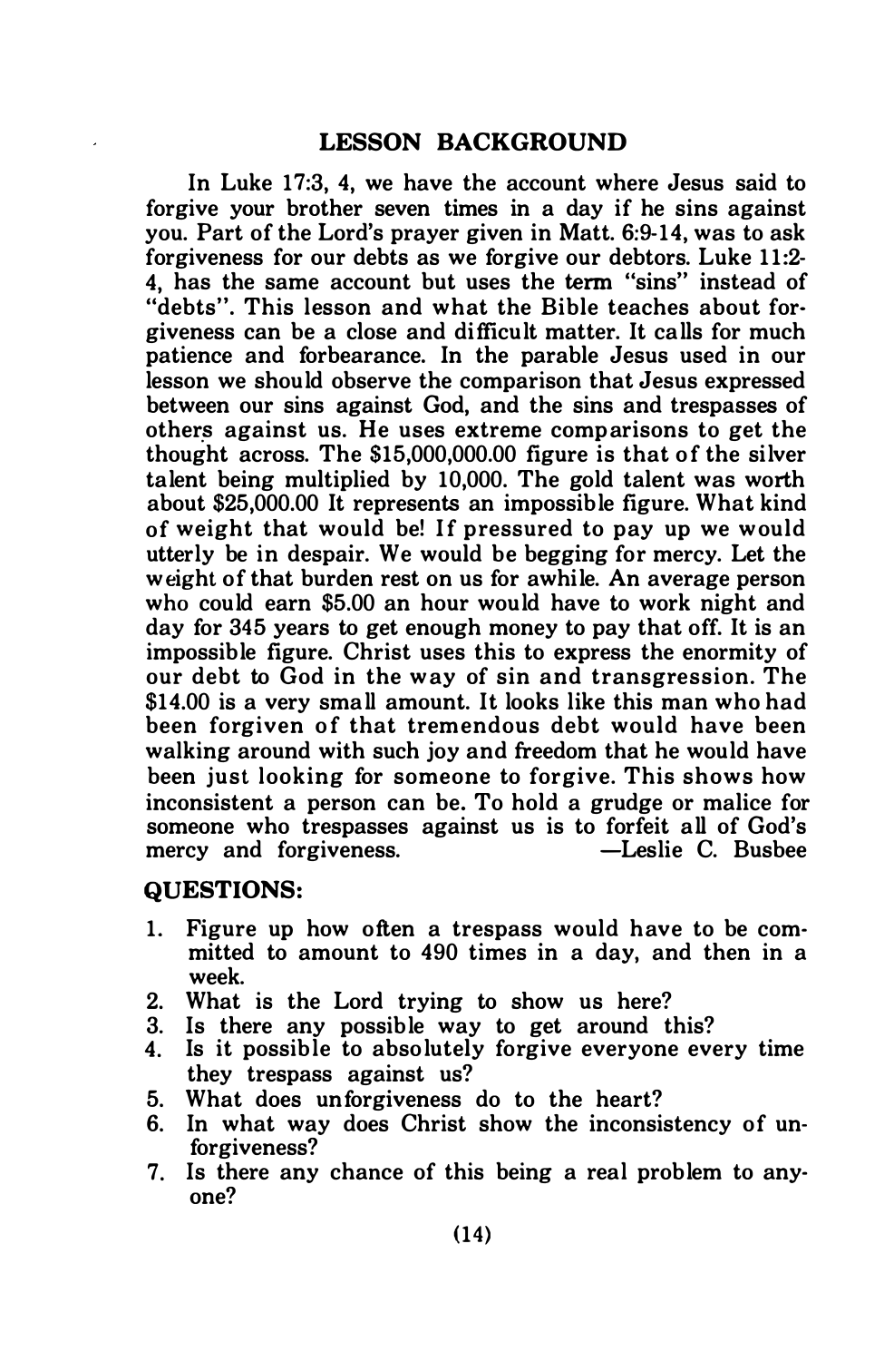## LESSON BACKGROUND

In Luke 17:3, 4, we have the account where Jesus said to forgive your brother seven times in a day if he sins against you. Part of the Lord's prayer given in Matt. 6:9-14, was to ask forgiveness for our debts as we forgive our debtors. Luke 11:2-4, has the same account but uses the term "sins" instead of "debts". This lesson and what the Bible teaches about forgiveness can be a close and difficult matter. It calls for much patience and forbearance. In the parable Jesus used in our lesson we should observe the comparison that Jesus expressed between our sins against God, and the sins and trespasses of others against us. He uses extreme comparisons to get the thought across. The $15,000,000.00 figure is that of the silver talent being multiplied by 10,000. The gold talent was worth about $25,000.00 It represents an impossible figure. What kind of weight that would be! If pressured to pay up we would utterly be in despair. We would be begging for mercy. Let the weight of that burden rest on us for awhile. An average person who could earn $5.00 an hour would have to work night and day for 345 years to get enough money to pay that off. It is an impossible figure. Christ uses this to express the enormity of our debt to God in the way of sin and transgression. The $14.00 is a very small amount. It looks like this man who had been forgiven of that tremendous debt would have been walking around with such joy and freedom that he would have been just looking for someone to forgive. This shows how inconsistent a person can be. To hold a grudge or malice for someone who trespasses against us is to forfeit all of God's mercy and forgiveness. —Leslie C. Busbee

### QUESTIONS:

1. Figure up how often a trespass would have to be committed to amount to 490 times in a day, and then in a week.
2. What is the Lord trying to show us here?
3. Is there any possible way to get around this?
4. Is it possible to absolutely forgive everyone every time they trespass against us?
5. What does unforgiveness do to the heart?
6. In what way does Christ show the inconsistency of unforgiveness?
7. Is there any chance of this being a real problem to anyone?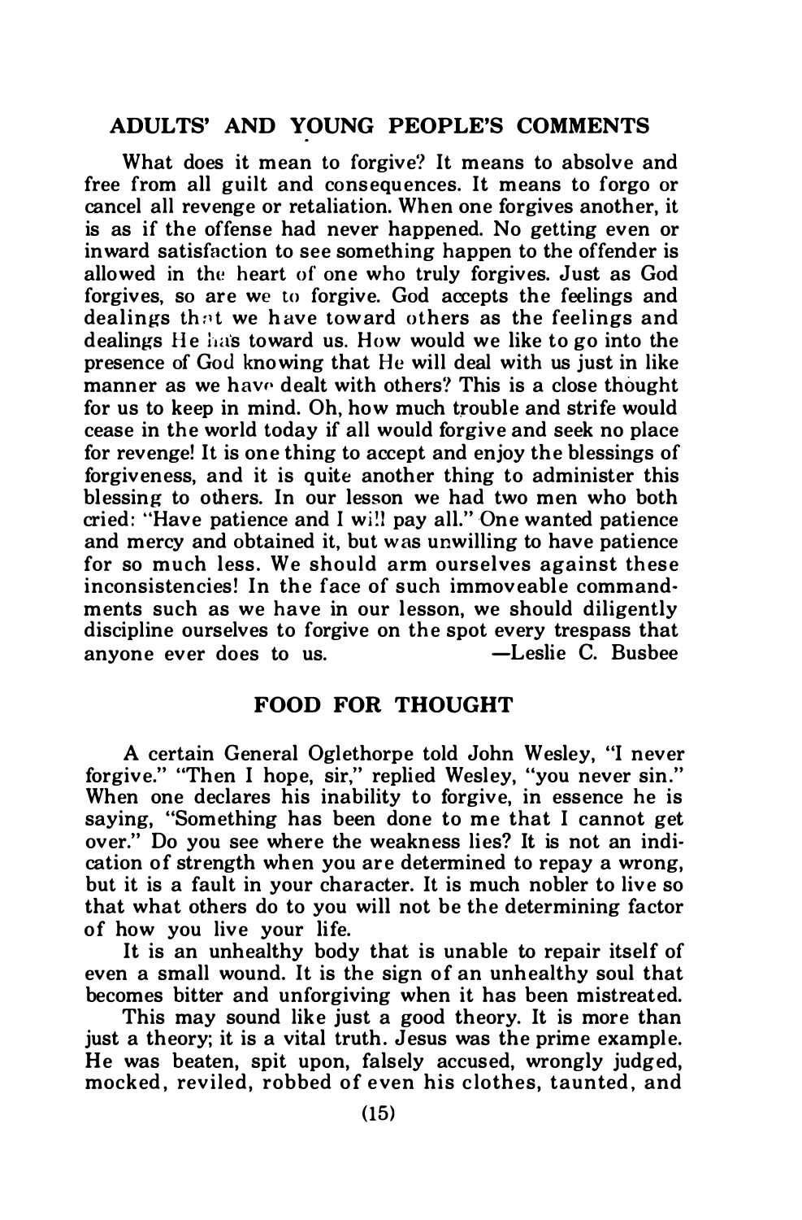## ADULTS' AND YOUNG PEOPLE'S COMMENTS

What does it mean to forgive? It means to absolve and free from all guilt and consequences. It means to forgo or cancel all revenge or retaliation. When one forgives another, it is as if the offense had never happened. No getting even or inward satisfaction to see something happen to the offender is allowed in the heart of one who truly forgives. Just as God forgives, so are we to forgive. God accepts the feelings and dealings that we have toward others as the feelings and dealings He has toward us. How would we like to go into the presence of God knowing that He will deal with us just in like manner as we have dealt with others? This is a close thought for us to keep in mind. Oh, how much trouble and strife would cease in the world today if all would forgive and seek no place for revenge! It is one thing to accept and enjoy the blessings of forgiveness, and it is quite another thing to administer this blessing to others. In our lesson we had two men who both cried: "Have patience and I will pay all." One wanted patience and mercy and obtained it, but was unwilling to have patience for so much less. We should arm ourselves against these inconsistencies! In the face of such immoveable commandments such as we have in our lesson, we should diligently discipline ourselves to forgive on the spot every trespass that anyone ever does to us. —Leslie C. Busbee

## FOOD FOR THOUGHT

A certain General Oglethorpe told John Wesley, "I never forgive." "Then I hope, sir," replied Wesley, "you never sin." When one declares his inability to forgive, in essence he is saying, "Something has been done to me that I cannot get over." Do you see where the weakness lies? It is not an indication of strength when you are determined to repay a wrong, but it is a fault in your character. It is much nobler to live so that what others do to you will not be the determining factor of how you live your life.

It is an unhealthy body that is unable to repair itself of even a small wound. It is the sign of an unhealthy soul that becomes bitter and unforgiving when it has been mistreated.

This may sound like just a good theory. It is more than just a theory; it is a vital truth. Jesus was the prime example. He was beaten, spit upon, falsely accused, wrongly judged, mocked, reviled, robbed of even his clothes, taunted, and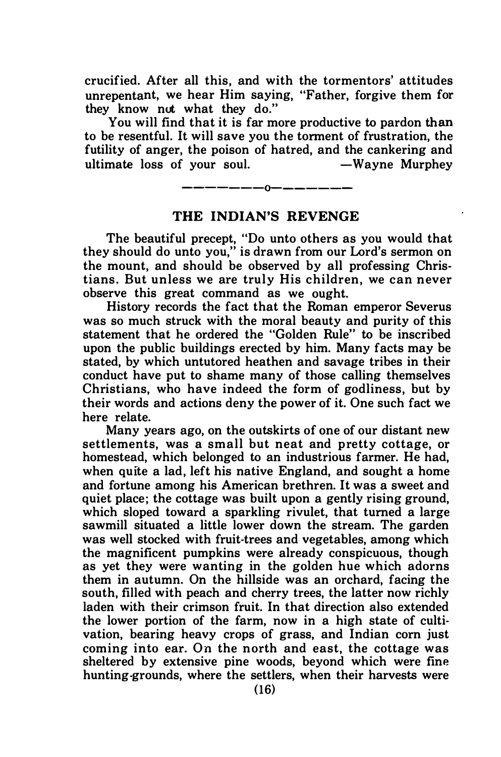crucified. After all this, and with the tormentors' attitudes unrepentant, we hear Him saying, "Father, forgive them for they know not what they do."

You will find that it is far more productive to pardon than to be resentful. It will save you the torment of frustration, the futility of anger, the poison of hatred, and the cankering and ultimate loss of your soul. —Wayne Murphey

---

## THE INDIAN'S REVENGE

The beautiful precept, "Do unto others as you would that they should do unto you," is drawn from our Lord's sermon on the mount, and should be observed by all professing Christians. But unless we are truly His children, we can never observe this great command as we ought.

History records the fact that the Roman emperor Severus was so much struck with the moral beauty and purity of this statement that he ordered the "Golden Rule" to be inscribed upon the public buildings erected by him. Many facts may be stated, by which untutored heathen and savage tribes in their conduct have put to shame many of those calling themselves Christians, who have indeed the form of godliness, but by their words and actions deny the power of it. One such fact we here relate.

Many years ago, on the outskirts of one of our distant new settlements, was a small but neat and pretty cottage, or homestead, which belonged to an industrious farmer. He had, when quite a lad, left his native England, and sought a home and fortune among his American brethren. It was a sweet and quiet place; the cottage was built upon a gently rising ground, which sloped toward a sparkling rivulet, that turned a large sawmill situated a little lower down the stream. The garden was well stocked with fruit-trees and vegetables, among which the magnificent pumpkins were already conspicuous, though as yet they were wanting in the golden hue which adorns them in autumn. On the hillside was an orchard, facing the south, filled with peach and cherry trees, the latter now richly laden with their crimson fruit. In that direction also extended the lower portion of the farm, now in a high state of cultivation, bearing heavy crops of grass, and Indian corn just coming into ear. On the north and east, the cottage was sheltered by extensive pine woods, beyond which were fine hunting-grounds, where the settlers, when their harvests were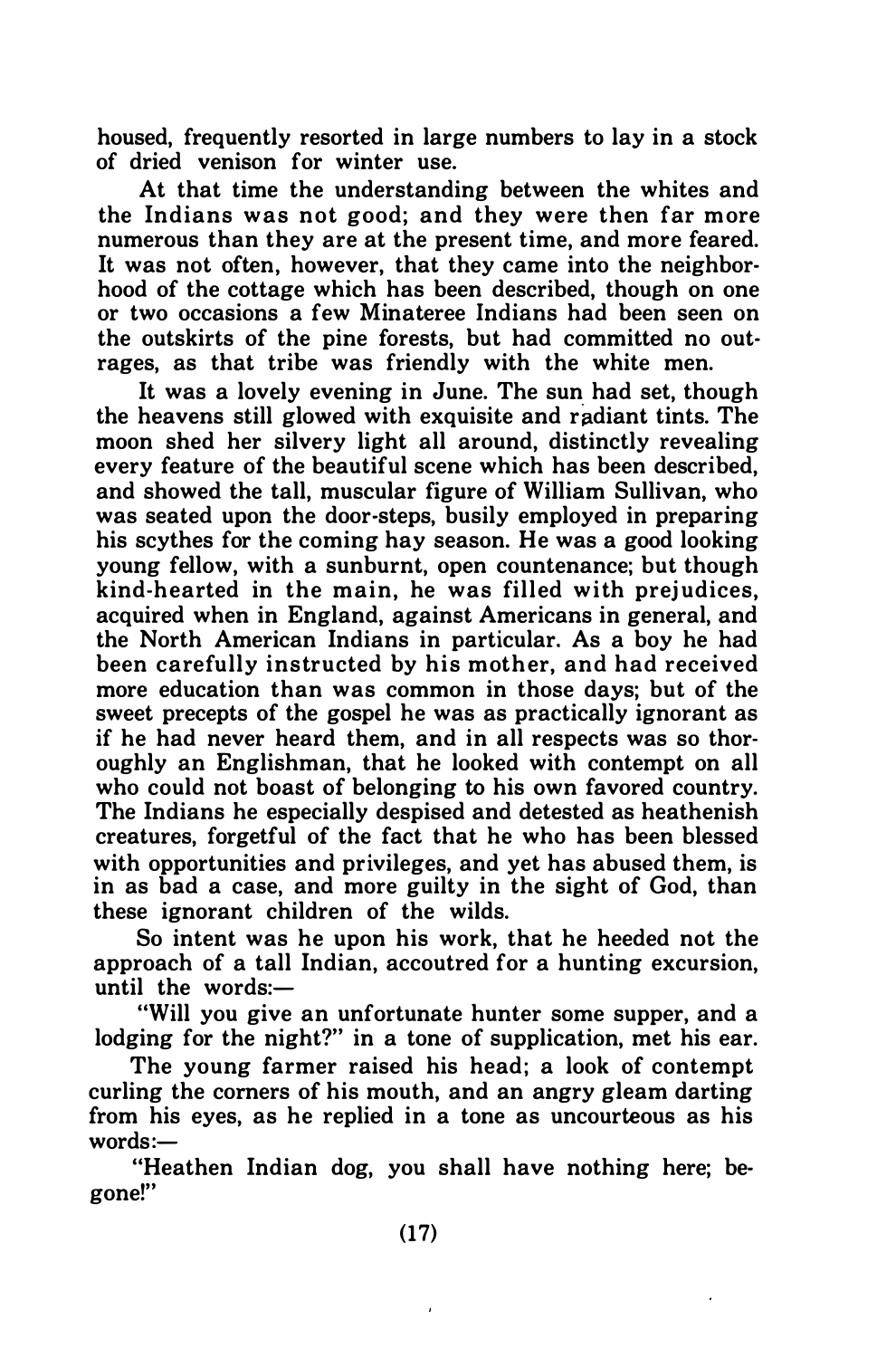housed, frequently resorted in large numbers to lay in a stock of dried venison for winter use.

At that time the understanding between the whites and the Indians was not good; and they were then far more numerous than they are at the present time, and more feared. It was not often, however, that they came into the neighborhood of the cottage which has been described, though on one or two occasions a few Minateree Indians had been seen on the outskirts of the pine forests, but had committed no outrages, as that tribe was friendly with the white men.

It was a lovely evening in June. The sun had set, though the heavens still glowed with exquisite and radiant tints. The moon shed her silvery light all around, distinctly revealing every feature of the beautiful scene which has been described, and showed the tall, muscular figure of William Sullivan, who was seated upon the door-steps, busily employed in preparing his scythes for the coming hay season. He was a good looking young fellow, with a sunburnt, open countenance; but though kind-hearted in the main, he was filled with prejudices, acquired when in England, against Americans in general, and the North American Indians in particular. As a boy he had been carefully instructed by his mother, and had received more education than was common in those days; but of the sweet precepts of the gospel he was as practically ignorant as if he had never heard them, and in all respects was so thoroughly an Englishman, that he looked with contempt on all who could not boast of belonging to his own favored country. The Indians he especially despised and detested as heathenish creatures, forgetful of the fact that he who has been blessed with opportunities and privileges, and yet has abused them, is in as bad a case, and more guilty in the sight of God, than these ignorant children of the wilds.

So intent was he upon his work, that he heeded not the approach of a tall Indian, accoutred for a hunting excursion, until the words:—

"Will you give an unfortunate hunter some supper, and a lodging for the night?" in a tone of supplication, met his ear.

The young farmer raised his head; a look of contempt curling the corners of his mouth, and an angry gleam darting from his eyes, as he replied in a tone as uncourteous as his words:—

"Heathen Indian dog, you shall have nothing here; begone!"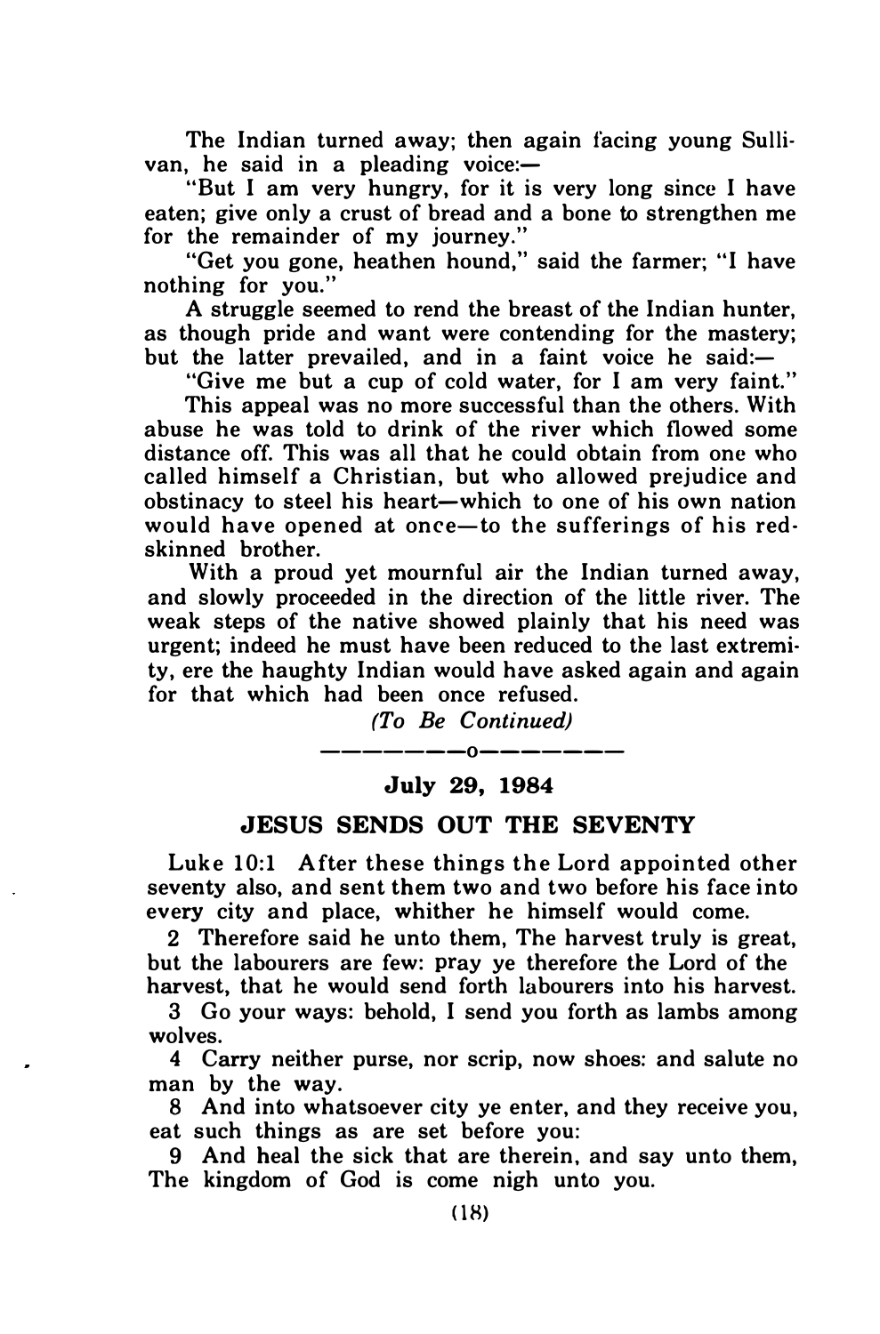The Indian turned away; then again facing young Sullivan, he said in a pleading voice:—

"But I am very hungry, for it is very long since I have eaten; give only a crust of bread and a bone to strengthen me for the remainder of my journey."

"Get you gone, heathen hound," said the farmer; "I have nothing for you."

A struggle seemed to rend the breast of the Indian hunter, as though pride and want were contending for the mastery; but the latter prevailed, and in a faint voice he said:—

"Give me but a cup of cold water, for I am very faint."

This appeal was no more successful than the others. With abuse he was told to drink of the river which flowed some distance off. This was all that he could obtain from one who called himself a Christian, but who allowed prejudice and obstinacy to steel his heart—which to one of his own nation would have opened at once—to the sufferings of his red-skinned brother.

With a proud yet mournful air the Indian turned away, and slowly proceeded in the direction of the little river. The weak steps of the native showed plainly that his need was urgent; indeed he must have been reduced to the last extremity, ere the haughty Indian would have asked again and again for that which had been once refused.

*(To Be Continued)*

---------o---------

**July 29, 1984**

**JESUS SENDS OUT THE SEVENTY**

Luke 10:1 After these things the Lord appointed other seventy also, and sent them two and two before his face into every city and place, whither he himself would come.

2 Therefore said he unto them, The harvest truly is great, but the labourers are few: pray ye therefore the Lord of the harvest, that he would send forth labourers into his harvest.

3 Go your ways: behold, I send you forth as lambs among wolves.

4 Carry neither purse, nor scrip, now shoes: and salute no man by the way.

8 And into whatsoever city ye enter, and they receive you, eat such things as are set before you:

9 And heal the sick that are therein, and say unto them, The kingdom of God is come nigh unto you.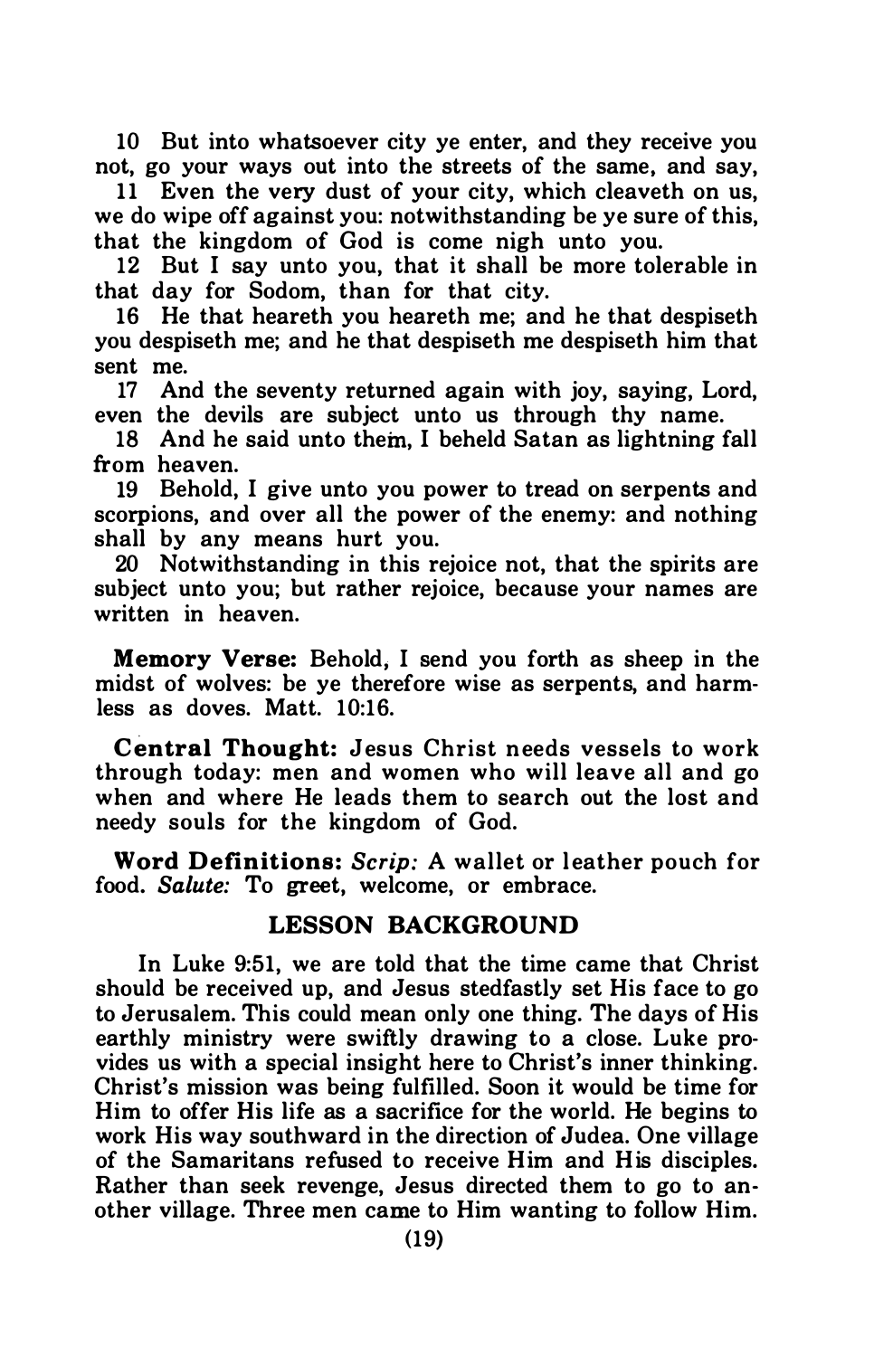10 But into whatsoever city ye enter, and they receive you not, go your ways out into the streets of the same, and say,

11 Even the very dust of your city, which cleaveth on us, we do wipe off against you: notwithstanding be ye sure of this, that the kingdom of God is come nigh unto you.

12 But I say unto you, that it shall be more tolerable in that day for Sodom, than for that city.

16 He that heareth you heareth me; and he that despiseth you despiseth me; and he that despiseth me despiseth him that sent me.

17 And the seventy returned again with joy, saying, Lord, even the devils are subject unto us through thy name.

18 And he said unto them, I beheld Satan as lightning fall from heaven.

19 Behold, I give unto you power to tread on serpents and scorpions, and over all the power of the enemy: and nothing shall by any means hurt you.

20 Notwithstanding in this rejoice not, that the spirits are subject unto you; but rather rejoice, because your names are written in heaven.

**Memory Verse:** Behold, I send you forth as sheep in the midst of wolves: be ye therefore wise as serpents, and harmless as doves. Matt. 10:16.

**Central Thought:** Jesus Christ needs vessels to work through today: men and women who will leave all and go when and where He leads them to search out the lost and needy souls for the kingdom of God.

**Word Definitions:** *Scrip:* A wallet or leather pouch for food. *Salute:* To greet, welcome, or embrace.

## LESSON BACKGROUND

In Luke 9:51, we are told that the time came that Christ should be received up, and Jesus stedfastly set His face to go to Jerusalem. This could mean only one thing. The days of His earthly ministry were swiftly drawing to a close. Luke provides us with a special insight here to Christ's inner thinking. Christ's mission was being fulfilled. Soon it would be time for Him to offer His life as a sacrifice for the world. He begins to work His way southward in the direction of Judea. One village of the Samaritans refused to receive Him and His disciples. Rather than seek revenge, Jesus directed them to go to another village. Three men came to Him wanting to follow Him.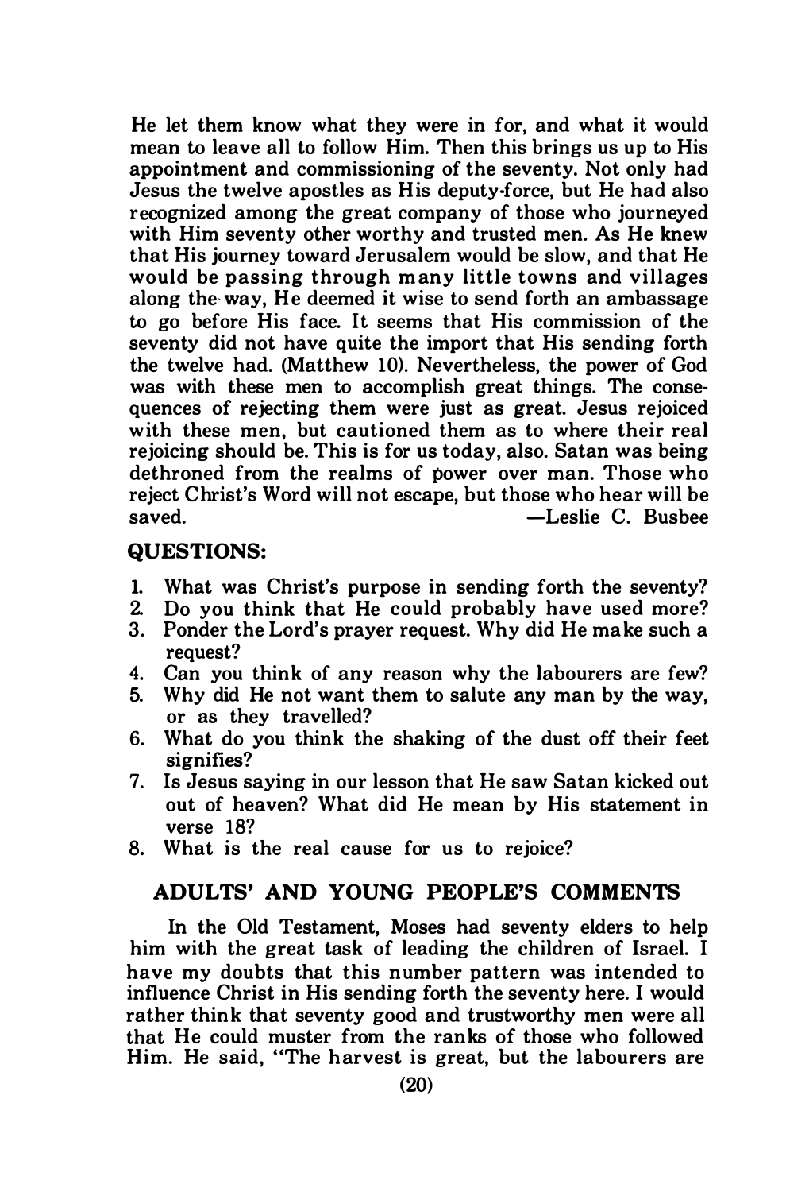He let them know what they were in for, and what it would mean to leave all to follow Him. Then this brings us up to His appointment and commissioning of the seventy. Not only had Jesus the twelve apostles as His deputy-force, but He had also recognized among the great company of those who journeyed with Him seventy other worthy and trusted men. As He knew that His journey toward Jerusalem would be slow, and that He would be passing through many little towns and villages along the way, He deemed it wise to send forth an ambassage to go before His face. It seems that His commission of the seventy did not have quite the import that His sending forth the twelve had. (Matthew 10). Nevertheless, the power of God was with these men to accomplish great things. The consequences of rejecting them were just as great. Jesus rejoiced with these men, but cautioned them as to where their real rejoicing should be. This is for us today, also. Satan was being dethroned from the realms of power over man. Those who reject Christ's Word will not escape, but those who hear will be saved.

—Leslie C. Busbee

### QUESTIONS:

1. What was Christ's purpose in sending forth the seventy?
2. Do you think that He could probably have used more?
3. Ponder the Lord's prayer request. Why did He make such a request?
4. Can you think of any reason why the labourers are few?
5. Why did He not want them to salute any man by the way, or as they travelled?
6. What do you think the shaking of the dust off their feet signifies?
7. Is Jesus saying in our lesson that He saw Satan kicked out out of heaven? What did He mean by His statement in verse 18?
8. What is the real cause for us to rejoice?

## ADULTS' AND YOUNG PEOPLE'S COMMENTS

In the Old Testament, Moses had seventy elders to help him with the great task of leading the children of Israel. I have my doubts that this number pattern was intended to influence Christ in His sending forth the seventy here. I would rather think that seventy good and trustworthy men were all that He could muster from the ranks of those who followed Him. He said, "The harvest is great, but the labourers are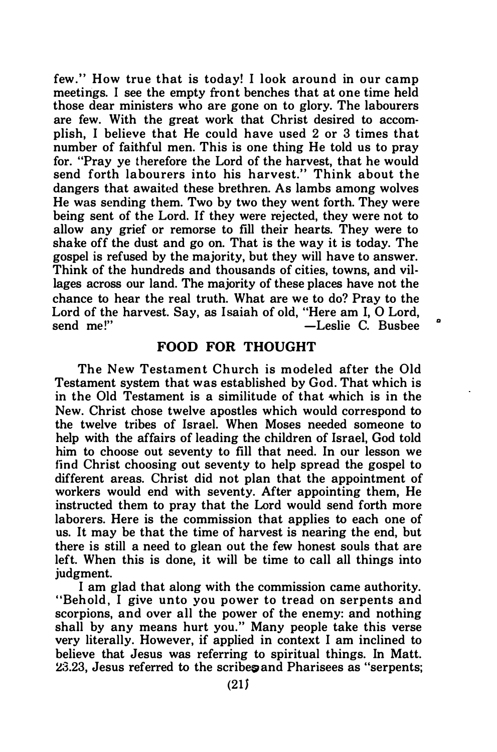few." How true that is today! I look around in our camp meetings. I see the empty front benches that at one time held those dear ministers who are gone on to glory. The labourers are few. With the great work that Christ desired to accomplish, I believe that He could have used 2 or 3 times that number of faithful men. This is one thing He told us to pray for. "Pray ye therefore the Lord of the harvest, that he would send forth labourers into his harvest." Think about the dangers that awaited these brethren. As lambs among wolves He was sending them. Two by two they went forth. They were being sent of the Lord. If they were rejected, they were not to allow any grief or remorse to fill their hearts. They were to shake off the dust and go on. That is the way it is today. The gospel is refused by the majority, but they will have to answer. Think of the hundreds and thousands of cities, towns, and villages across our land. The majority of these places have not the chance to hear the real truth. What are we to do? Pray to the Lord of the harvest. Say, as Isaiah of old, "Here am I, O Lord, send me!"

—Leslie C. Busbee

## FOOD FOR THOUGHT

The New Testament Church is modeled after the Old Testament system that was established by God. That which is in the Old Testament is a similitude of that which is in the New. Christ chose twelve apostles which would correspond to the twelve tribes of Israel. When Moses needed someone to help with the affairs of leading the children of Israel, God told him to choose out seventy to fill that need. In our lesson we find Christ choosing out seventy to help spread the gospel to different areas. Christ did not plan that the appointment of workers would end with seventy. After appointing them, He instructed them to pray that the Lord would send forth more laborers. Here is the commission that applies to each one of us. It may be that the time of harvest is nearing the end, but there is still a need to glean out the few honest souls that are left. When this is done, it will be time to call all things into judgment.

I am glad that along with the commission came authority. "Behold, I give unto you power to tread on serpents and scorpions, and over all the power of the enemy: and nothing shall by any means hurt you." Many people take this verse very literally. However, if applied in context I am inclined to believe that Jesus was referring to spiritual things. In Matt. 23.23, Jesus referred to the scribes and Pharisees as "serpents;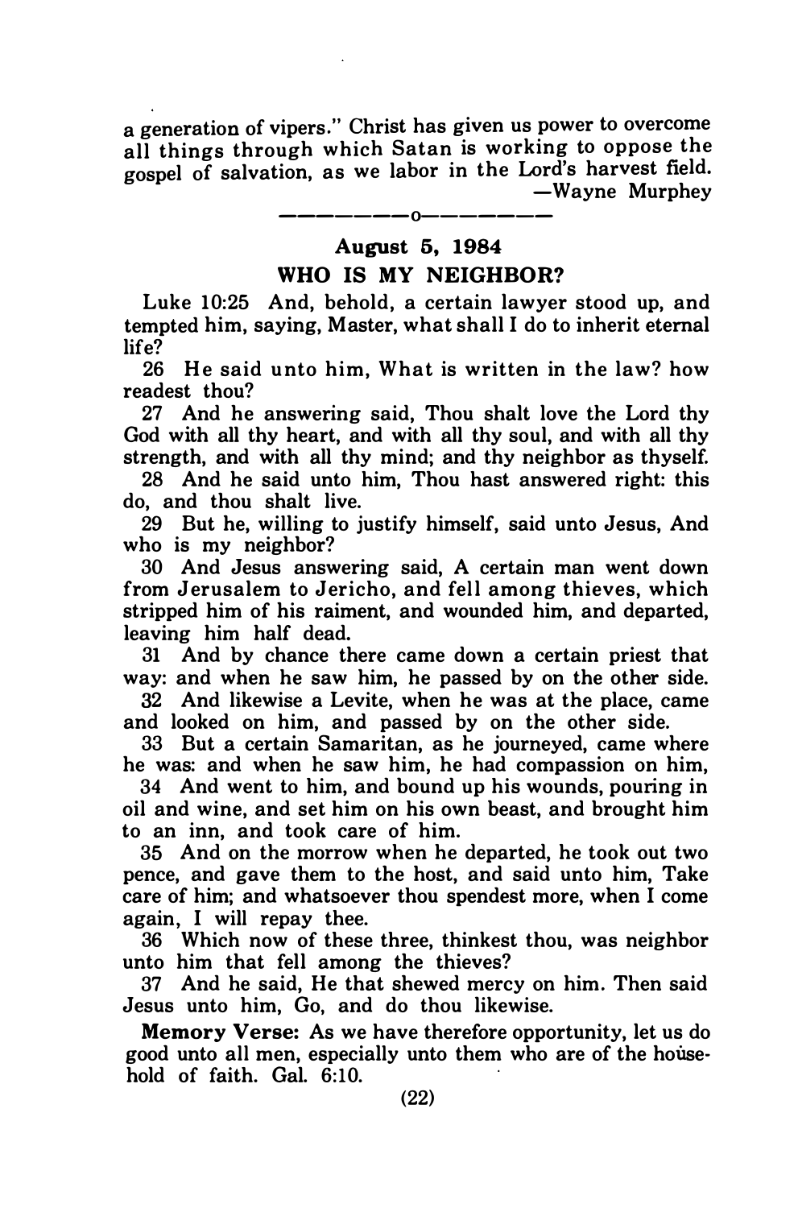a generation of vipers." Christ has given us power to overcome all things through which Satan is working to oppose the gospel of salvation, as we labor in the Lord's harvest field.

—Wayne Murphey

—————o—————

## August 5, 1984

## WHO IS MY NEIGHBOR?

Luke 10:25 And, behold, a certain lawyer stood up, and tempted him, saying, Master, what shall I do to inherit eternal life?

26 He said unto him, What is written in the law? how readest thou?

27 And he answering said, Thou shalt love the Lord thy God with all thy heart, and with all thy soul, and with all thy strength, and with all thy mind; and thy neighbor as thyself.

28 And he said unto him, Thou hast answered right: this do, and thou shalt live.

29 But he, willing to justify himself, said unto Jesus, And who is my neighbor?

30 And Jesus answering said, A certain man went down from Jerusalem to Jericho, and fell among thieves, which stripped him of his raiment, and wounded him, and departed, leaving him half dead.

31 And by chance there came down a certain priest that way: and when he saw him, he passed by on the other side.

32 And likewise a Levite, when he was at the place, came and looked on him, and passed by on the other side.

33 But a certain Samaritan, as he journeyed, came where he was: and when he saw him, he had compassion on him,

34 And went to him, and bound up his wounds, pouring in oil and wine, and set him on his own beast, and brought him to an inn, and took care of him.

35 And on the morrow when he departed, he took out two pence, and gave them to the host, and said unto him, Take care of him; and whatsoever thou spendest more, when I come again, I will repay thee.

36 Which now of these three, thinkest thou, was neighbor unto him that fell among the thieves?

37 And he said, He that shewed mercy on him. Then said Jesus unto him, Go, and do thou likewise.

**Memory Verse:** As we have therefore opportunity, let us do good unto all men, especially unto them who are of the household of faith. Gal. 6:10.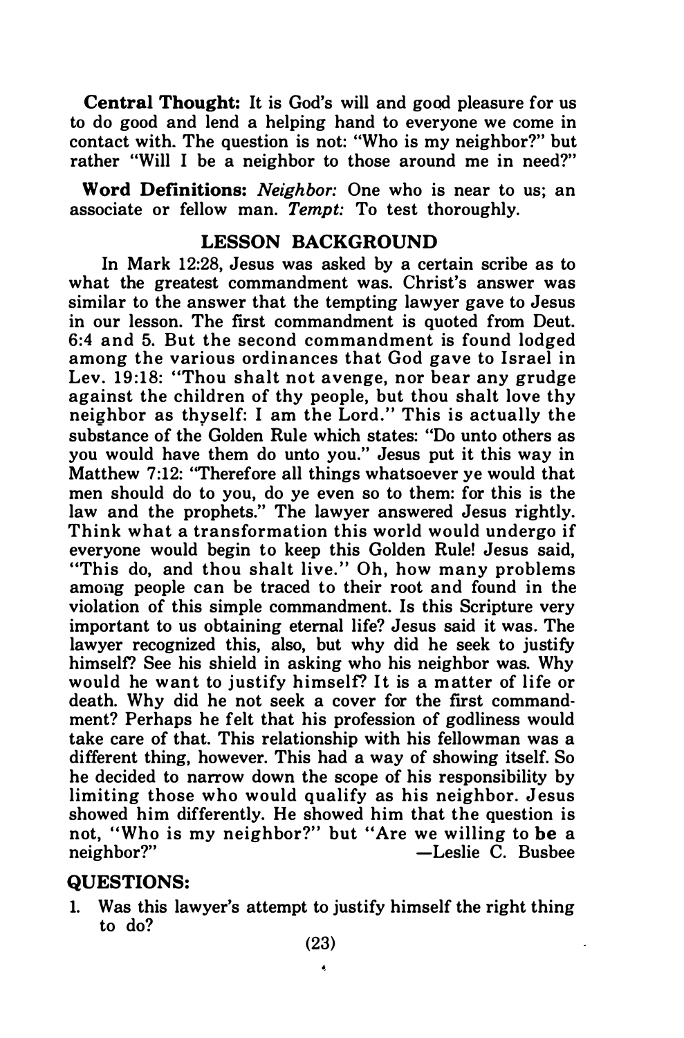**Central Thought:** It is God's will and good pleasure for us to do good and lend a helping hand to everyone we come in contact with. The question is not: "Who is my neighbor?" but rather "Will I be a neighbor to those around me in need?"

**Word Definitions:** *Neighbor:* One who is near to us; an associate or fellow man. *Tempt:* To test thoroughly.

## LESSON BACKGROUND

In Mark 12:28, Jesus was asked by a certain scribe as to what the greatest commandment was. Christ's answer was similar to the answer that the tempting lawyer gave to Jesus in our lesson. The first commandment is quoted from Deut. 6:4 and 5. But the second commandment is found lodged among the various ordinances that God gave to Israel in Lev. 19:18: "Thou shalt not avenge, nor bear any grudge against the children of thy people, but thou shalt love thy neighbor as thyself: I am the Lord." This is actually the substance of the Golden Rule which states: "Do unto others as you would have them do unto you." Jesus put it this way in Matthew 7:12: "Therefore all things whatsoever ye would that men should do to you, do ye even so to them: for this is the law and the prophets." The lawyer answered Jesus rightly. Think what a transformation this world would undergo if everyone would begin to keep this Golden Rule! Jesus said, "This do, and thou shalt live." Oh, how many problems among people can be traced to their root and found in the violation of this simple commandment. Is this Scripture very important to us obtaining eternal life? Jesus said it was. The lawyer recognized this, also, but why did he seek to justify himself? See his shield in asking who his neighbor was. Why would he want to justify himself? It is a matter of life or death. Why did he not seek a cover for the first commandment? Perhaps he felt that his profession of godliness would take care of that. This relationship with his fellowman was a different thing, however. This had a way of showing itself. So he decided to narrow down the scope of his responsibility by limiting those who would qualify as his neighbor. Jesus showed him differently. He showed him that the question is not, "Who is my neighbor?" but "Are we willing to **be** a neighbor?"

—Leslie C. Busbee

## QUESTIONS:

1. Was this lawyer's attempt to justify himself the right thing to do?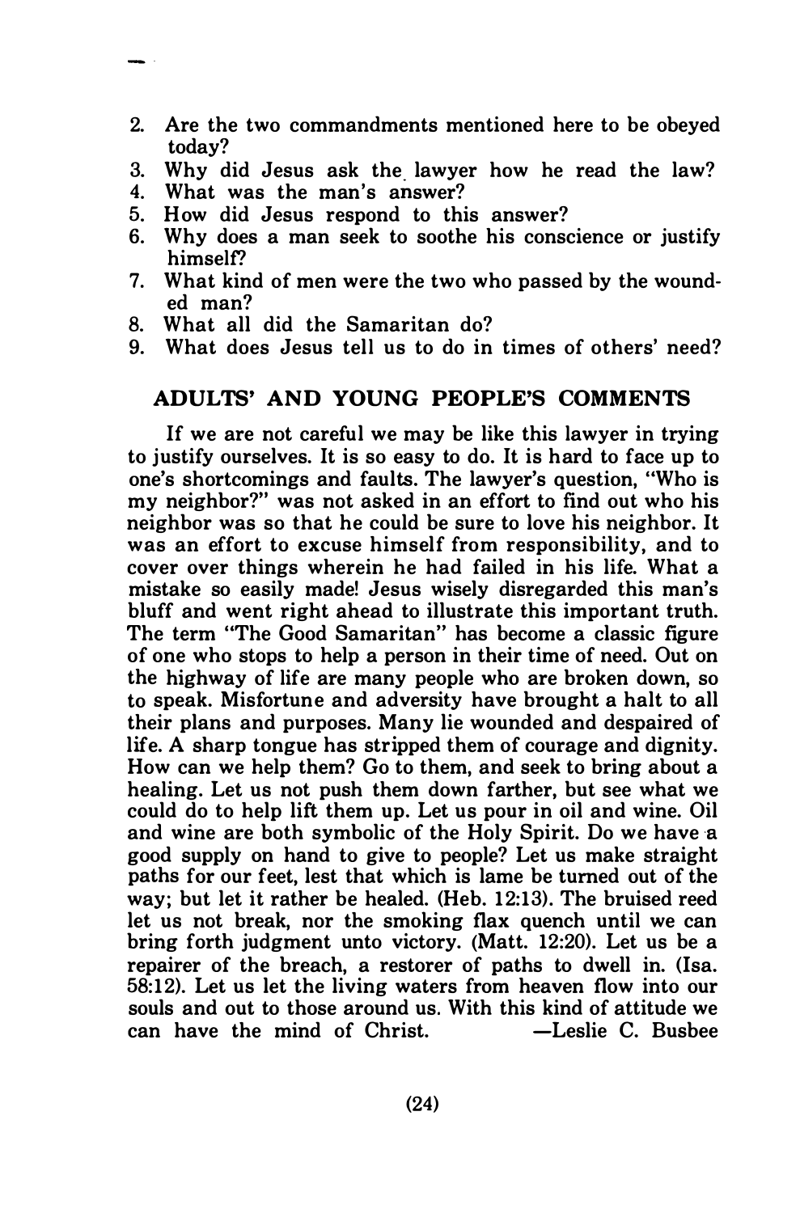2. Are the two commandments mentioned here to be obeyed today?
3. Why did Jesus ask the lawyer how he read the law?
4. What was the man's answer?
5. How did Jesus respond to this answer?
6. Why does a man seek to soothe his conscience or justify himself?
7. What kind of men were the two who passed by the wounded man?
8. What all did the Samaritan do?
9. What does Jesus tell us to do in times of others' need?

## ADULTS' AND YOUNG PEOPLE'S COMMENTS

If we are not careful we may be like this lawyer in trying to justify ourselves. It is so easy to do. It is hard to face up to one's shortcomings and faults. The lawyer's question, "Who is my neighbor?" was not asked in an effort to find out who his neighbor was so that he could be sure to love his neighbor. It was an effort to excuse himself from responsibility, and to cover over things wherein he had failed in his life. What a mistake so easily made! Jesus wisely disregarded this man's bluff and went right ahead to illustrate this important truth. The term "The Good Samaritan" has become a classic figure of one who stops to help a person in their time of need. Out on the highway of life are many people who are broken down, so to speak. Misfortune and adversity have brought a halt to all their plans and purposes. Many lie wounded and despaired of life. A sharp tongue has stripped them of courage and dignity. How can we help them? Go to them, and seek to bring about a healing. Let us not push them down farther, but see what we could do to help lift them up. Let us pour in oil and wine. Oil and wine are both symbolic of the Holy Spirit. Do we have a good supply on hand to give to people? Let us make straight paths for our feet, lest that which is lame be turned out of the way; but let it rather be healed. (Heb. 12:13). The bruised reed let us not break, nor the smoking flax quench until we can bring forth judgment unto victory. (Matt. 12:20). Let us be a repairer of the breach, a restorer of paths to dwell in. (Isa. 58:12). Let us let the living waters from heaven flow into our souls and out to those around us. With this kind of attitude we can have the mind of Christ. —Leslie C. Busbee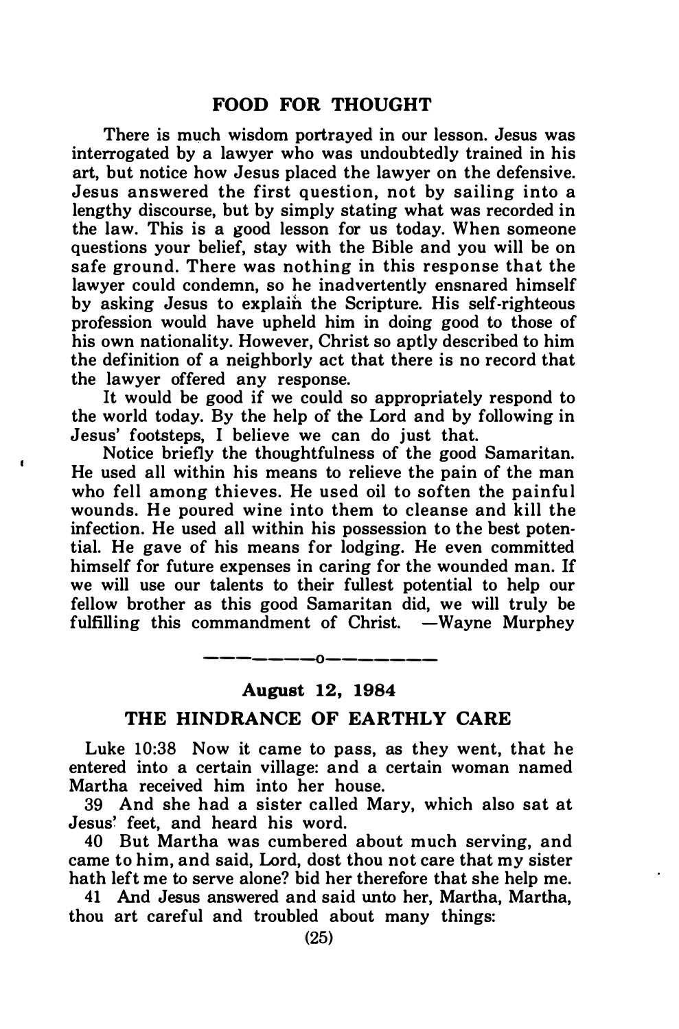## FOOD FOR THOUGHT

There is much wisdom portrayed in our lesson. Jesus was interrogated by a lawyer who was undoubtedly trained in his art, but notice how Jesus placed the lawyer on the defensive. Jesus answered the first question, not by sailing into a lengthy discourse, but by simply stating what was recorded in the law. This is a good lesson for us today. When someone questions your belief, stay with the Bible and you will be on safe ground. There was nothing in this response that the lawyer could condemn, so he inadvertently ensnared himself by asking Jesus to explain the Scripture. His self-righteous profession would have upheld him in doing good to those of his own nationality. However, Christ so aptly described to him the definition of a neighborly act that there is no record that the lawyer offered any response.

It would be good if we could so appropriately respond to the world today. By the help of the Lord and by following in Jesus' footsteps, I believe we can do just that.

Notice briefly the thoughtfulness of the good Samaritan. He used all within his means to relieve the pain of the man who fell among thieves. He used oil to soften the painful wounds. He poured wine into them to cleanse and kill the infection. He used all within his possession to the best potential. He gave of his means for lodging. He even committed himself for future expenses in caring for the wounded man. If we will use our talents to their fullest potential to help our fellow brother as this good Samaritan did, we will truly be fulfilling this commandment of Christ. —Wayne Murphey

---

**August 12, 1984**

## THE HINDRANCE OF EARTHLY CARE

Luke 10:38 Now it came to pass, as they went, that he entered into a certain village: and a certain woman named Martha received him into her house.

39 And she had a sister called Mary, which also sat at Jesus' feet, and heard his word.

40 But Martha was cumbered about much serving, and came to him, and said, Lord, dost thou not care that my sister hath left me to serve alone? bid her therefore that she help me.

41 And Jesus answered and said unto her, Martha, Martha, thou art careful and troubled about many things: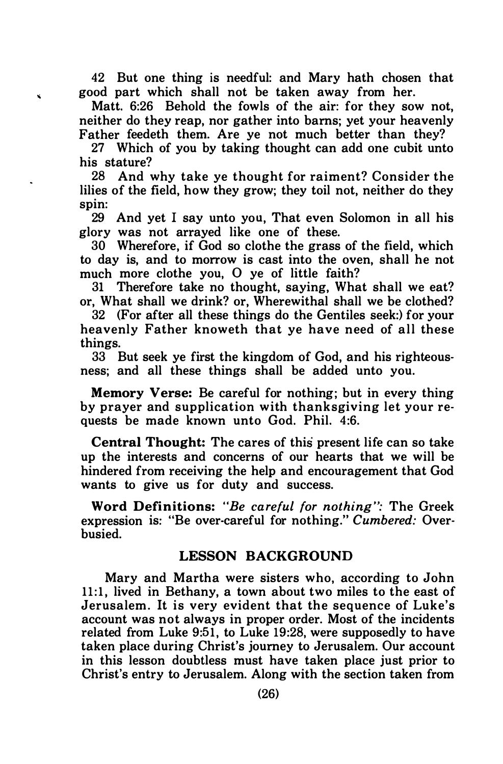42 But one thing is needful: and Mary hath chosen that good part which shall not be taken away from her.

Matt. 6:26 Behold the fowls of the air: for they sow not, neither do they reap, nor gather into barns; yet your heavenly Father feedeth them. Are ye not much better than they?

27 Which of you by taking thought can add one cubit unto his stature?

28 And why take ye thought for raiment? Consider the lilies of the field, how they grow; they toil not, neither do they spin:

29 And yet I say unto you, That even Solomon in all his glory was not arrayed like one of these.

30 Wherefore, if God so clothe the grass of the field, which to day is, and to morrow is cast into the oven, shall he not much more clothe you, O ye of little faith?

31 Therefore take no thought, saying, What shall we eat? or, What shall we drink? or, Wherewithal shall we be clothed?

32 (For after all these things do the Gentiles seek:) for your heavenly Father knoweth that ye have need of all these things.

33 But seek ye first the kingdom of God, and his righteousness; and all these things shall be added unto you.

**Memory Verse:** Be careful for nothing; but in every thing by prayer and supplication with thanksgiving let your requests be made known unto God. Phil. 4:6.

**Central Thought:** The cares of this present life can so take up the interests and concerns of our hearts that we will be hindered from receiving the help and encouragement that God wants to give us for duty and success.

**Word Definitions:** *"Be careful for nothing":* The Greek expression is: "Be over-careful for nothing." *Cumbered:* Over-busied.

## LESSON BACKGROUND

Mary and Martha were sisters who, according to John 11:1, lived in Bethany, a town about two miles to the east of Jerusalem. It is very evident that the sequence of Luke's account was not always in proper order. Most of the incidents related from Luke 9:51, to Luke 19:28, were supposedly to have taken place during Christ's journey to Jerusalem. Our account in this lesson doubtless must have taken place just prior to Christ's entry to Jerusalem. Along with the section taken from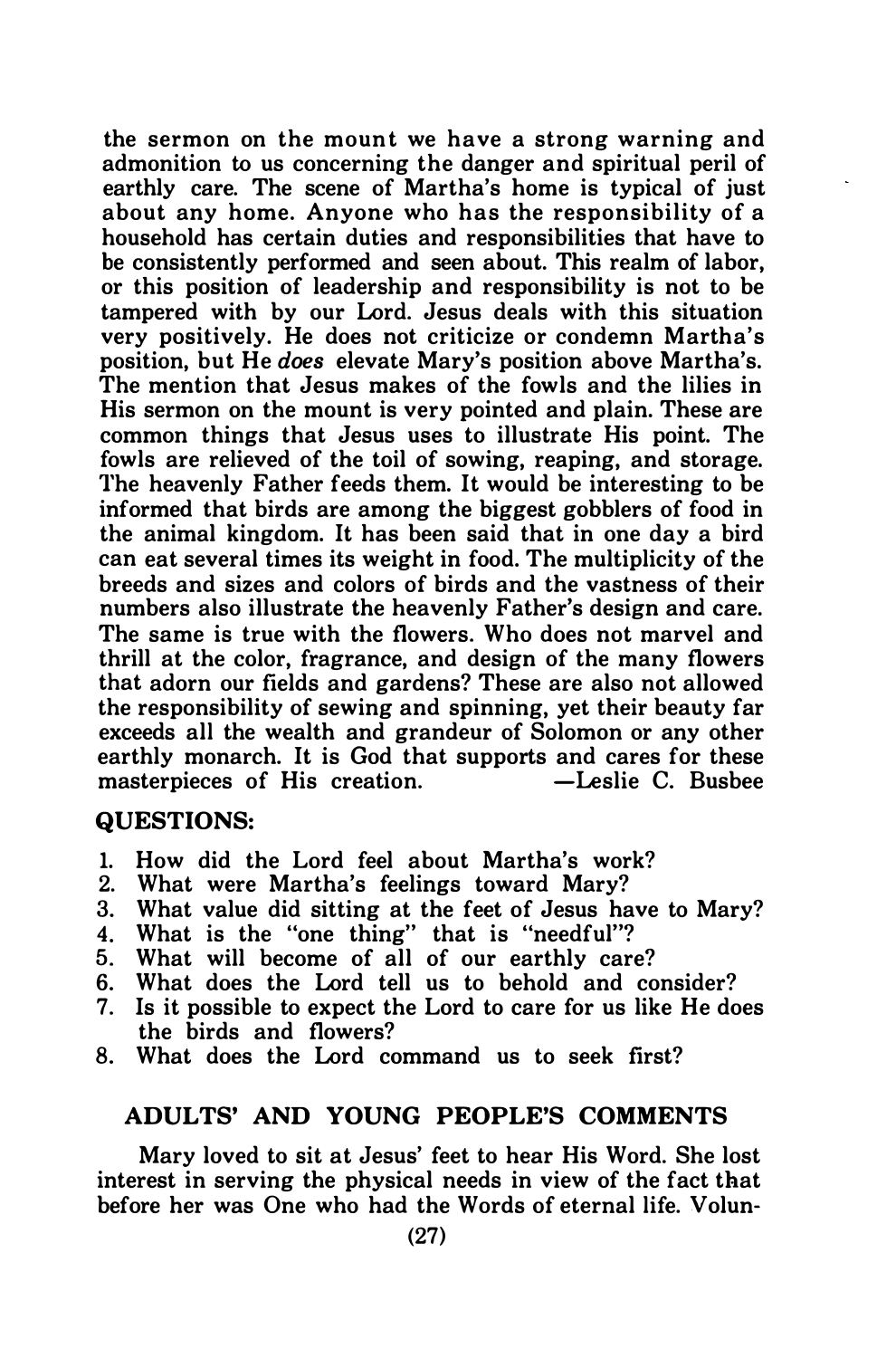the sermon on the mount we have a strong warning and admonition to us concerning the danger and spiritual peril of earthly care. The scene of Martha's home is typical of just about any home. Anyone who has the responsibility of a household has certain duties and responsibilities that have to be consistently performed and seen about. This realm of labor, or this position of leadership and responsibility is not to be tampered with by our Lord. Jesus deals with this situation very positively. He does not criticize or condemn Martha's position, but He *does* elevate Mary's position above Martha's. The mention that Jesus makes of the fowls and the lilies in His sermon on the mount is very pointed and plain. These are common things that Jesus uses to illustrate His point. The fowls are relieved of the toil of sowing, reaping, and storage. The heavenly Father feeds them. It would be interesting to be informed that birds are among the biggest gobblers of food in the animal kingdom. It has been said that in one day a bird can eat several times its weight in food. The multiplicity of the breeds and sizes and colors of birds and the vastness of their numbers also illustrate the heavenly Father's design and care. The same is true with the flowers. Who does not marvel and thrill at the color, fragrance, and design of the many flowers that adorn our fields and gardens? These are also not allowed the responsibility of sewing and spinning, yet their beauty far exceeds all the wealth and grandeur of Solomon or any other earthly monarch. It is God that supports and cares for these masterpieces of His creation. —Leslie C. Busbee

## QUESTIONS:

1. How did the Lord feel about Martha's work?
2. What were Martha's feelings toward Mary?
3. What value did sitting at the feet of Jesus have to Mary?
4. What is the "one thing" that is "needful"?
5. What will become of all of our earthly care?
6. What does the Lord tell us to behold and consider?
7. Is it possible to expect the Lord to care for us like He does the birds and flowers?
8. What does the Lord command us to seek first?

## ADULTS' AND YOUNG PEOPLE'S COMMENTS

Mary loved to sit at Jesus' feet to hear His Word. She lost interest in serving the physical needs in view of the fact that before her was One who had the Words of eternal life. Volun-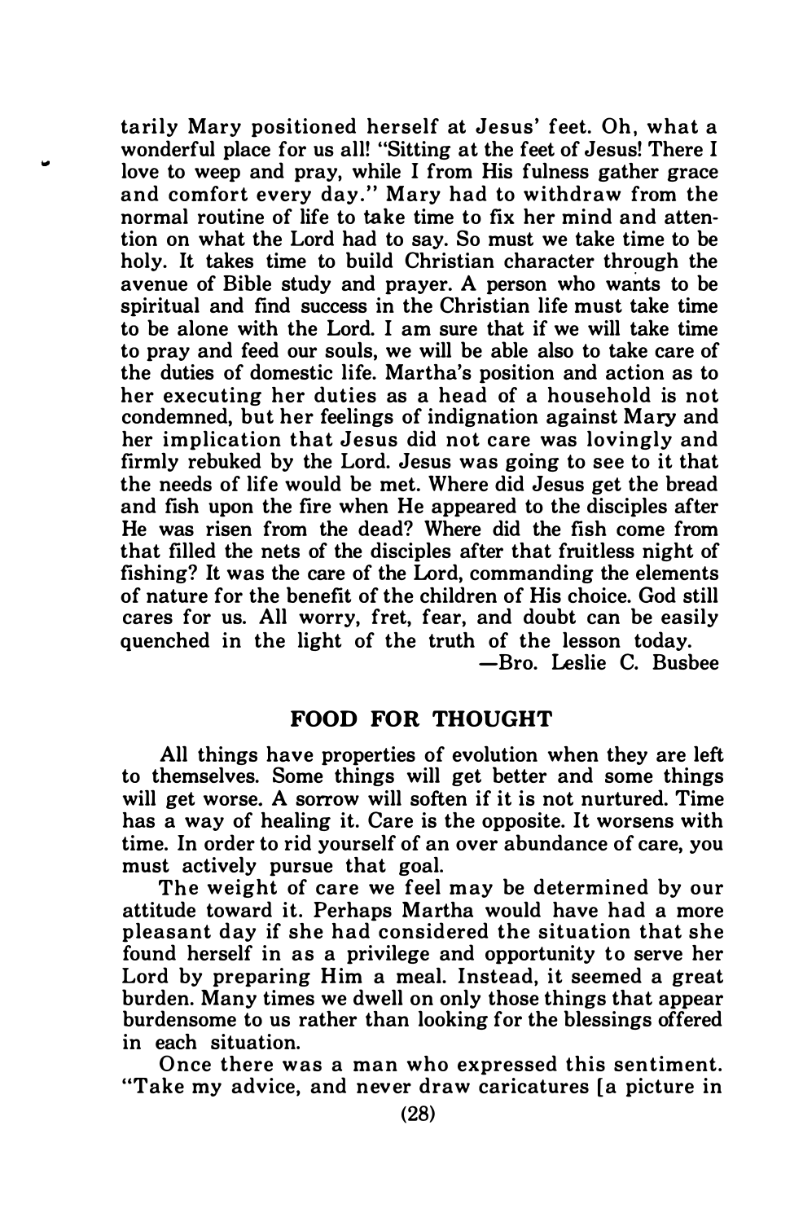tarily Mary positioned herself at Jesus' feet. Oh, what a wonderful place for us all! "Sitting at the feet of Jesus! There I love to weep and pray, while I from His fulness gather grace and comfort every day." Mary had to withdraw from the normal routine of life to take time to fix her mind and attention on what the Lord had to say. So must we take time to be holy. It takes time to build Christian character through the avenue of Bible study and prayer. A person who wants to be spiritual and find success in the Christian life must take time to be alone with the Lord. I am sure that if we will take time to pray and feed our souls, we will be able also to take care of the duties of domestic life. Martha's position and action as to her executing her duties as a head of a household is not condemned, but her feelings of indignation against Mary and her implication that Jesus did not care was lovingly and firmly rebuked by the Lord. Jesus was going to see to it that the needs of life would be met. Where did Jesus get the bread and fish upon the fire when He appeared to the disciples after He was risen from the dead? Where did the fish come from that filled the nets of the disciples after that fruitless night of fishing? It was the care of the Lord, commanding the elements of nature for the benefit of the children of His choice. God still cares for us. All worry, fret, fear, and doubt can be easily quenched in the light of the truth of the lesson today.

—Bro. Leslie C. Busbee

## FOOD FOR THOUGHT

All things have properties of evolution when they are left to themselves. Some things will get better and some things will get worse. A sorrow will soften if it is not nurtured. Time has a way of healing it. Care is the opposite. It worsens with time. In order to rid yourself of an over abundance of care, you must actively pursue that goal.

The weight of care we feel may be determined by our attitude toward it. Perhaps Martha would have had a more pleasant day if she had considered the situation that she found herself in as a privilege and opportunity to serve her Lord by preparing Him a meal. Instead, it seemed a great burden. Many times we dwell on only those things that appear burdensome to us rather than looking for the blessings offered in each situation.

Once there was a man who expressed this sentiment. "Take my advice, and never draw caricatures [a picture in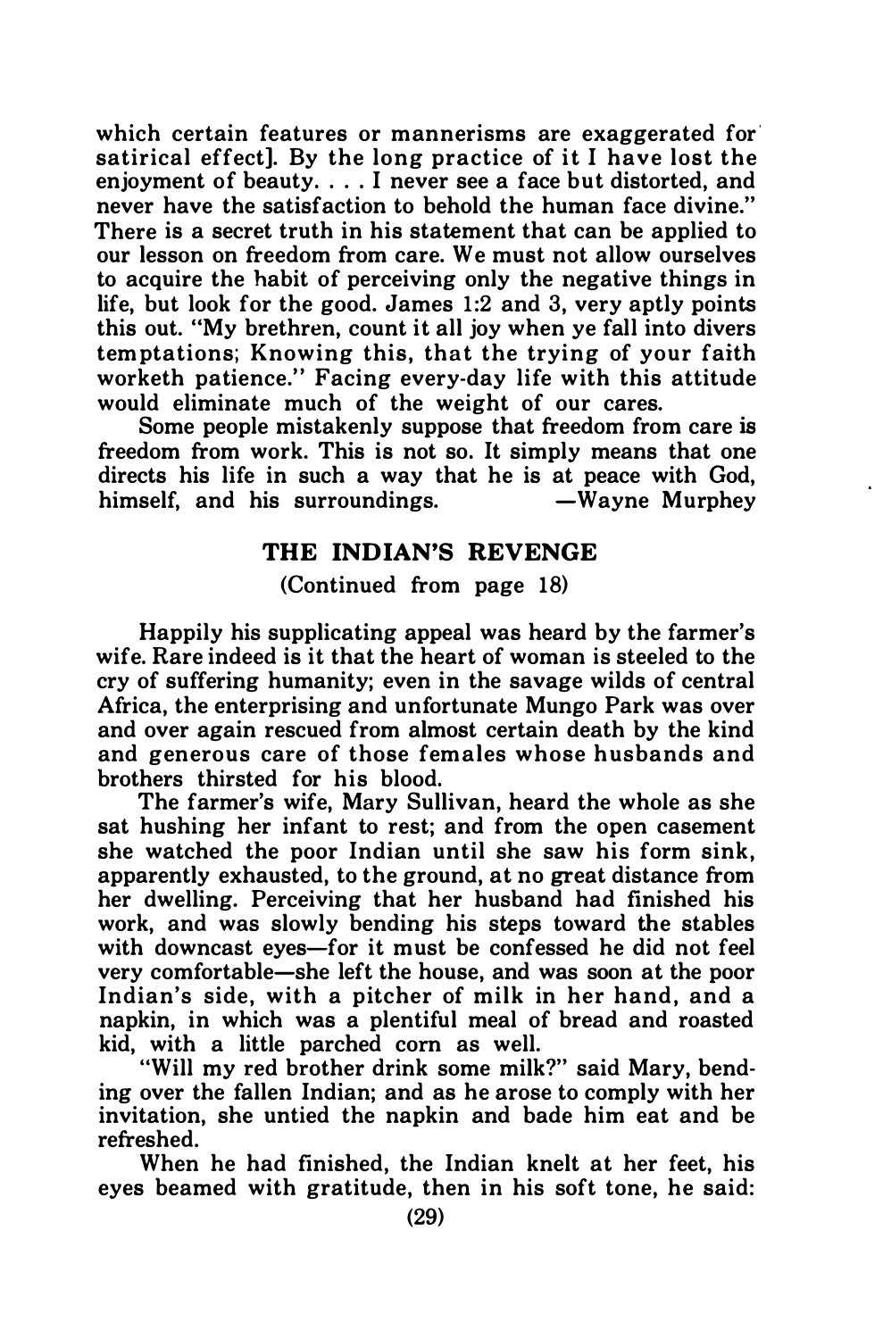which certain features or mannerisms are exaggerated for satirical effect]. By the long practice of it I have lost the enjoyment of beauty. . . . I never see a face but distorted, and never have the satisfaction to behold the human face divine." There is a secret truth in his statement that can be applied to our lesson on freedom from care. We must not allow ourselves to acquire the habit of perceiving only the negative things in life, but look for the good. James 1:2 and 3, very aptly points this out. "My brethren, count it all joy when ye fall into divers temptations; Knowing this, that the trying of your faith worketh patience." Facing every-day life with this attitude would eliminate much of the weight of our cares.

Some people mistakenly suppose that freedom from care is freedom from work. This is not so. It simply means that one directs his life in such a way that he is at peace with God, himself, and his surroundings. —Wayne Murphey

## THE INDIAN'S REVENGE

(Continued from page 18)

Happily his supplicating appeal was heard by the farmer's wife. Rare indeed is it that the heart of woman is steeled to the cry of suffering humanity; even in the savage wilds of central Africa, the enterprising and unfortunate Mungo Park was over and over again rescued from almost certain death by the kind and generous care of those females whose husbands and brothers thirsted for his blood.

The farmer's wife, Mary Sullivan, heard the whole as she sat hushing her infant to rest; and from the open casement she watched the poor Indian until she saw his form sink, apparently exhausted, to the ground, at no great distance from her dwelling. Perceiving that her husband had finished his work, and was slowly bending his steps toward the stables with downcast eyes—for it must be confessed he did not feel very comfortable—she left the house, and was soon at the poor Indian's side, with a pitcher of milk in her hand, and a napkin, in which was a plentiful meal of bread and roasted kid, with a little parched corn as well.

"Will my red brother drink some milk?" said Mary, bending over the fallen Indian; and as he arose to comply with her invitation, she untied the napkin and bade him eat and be refreshed.

When he had finished, the Indian knelt at her feet, his eyes beamed with gratitude, then in his soft tone, he said: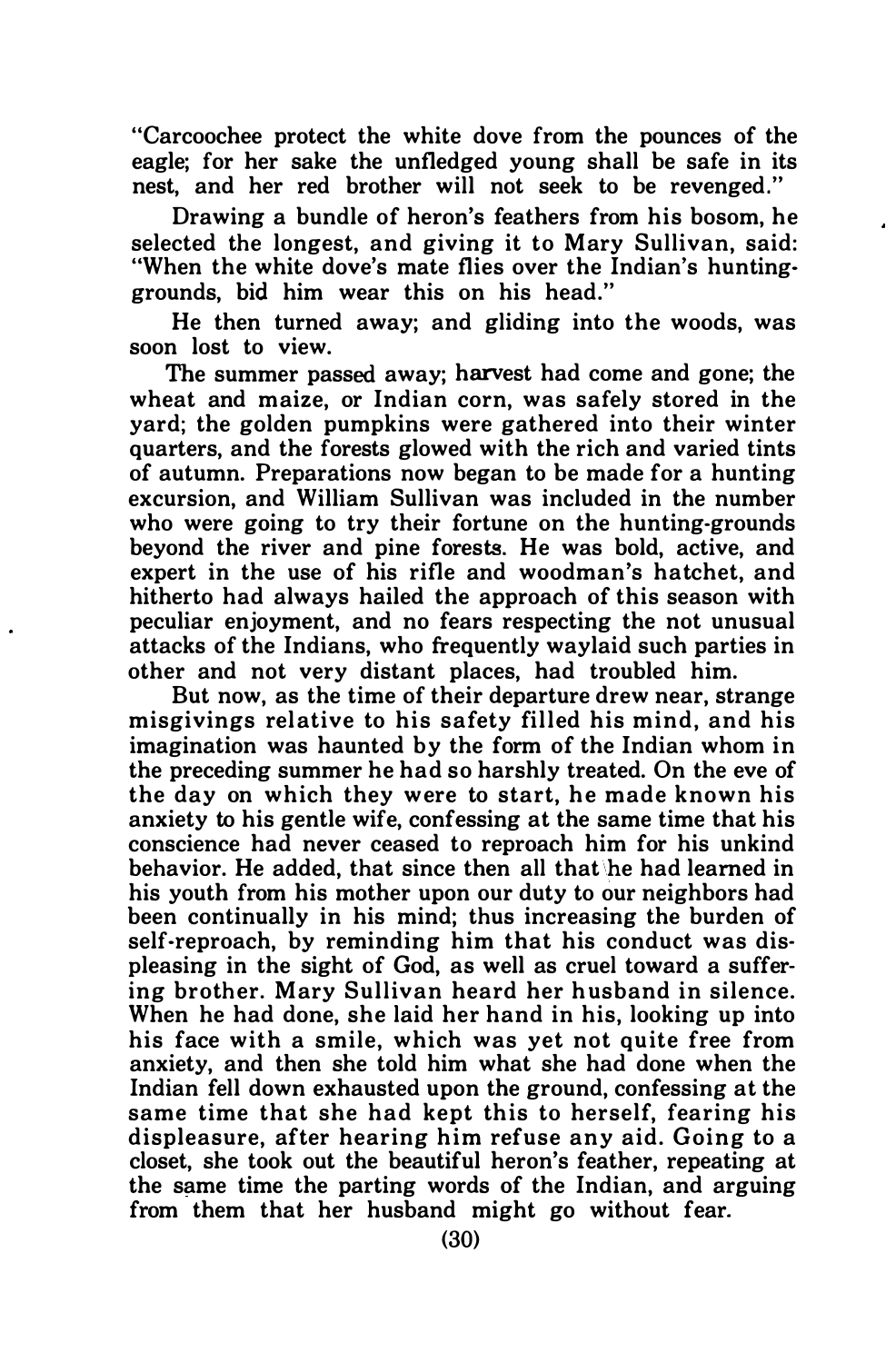"Carcoochee protect the white dove from the pounces of the eagle; for her sake the unfledged young shall be safe in its nest, and her red brother will not seek to be revenged."

Drawing a bundle of heron's feathers from his bosom, he selected the longest, and giving it to Mary Sullivan, said: "When the white dove's mate flies over the Indian's hunting-grounds, bid him wear this on his head."

He then turned away; and gliding into the woods, was soon lost to view.

The summer passed away; harvest had come and gone; the wheat and maize, or Indian corn, was safely stored in the yard; the golden pumpkins were gathered into their winter quarters, and the forests glowed with the rich and varied tints of autumn. Preparations now began to be made for a hunting excursion, and William Sullivan was included in the number who were going to try their fortune on the hunting-grounds beyond the river and pine forests. He was bold, active, and expert in the use of his rifle and woodman's hatchet, and hitherto had always hailed the approach of this season with peculiar enjoyment, and no fears respecting the not unusual attacks of the Indians, who frequently waylaid such parties in other and not very distant places, had troubled him.

But now, as the time of their departure drew near, strange misgivings relative to his safety filled his mind, and his imagination was haunted by the form of the Indian whom in the preceding summer he had so harshly treated. On the eve of the day on which they were to start, he made known his anxiety to his gentle wife, confessing at the same time that his conscience had never ceased to reproach him for his unkind behavior. He added, that since then all that he had learned in his youth from his mother upon our duty to our neighbors had been continually in his mind; thus increasing the burden of self-reproach, by reminding him that his conduct was displeasing in the sight of God, as well as cruel toward a suffering brother. Mary Sullivan heard her husband in silence. When he had done, she laid her hand in his, looking up into his face with a smile, which was yet not quite free from anxiety, and then she told him what she had done when the Indian fell down exhausted upon the ground, confessing at the same time that she had kept this to herself, fearing his displeasure, after hearing him refuse any aid. Going to a closet, she took out the beautiful heron's feather, repeating at the same time the parting words of the Indian, and arguing from them that her husband might go without fear.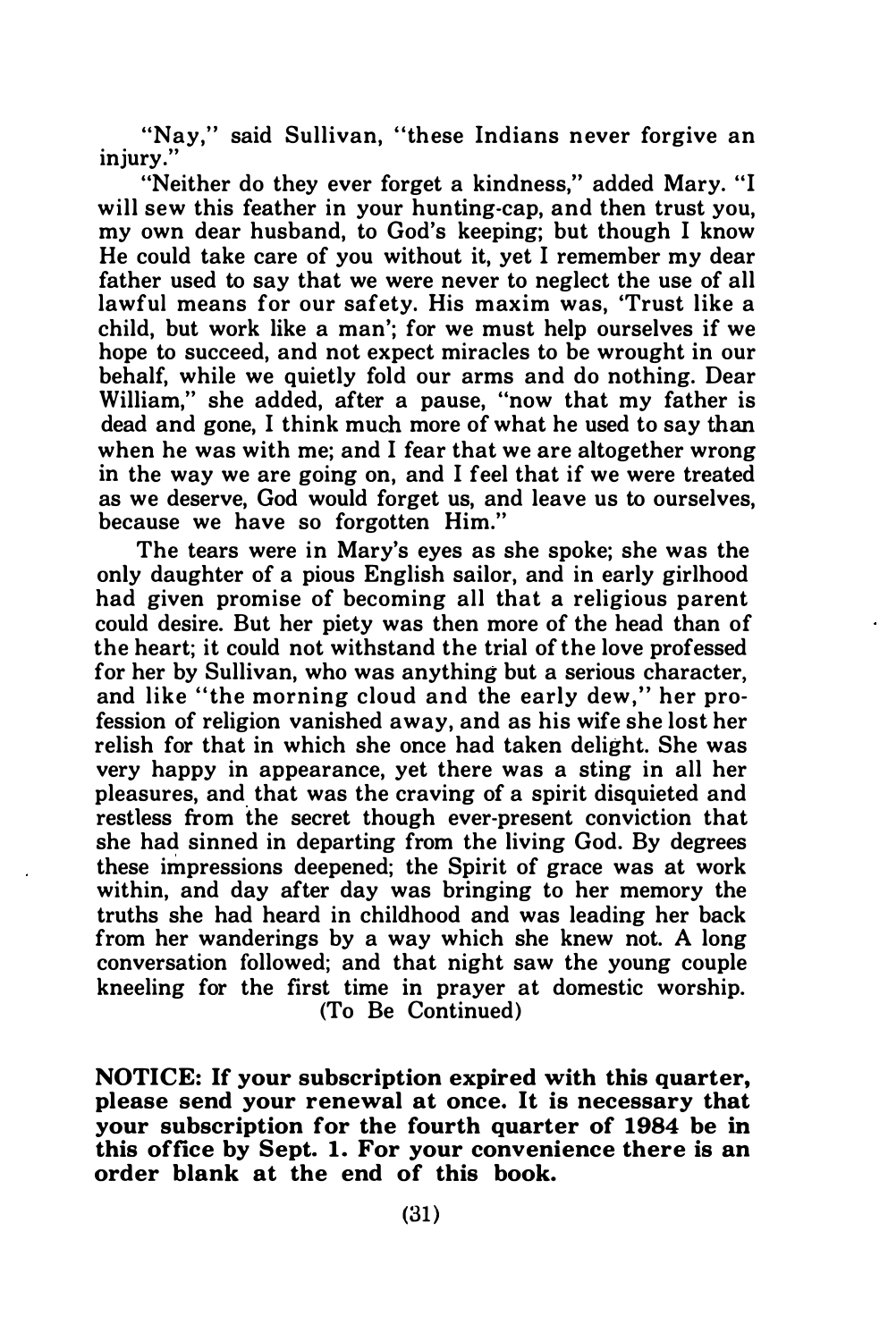"Nay," said Sullivan, "these Indians never forgive an injury."

"Neither do they ever forget a kindness," added Mary. "I will sew this feather in your hunting-cap, and then trust you, my own dear husband, to God's keeping; but though I know He could take care of you without it, yet I remember my dear father used to say that we were never to neglect the use of all lawful means for our safety. His maxim was, 'Trust like a child, but work like a man'; for we must help ourselves if we hope to succeed, and not expect miracles to be wrought in our behalf, while we quietly fold our arms and do nothing. Dear William," she added, after a pause, "now that my father is dead and gone, I think much more of what he used to say than when he was with me; and I fear that we are altogether wrong in the way we are going on, and I feel that if we were treated as we deserve, God would forget us, and leave us to ourselves, because we have so forgotten Him."

The tears were in Mary's eyes as she spoke; she was the only daughter of a pious English sailor, and in early girlhood had given promise of becoming all that a religious parent could desire. But her piety was then more of the head than of the heart; it could not withstand the trial of the love professed for her by Sullivan, who was anything but a serious character, and like "the morning cloud and the early dew," her profession of religion vanished away, and as his wife she lost her relish for that in which she once had taken delight. She was very happy in appearance, yet there was a sting in all her pleasures, and that was the craving of a spirit disquieted and restless from the secret though ever-present conviction that she had sinned in departing from the living God. By degrees these impressions deepened; the Spirit of grace was at work within, and day after day was bringing to her memory the truths she had heard in childhood and was leading her back from her wanderings by a way which she knew not. A long conversation followed; and that night saw the young couple kneeling for the first time in prayer at domestic worship.

(To Be Continued)

**NOTICE: If your subscription expired with this quarter, please send your renewal at once. It is necessary that your subscription for the fourth quarter of 1984 be in this office by Sept. 1. For your convenience there is an order blank at the end of this book.**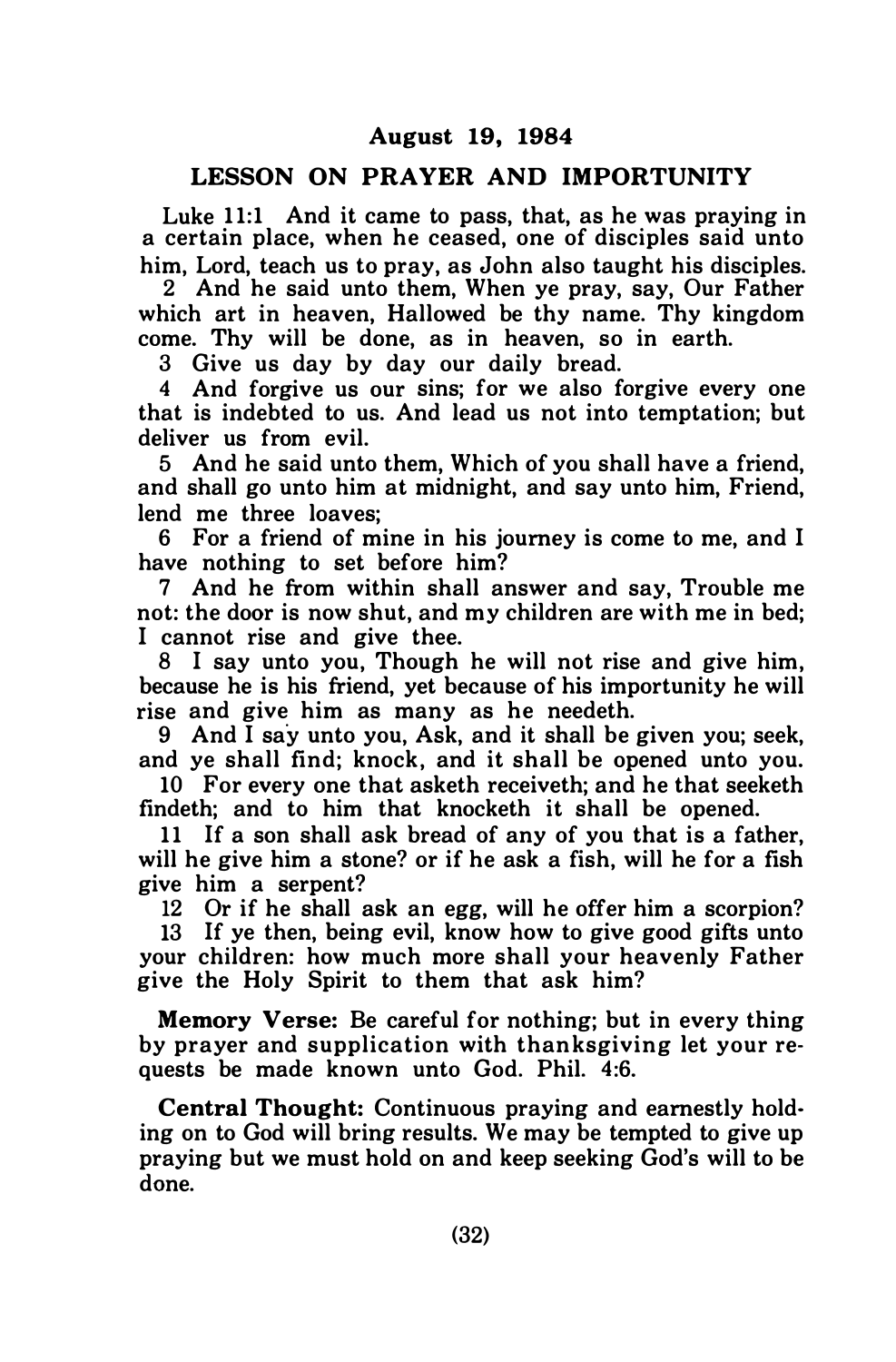**August 19, 1984**

## LESSON ON PRAYER AND IMPORTUNITY

Luke 11:1 And it came to pass, that, as he was praying in a certain place, when he ceased, one of disciples said unto him, Lord, teach us to pray, as John also taught his disciples.

2 And he said unto them, When ye pray, say, Our Father which art in heaven, Hallowed be thy name. Thy kingdom come. Thy will be done, as in heaven, so in earth.

3 Give us day by day our daily bread.

4 And forgive us our sins; for we also forgive every one that is indebted to us. And lead us not into temptation; but deliver us from evil.

5 And he said unto them, Which of you shall have a friend, and shall go unto him at midnight, and say unto him, Friend, lend me three loaves;

6 For a friend of mine in his journey is come to me, and I have nothing to set before him?

7 And he from within shall answer and say, Trouble me not: the door is now shut, and my children are with me in bed; I cannot rise and give thee.

8 I say unto you, Though he will not rise and give him, because he is his friend, yet because of his importunity he will rise and give him as many as he needeth.

9 And I say unto you, Ask, and it shall be given you; seek, and ye shall find; knock, and it shall be opened unto you.

10 For every one that asketh receiveth; and he that seeketh findeth; and to him that knocketh it shall be opened.

11 If a son shall ask bread of any of you that is a father, will he give him a stone? or if he ask a fish, will he for a fish give him a serpent?

12 Or if he shall ask an egg, will he offer him a scorpion?

13 If ye then, being evil, know how to give good gifts unto your children: how much more shall your heavenly Father give the Holy Spirit to them that ask him?

**Memory Verse:** Be careful for nothing; but in every thing by prayer and supplication with thanksgiving let your requests be made known unto God. Phil. 4:6.

**Central Thought:** Continuous praying and earnestly holding on to God will bring results. We may be tempted to give up praying but we must hold on and keep seeking God's will to be done.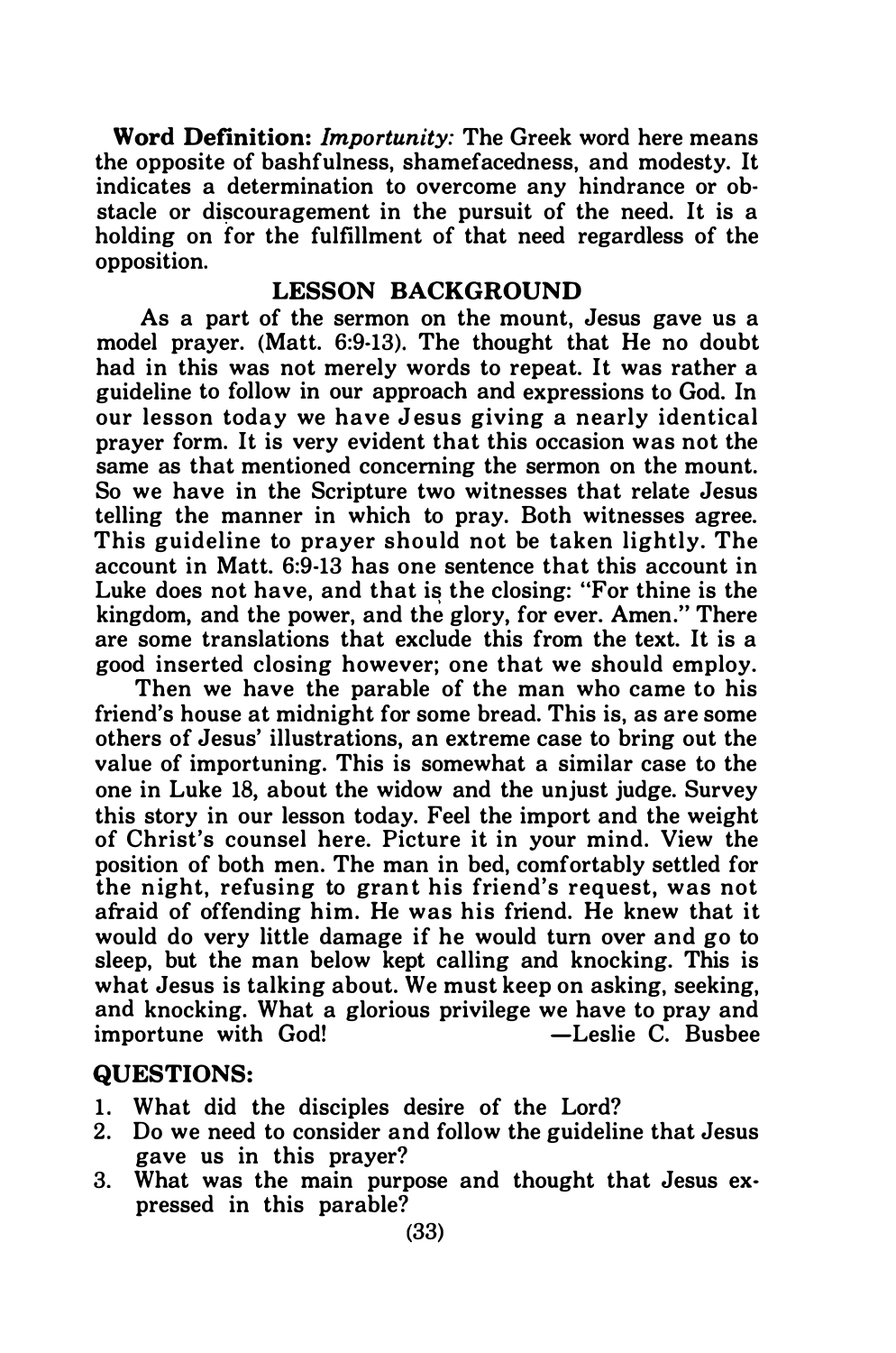**Word Definition:** *Importunity:* The Greek word here means the opposite of bashfulness, shamefacedness, and modesty. It indicates a determination to overcome any hindrance or obstacle or discouragement in the pursuit of the need. It is a holding on for the fulfillment of that need regardless of the opposition.

## LESSON BACKGROUND

As a part of the sermon on the mount, Jesus gave us a model prayer. (Matt. 6:9-13). The thought that He no doubt had in this was not merely words to repeat. It was rather a guideline to follow in our approach and expressions to God. In our lesson today we have Jesus giving a nearly identical prayer form. It is very evident that this occasion was not the same as that mentioned concerning the sermon on the mount. So we have in the Scripture two witnesses that relate Jesus telling the manner in which to pray. Both witnesses agree. This guideline to prayer should not be taken lightly. The account in Matt. 6:9-13 has one sentence that this account in Luke does not have, and that is the closing: "For thine is the kingdom, and the power, and the glory, for ever. Amen." There are some translations that exclude this from the text. It is a good inserted closing however; one that we should employ.

Then we have the parable of the man who came to his friend's house at midnight for some bread. This is, as are some others of Jesus' illustrations, an extreme case to bring out the value of importuning. This is somewhat a similar case to the one in Luke 18, about the widow and the unjust judge. Survey this story in our lesson today. Feel the import and the weight of Christ's counsel here. Picture it in your mind. View the position of both men. The man in bed, comfortably settled for the night, refusing to grant his friend's request, was not afraid of offending him. He was his friend. He knew that it would do very little damage if he would turn over and go to sleep, but the man below kept calling and knocking. This is what Jesus is talking about. We must keep on asking, seeking, and knocking. What a glorious privilege we have to pray and importune with God! —Leslie C. Busbee

## QUESTIONS:

1. What did the disciples desire of the Lord?
2. Do we need to consider and follow the guideline that Jesus gave us in this prayer?
3. What was the main purpose and thought that Jesus expressed in this parable?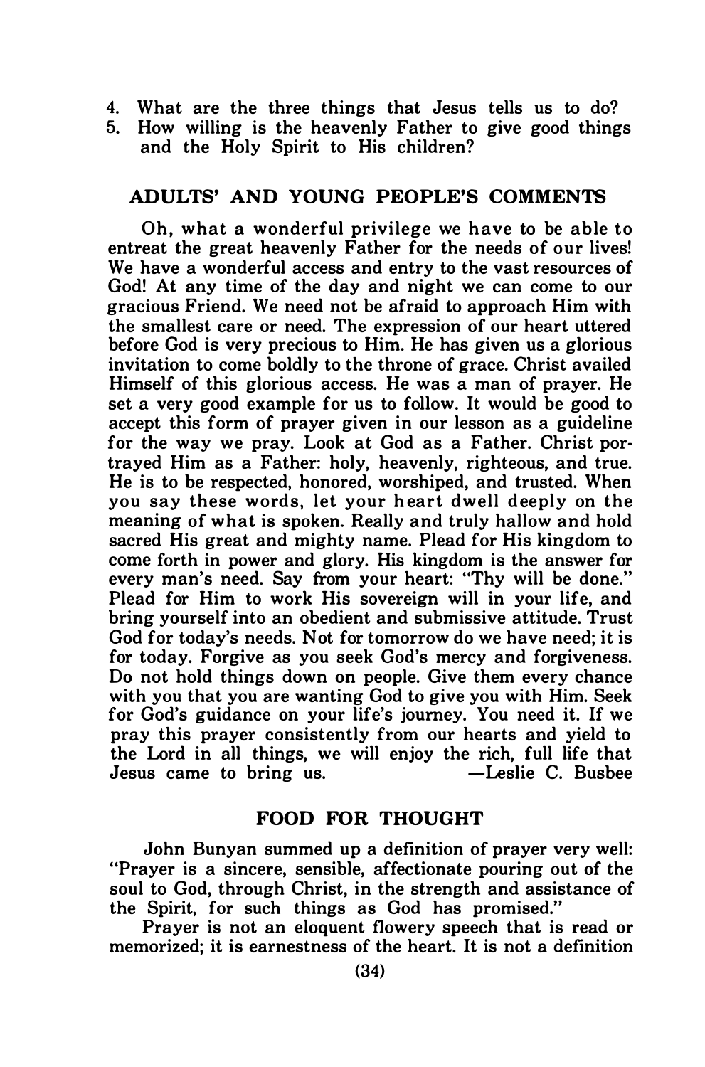4. What are the three things that Jesus tells us to do?
5. How willing is the heavenly Father to give good things and the Holy Spirit to His children?

## ADULTS' AND YOUNG PEOPLE'S COMMENTS

Oh, what a wonderful privilege we have to be able to entreat the great heavenly Father for the needs of our lives! We have a wonderful access and entry to the vast resources of God! At any time of the day and night we can come to our gracious Friend. We need not be afraid to approach Him with the smallest care or need. The expression of our heart uttered before God is very precious to Him. He has given us a glorious invitation to come boldly to the throne of grace. Christ availed Himself of this glorious access. He was a man of prayer. He set a very good example for us to follow. It would be good to accept this form of prayer given in our lesson as a guideline for the way we pray. Look at God as a Father. Christ portrayed Him as a Father: holy, heavenly, righteous, and true. He is to be respected, honored, worshiped, and trusted. When you say these words, let your heart dwell deeply on the meaning of what is spoken. Really and truly hallow and hold sacred His great and mighty name. Plead for His kingdom to come forth in power and glory. His kingdom is the answer for every man's need. Say from your heart: "Thy will be done." Plead for Him to work His sovereign will in your life, and bring yourself into an obedient and submissive attitude. Trust God for today's needs. Not for tomorrow do we have need; it is for today. Forgive as you seek God's mercy and forgiveness. Do not hold things down on people. Give them every chance with you that you are wanting God to give you with Him. Seek for God's guidance on your life's journey. You need it. If we pray this prayer consistently from our hearts and yield to the Lord in all things, we will enjoy the rich, full life that Jesus came to bring us. —Leslie C. Busbee

## FOOD FOR THOUGHT

John Bunyan summed up a definition of prayer very well: "Prayer is a sincere, sensible, affectionate pouring out of the soul to God, through Christ, in the strength and assistance of the Spirit, for such things as God has promised."

Prayer is not an eloquent flowery speech that is read or memorized; it is earnestness of the heart. It is not a definition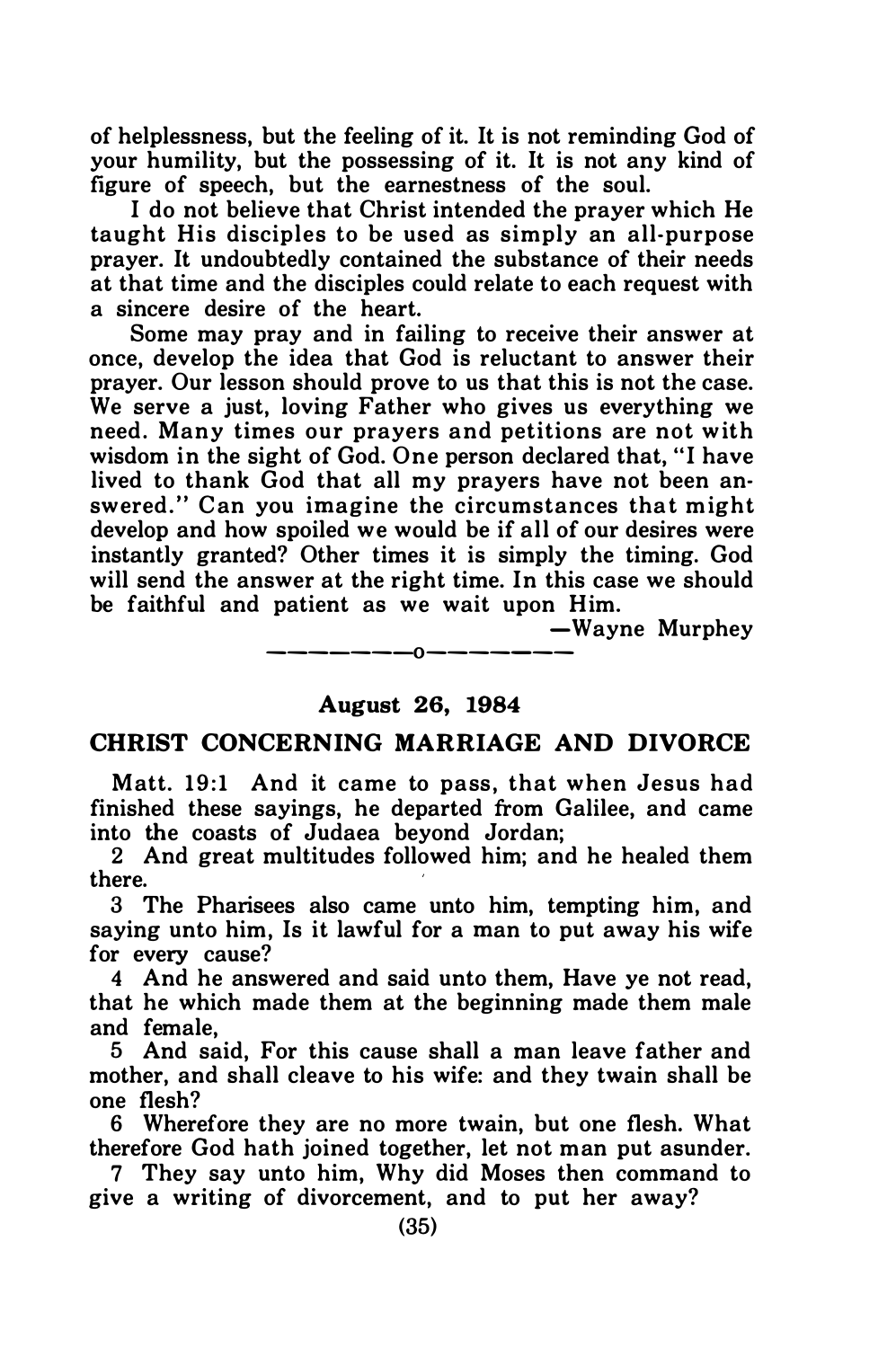of helplessness, but the feeling of it. It is not reminding God of your humility, but the possessing of it. It is not any kind of figure of speech, but the earnestness of the soul.

I do not believe that Christ intended the prayer which He taught His disciples to be used as simply an all-purpose prayer. It undoubtedly contained the substance of their needs at that time and the disciples could relate to each request with a sincere desire of the heart.

Some may pray and in failing to receive their answer at once, develop the idea that God is reluctant to answer their prayer. Our lesson should prove to us that this is not the case. We serve a just, loving Father who gives us everything we need. Many times our prayers and petitions are not with wisdom in the sight of God. One person declared that, "I have lived to thank God that all my prayers have not been answered." Can you imagine the circumstances that might develop and how spoiled we would be if all of our desires were instantly granted? Other times it is simply the timing. God will send the answer at the right time. In this case we should be faithful and patient as we wait upon Him.

—Wayne Murphey

———————o———————

**August 26, 1984**

## CHRIST CONCERNING MARRIAGE AND DIVORCE

Matt. 19:1 And it came to pass, that when Jesus had finished these sayings, he departed from Galilee, and came into the coasts of Judaea beyond Jordan;

2 And great multitudes followed him; and he healed them there.

3 The Pharisees also came unto him, tempting him, and saying unto him, Is it lawful for a man to put away his wife for every cause?

4 And he answered and said unto them, Have ye not read, that he which made them at the beginning made them male and female,

5 And said, For this cause shall a man leave father and mother, and shall cleave to his wife: and they twain shall be one flesh?

6 Wherefore they are no more twain, but one flesh. What therefore God hath joined together, let not man put asunder.

7 They say unto him, Why did Moses then command to give a writing of divorcement, and to put her away?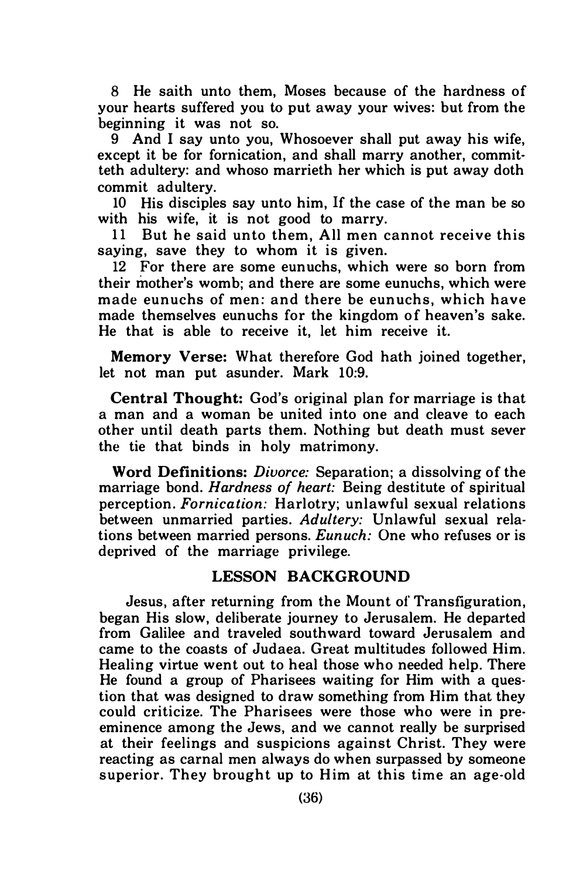8 He saith unto them, Moses because of the hardness of your hearts suffered you to put away your wives: but from the beginning it was not so.

9 And I say unto you, Whosoever shall put away his wife, except it be for fornication, and shall marry another, committeth adultery: and whoso marrieth her which is put away doth commit adultery.

10 His disciples say unto him, If the case of the man be so with his wife, it is not good to marry.

11 But he said unto them, All men cannot receive this saying, save they to whom it is given.

12 For there are some eunuchs, which were so born from their mother's womb; and there are some eunuchs, which were made eunuchs of men: and there be eunuchs, which have made themselves eunuchs for the kingdom of heaven's sake. He that is able to receive it, let him receive it.

**Memory Verse:** What therefore God hath joined together, let not man put asunder. Mark 10:9.

**Central Thought:** God's original plan for marriage is that a man and a woman be united into one and cleave to each other until death parts them. Nothing but death must sever the tie that binds in holy matrimony.

**Word Definitions:** *Divorce:* Separation; a dissolving of the marriage bond. *Hardness of heart:* Being destitute of spiritual perception. *Fornication:* Harlotry; unlawful sexual relations between unmarried parties. *Adultery:* Unlawful sexual relations between married persons. *Eunuch:* One who refuses or is deprived of the marriage privilege.

## LESSON BACKGROUND

Jesus, after returning from the Mount of Transfiguration, began His slow, deliberate journey to Jerusalem. He departed from Galilee and traveled southward toward Jerusalem and came to the coasts of Judaea. Great multitudes followed Him. Healing virtue went out to heal those who needed help. There He found a group of Pharisees waiting for Him with a question that was designed to draw something from Him that they could criticize. The Pharisees were those who were in preeminence among the Jews, and we cannot really be surprised at their feelings and suspicions against Christ. They were reacting as carnal men always do when surpassed by someone superior. They brought up to Him at this time an age-old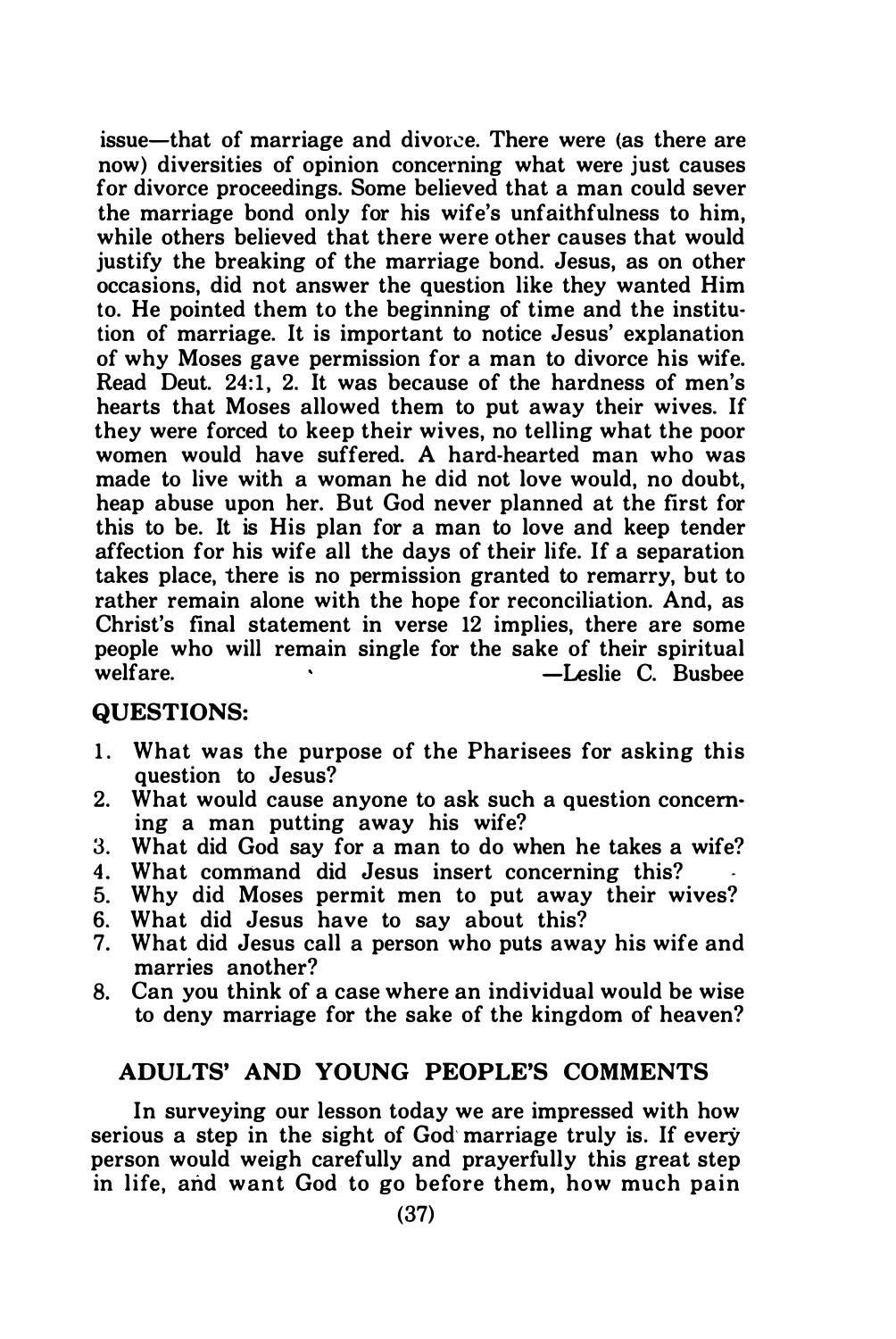issue—that of marriage and divorce. There were (as there are now) diversities of opinion concerning what were just causes for divorce proceedings. Some believed that a man could sever the marriage bond only for his wife's unfaithfulness to him, while others believed that there were other causes that would justify the breaking of the marriage bond. Jesus, as on other occasions, did not answer the question like they wanted Him to. He pointed them to the beginning of time and the institution of marriage. It is important to notice Jesus' explanation of why Moses gave permission for a man to divorce his wife. Read Deut. 24:1, 2. It was because of the hardness of men's hearts that Moses allowed them to put away their wives. If they were forced to keep their wives, no telling what the poor women would have suffered. A hard-hearted man who was made to live with a woman he did not love would, no doubt, heap abuse upon her. But God never planned at the first for this to be. It is His plan for a man to love and keep tender affection for his wife all the days of their life. If a separation takes place, there is no permission granted to remarry, but to rather remain alone with the hope for reconciliation. And, as Christ's final statement in verse 12 implies, there are some people who will remain single for the sake of their spiritual welfare. —Leslie C. Busbee

### QUESTIONS:

1. What was the purpose of the Pharisees for asking this question to Jesus?
2. What would cause anyone to ask such a question concerning a man putting away his wife?
3. What did God say for a man to do when he takes a wife?
4. What command did Jesus insert concerning this?
5. Why did Moses permit men to put away their wives?
6. What did Jesus have to say about this?
7. What did Jesus call a person who puts away his wife and marries another?
8. Can you think of a case where an individual would be wise to deny marriage for the sake of the kingdom of heaven?

## ADULTS' AND YOUNG PEOPLE'S COMMENTS

In surveying our lesson today we are impressed with how serious a step in the sight of God marriage truly is. If every person would weigh carefully and prayerfully this great step in life, and want God to go before them, how much pain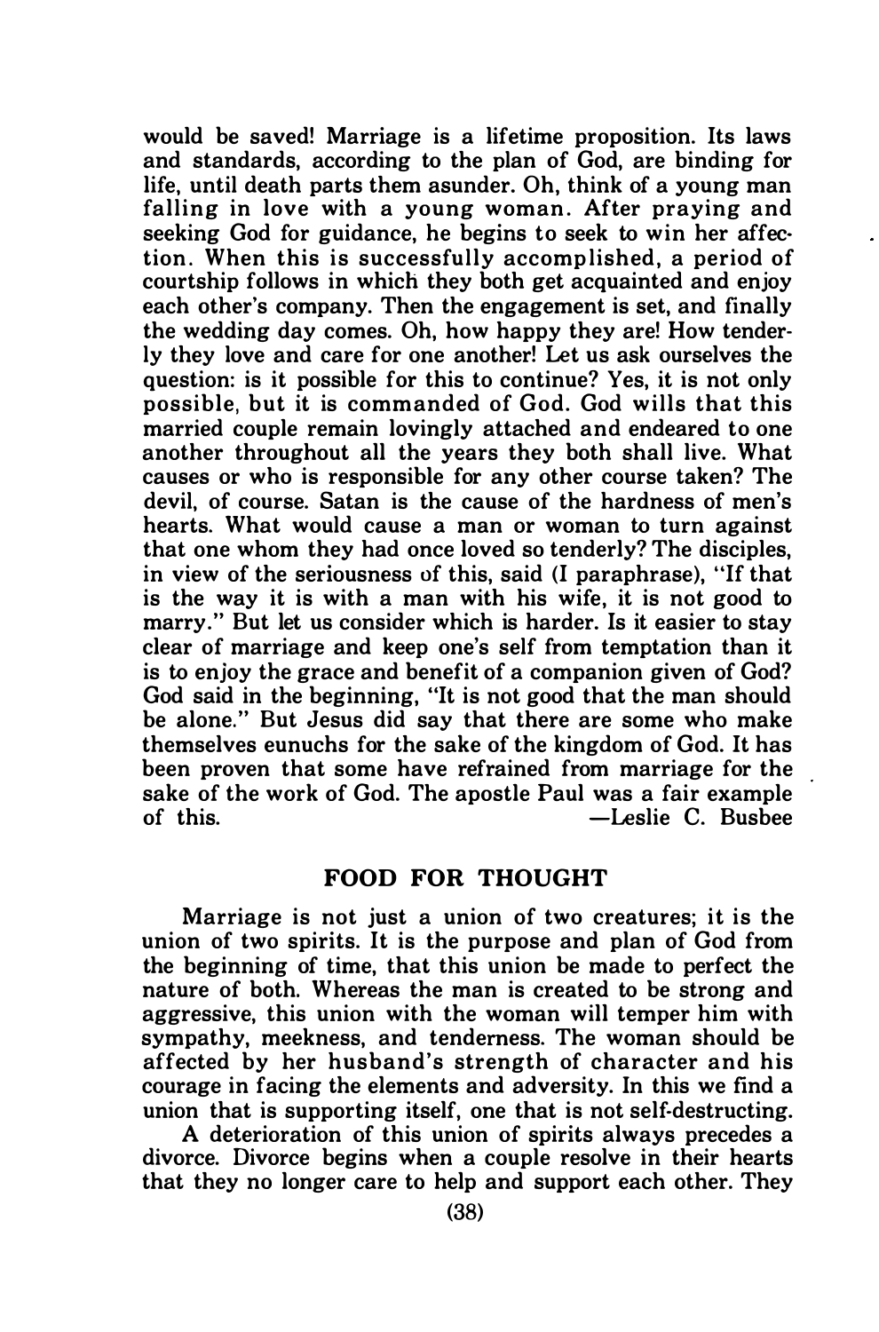would be saved! Marriage is a lifetime proposition. Its laws and standards, according to the plan of God, are binding for life, until death parts them asunder. Oh, think of a young man falling in love with a young woman. After praying and seeking God for guidance, he begins to seek to win her affection. When this is successfully accomplished, a period of courtship follows in which they both get acquainted and enjoy each other's company. Then the engagement is set, and finally the wedding day comes. Oh, how happy they are! How tenderly they love and care for one another! Let us ask ourselves the question: is it possible for this to continue? Yes, it is not only possible, but it is commanded of God. God wills that this married couple remain lovingly attached and endeared to one another throughout all the years they both shall live. What causes or who is responsible for any other course taken? The devil, of course. Satan is the cause of the hardness of men's hearts. What would cause a man or woman to turn against that one whom they had once loved so tenderly? The disciples, in view of the seriousness of this, said (I paraphrase), "If that is the way it is with a man with his wife, it is not good to marry." But let us consider which is harder. Is it easier to stay clear of marriage and keep one's self from temptation than it is to enjoy the grace and benefit of a companion given of God? God said in the beginning, "It is not good that the man should be alone." But Jesus did say that there are some who make themselves eunuchs for the sake of the kingdom of God. It has been proven that some have refrained from marriage for the sake of the work of God. The apostle Paul was a fair example of this. —Leslie C. Busbee

## FOOD FOR THOUGHT

Marriage is not just a union of two creatures; it is the union of two spirits. It is the purpose and plan of God from the beginning of time, that this union be made to perfect the nature of both. Whereas the man is created to be strong and aggressive, this union with the woman will temper him with sympathy, meekness, and tenderness. The woman should be affected by her husband's strength of character and his courage in facing the elements and adversity. In this we find a union that is supporting itself, one that is not self-destructing.

A deterioration of this union of spirits always precedes a divorce. Divorce begins when a couple resolve in their hearts that they no longer care to help and support each other. They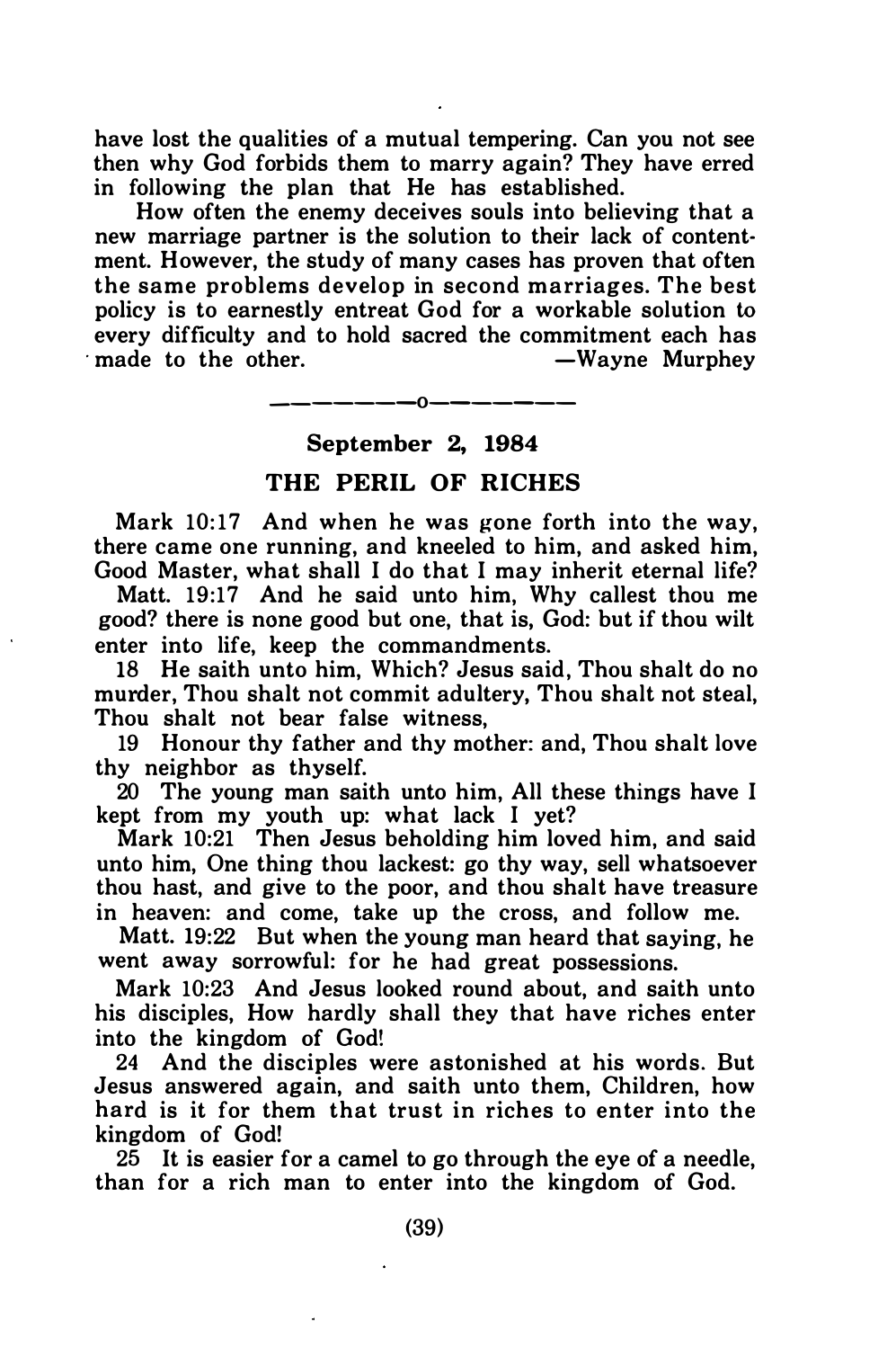have lost the qualities of a mutual tempering. Can you not see then why God forbids them to marry again? They have erred in following the plan that He has established.

How often the enemy deceives souls into believing that a new marriage partner is the solution to their lack of contentment. However, the study of many cases has proven that often the same problems develop in second marriages. The best policy is to earnestly entreat God for a workable solution to every difficulty and to hold sacred the commitment each has made to the other. —Wayne Murphey

—————o—————

**September 2, 1984**

## THE PERIL OF RICHES

Mark 10:17 And when he was gone forth into the way, there came one running, and kneeled to him, and asked him, Good Master, what shall I do that I may inherit eternal life?

Matt. 19:17 And he said unto him, Why callest thou me good? there is none good but one, that is, God: but if thou wilt enter into life, keep the commandments.

18 He saith unto him, Which? Jesus said, Thou shalt do no murder, Thou shalt not commit adultery, Thou shalt not steal, Thou shalt not bear false witness,

19 Honour thy father and thy mother: and, Thou shalt love thy neighbor as thyself.

20 The young man saith unto him, All these things have I kept from my youth up: what lack I yet?

Mark 10:21 Then Jesus beholding him loved him, and said unto him, One thing thou lackest: go thy way, sell whatsoever thou hast, and give to the poor, and thou shalt have treasure in heaven: and come, take up the cross, and follow me.

Matt. 19:22 But when the young man heard that saying, he went away sorrowful: for he had great possessions.

Mark 10:23 And Jesus looked round about, and saith unto his disciples, How hardly shall they that have riches enter into the kingdom of God!

24 And the disciples were astonished at his words. But Jesus answered again, and saith unto them, Children, how hard is it for them that trust in riches to enter into the kingdom of God!

25 It is easier for a camel to go through the eye of a needle, than for a rich man to enter into the kingdom of God.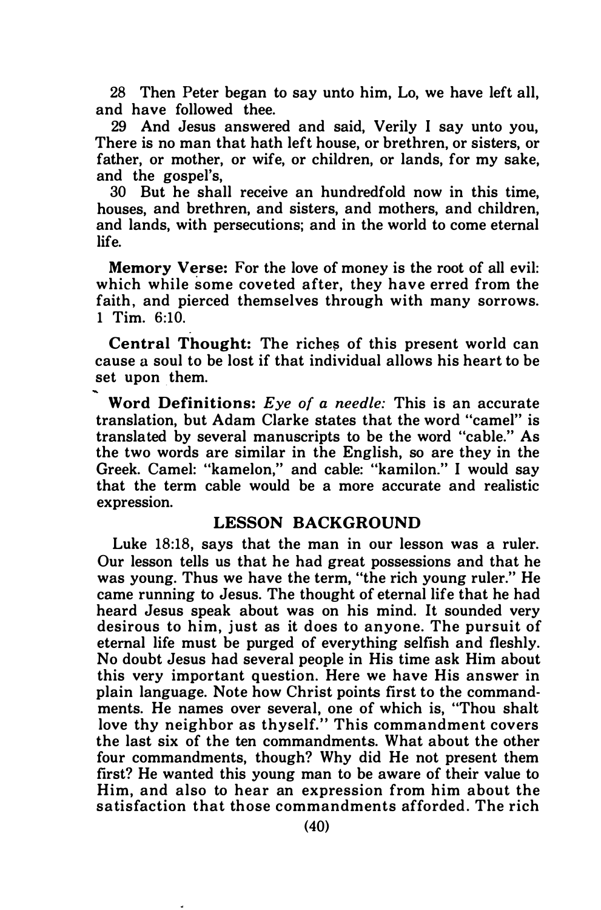28 Then Peter began to say unto him, Lo, we have left all, and have followed thee.

29 And Jesus answered and said, Verily I say unto you, There is no man that hath left house, or brethren, or sisters, or father, or mother, or wife, or children, or lands, for my sake, and the gospel's,

30 But he shall receive an hundredfold now in this time, houses, and brethren, and sisters, and mothers, and children, and lands, with persecutions; and in the world to come eternal life.

**Memory Verse:** For the love of money is the root of all evil: which while some coveted after, they have erred from the faith, and pierced themselves through with many sorrows. 1 Tim. 6:10.

**Central Thought:** The riches of this present world can cause a soul to be lost if that individual allows his heart to be set upon them.

**Word Definitions:** *Eye of a needle:* This is an accurate translation, but Adam Clarke states that the word "camel" is translated by several manuscripts to be the word "cable." As the two words are similar in the English, so are they in the Greek. Camel: "kamelon," and cable: "kamilon." I would say that the term cable would be a more accurate and realistic expression.

## LESSON BACKGROUND

Luke 18:18, says that the man in our lesson was a ruler. Our lesson tells us that he had great possessions and that he was young. Thus we have the term, "the rich young ruler." He came running to Jesus. The thought of eternal life that he had heard Jesus speak about was on his mind. It sounded very desirous to him, just as it does to anyone. The pursuit of eternal life must be purged of everything selfish and fleshly. No doubt Jesus had several people in His time ask Him about this very important question. Here we have His answer in plain language. Note how Christ points first to the commandments. He names over several, one of which is, "Thou shalt love thy neighbor as thyself." This commandment covers the last six of the ten commandments. What about the other four commandments, though? Why did He not present them first? He wanted this young man to be aware of their value to Him, and also to hear an expression from him about the satisfaction that those commandments afforded. The rich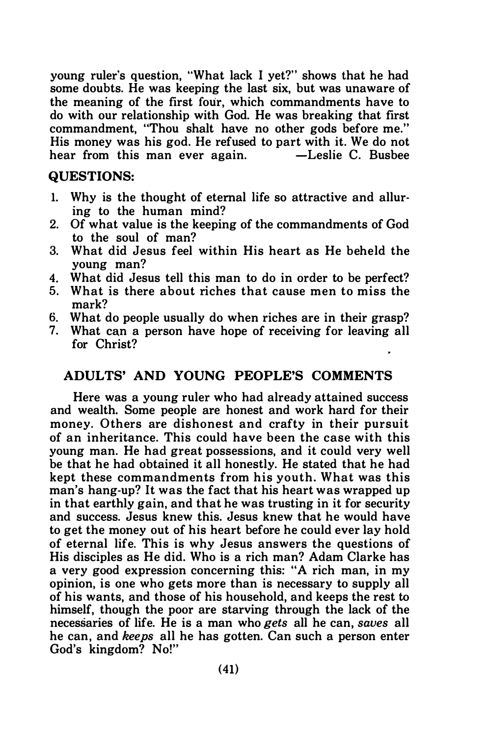young ruler's question, "What lack I yet?" shows that he had some doubts. He was keeping the last six, but was unaware of the meaning of the first four, which commandments have to do with our relationship with God. He was breaking that first commandment, "Thou shalt have no other gods before me." His money was his god. He refused to part with it. We do not hear from this man ever again. —Leslie C. Busbee

## QUESTIONS:

1. Why is the thought of eternal life so attractive and alluring to the human mind?
2. Of what value is the keeping of the commandments of God to the soul of man?
3. What did Jesus feel within His heart as He beheld the young man?
4. What did Jesus tell this man to do in order to be perfect?
5. What is there about riches that cause men to miss the mark?
6. What do people usually do when riches are in their grasp?
7. What can a person have hope of receiving for leaving all for Christ?

## ADULTS' AND YOUNG PEOPLE'S COMMENTS

Here was a young ruler who had already attained success and wealth. Some people are honest and work hard for their money. Others are dishonest and crafty in their pursuit of an inheritance. This could have been the case with this young man. He had great possessions, and it could very well be that he had obtained it all honestly. He stated that he had kept these commandments from his youth. What was this man's hang-up? It was the fact that his heart was wrapped up in that earthly gain, and that he was trusting in it for security and success. Jesus knew this. Jesus knew that he would have to get the money out of his heart before he could ever lay hold of eternal life. This is why Jesus answers the questions of His disciples as He did. Who is a rich man? Adam Clarke has a very good expression concerning this: "A rich man, in my opinion, is one who gets more than is necessary to supply all of his wants, and those of his household, and keeps the rest to himself, though the poor are starving through the lack of the necessaries of life. He is a man who *gets* all he can, *saves* all he can, and *keeps* all he has gotten. Can such a person enter God's kingdom? No!"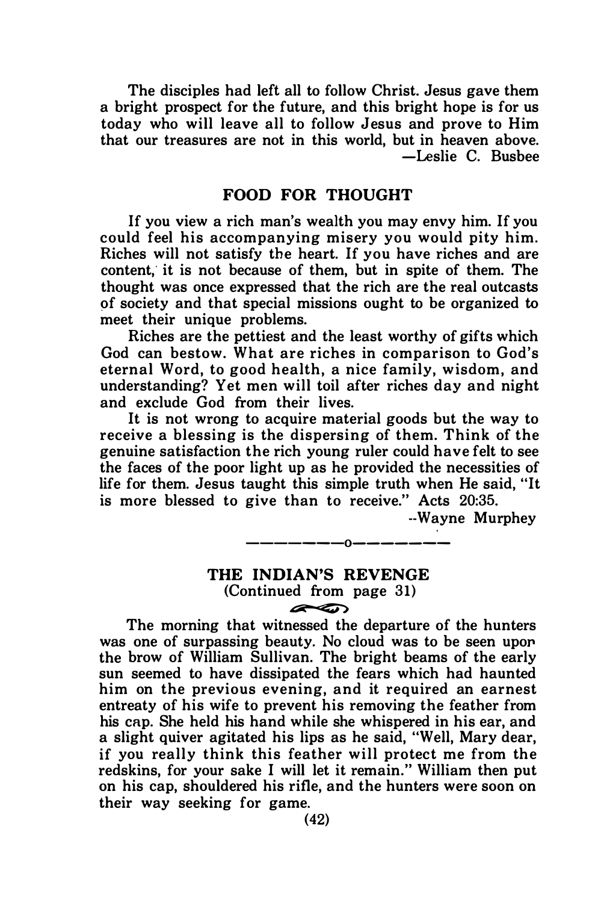The disciples had left all to follow Christ. Jesus gave them a bright prospect for the future, and this bright hope is for us today who will leave all to follow Jesus and prove to Him that our treasures are not in this world, but in heaven above.

—Leslie C. Busbee

## FOOD FOR THOUGHT

If you view a rich man's wealth you may envy him. If you could feel his accompanying misery you would pity him. Riches will not satisfy the heart. If you have riches and are content, it is not because of them, but in spite of them. The thought was once expressed that the rich are the real outcasts of society and that special missions ought to be organized to meet their unique problems.

Riches are the pettiest and the least worthy of gifts which God can bestow. What are riches in comparison to God's eternal Word, to good health, a nice family, wisdom, and understanding? Yet men will toil after riches day and night and exclude God from their lives.

It is not wrong to acquire material goods but the way to receive a blessing is the dispersing of them. Think of the genuine satisfaction the rich young ruler could have felt to see the faces of the poor light up as he provided the necessities of life for them. Jesus taught this simple truth when He said, "It is more blessed to give than to receive." Acts 20:35.

--Wayne Murphey

---

## THE INDIAN'S REVENGE

(Continued from page 31)

The morning that witnessed the departure of the hunters was one of surpassing beauty. No cloud was to be seen upon the brow of William Sullivan. The bright beams of the early sun seemed to have dissipated the fears which had haunted him on the previous evening, and it required an earnest entreaty of his wife to prevent his removing the feather from his cap. She held his hand while she whispered in his ear, and a slight quiver agitated his lips as he said, "Well, Mary dear, if you really think this feather will protect me from the redskins, for your sake I will let it remain." William then put on his cap, shouldered his rifle, and the hunters were soon on their way seeking for game.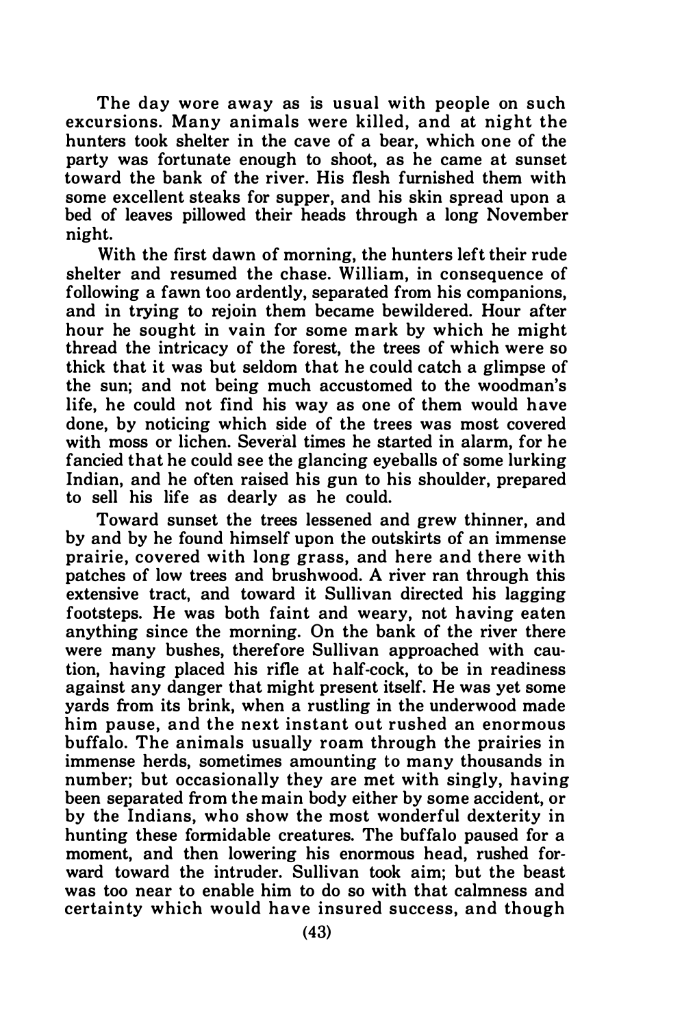The day wore away as is usual with people on such excursions. Many animals were killed, and at night the hunters took shelter in the cave of a bear, which one of the party was fortunate enough to shoot, as he came at sunset toward the bank of the river. His flesh furnished them with some excellent steaks for supper, and his skin spread upon a bed of leaves pillowed their heads through a long November night.

With the first dawn of morning, the hunters left their rude shelter and resumed the chase. William, in consequence of following a fawn too ardently, separated from his companions, and in trying to rejoin them became bewildered. Hour after hour he sought in vain for some mark by which he might thread the intricacy of the forest, the trees of which were so thick that it was but seldom that he could catch a glimpse of the sun; and not being much accustomed to the woodman's life, he could not find his way as one of them would have done, by noticing which side of the trees was most covered with moss or lichen. Several times he started in alarm, for he fancied that he could see the glancing eyeballs of some lurking Indian, and he often raised his gun to his shoulder, prepared to sell his life as dearly as he could.

Toward sunset the trees lessened and grew thinner, and by and by he found himself upon the outskirts of an immense prairie, covered with long grass, and here and there with patches of low trees and brushwood. A river ran through this extensive tract, and toward it Sullivan directed his lagging footsteps. He was both faint and weary, not having eaten anything since the morning. On the bank of the river there were many bushes, therefore Sullivan approached with caution, having placed his rifle at half-cock, to be in readiness against any danger that might present itself. He was yet some yards from its brink, when a rustling in the underwood made him pause, and the next instant out rushed an enormous buffalo. The animals usually roam through the prairies in immense herds, sometimes amounting to many thousands in number; but occasionally they are met with singly, having been separated from the main body either by some accident, or by the Indians, who show the most wonderful dexterity in hunting these formidable creatures. The buffalo paused for a moment, and then lowering his enormous head, rushed forward toward the intruder. Sullivan took aim; but the beast was too near to enable him to do so with that calmness and certainty which would have insured success, and though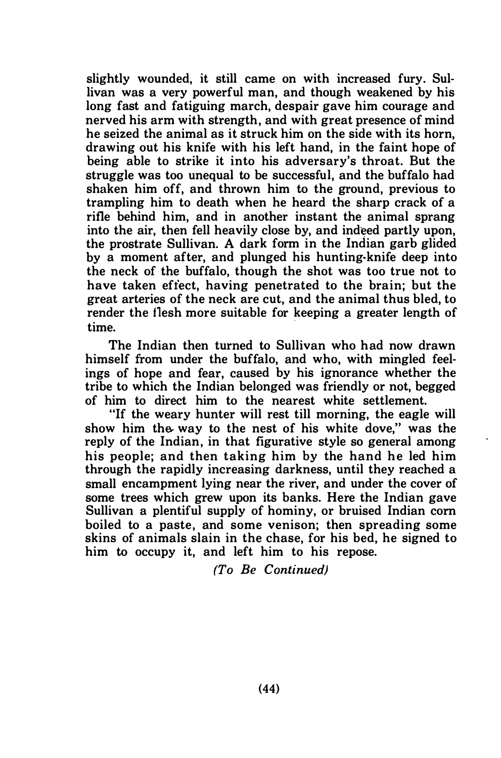slightly wounded, it still came on with increased fury. Sullivan was a very powerful man, and though weakened by his long fast and fatiguing march, despair gave him courage and nerved his arm with strength, and with great presence of mind he seized the animal as it struck him on the side with its horn, drawing out his knife with his left hand, in the faint hope of being able to strike it into his adversary's throat. But the struggle was too unequal to be successful, and the buffalo had shaken him off, and thrown him to the ground, previous to trampling him to death when he heard the sharp crack of a rifle behind him, and in another instant the animal sprang into the air, then fell heavily close by, and indeed partly upon, the prostrate Sullivan. A dark form in the Indian garb glided by a moment after, and plunged his hunting-knife deep into the neck of the buffalo, though the shot was too true not to have taken effect, having penetrated to the brain; but the great arteries of the neck are cut, and the animal thus bled, to render the flesh more suitable for keeping a greater length of time.

The Indian then turned to Sullivan who had now drawn himself from under the buffalo, and who, with mingled feelings of hope and fear, caused by his ignorance whether the tribe to which the Indian belonged was friendly or not, begged of him to direct him to the nearest white settlement.

"If the weary hunter will rest till morning, the eagle will show him the way to the nest of his white dove," was the reply of the Indian, in that figurative style so general among his people; and then taking him by the hand he led him through the rapidly increasing darkness, until they reached a small encampment lying near the river, and under the cover of some trees which grew upon its banks. Here the Indian gave Sullivan a plentiful supply of hominy, or bruised Indian corn boiled to a paste, and some venison; then spreading some skins of animals slain in the chase, for his bed, he signed to him to occupy it, and left him to his repose.

*(To Be Continued)*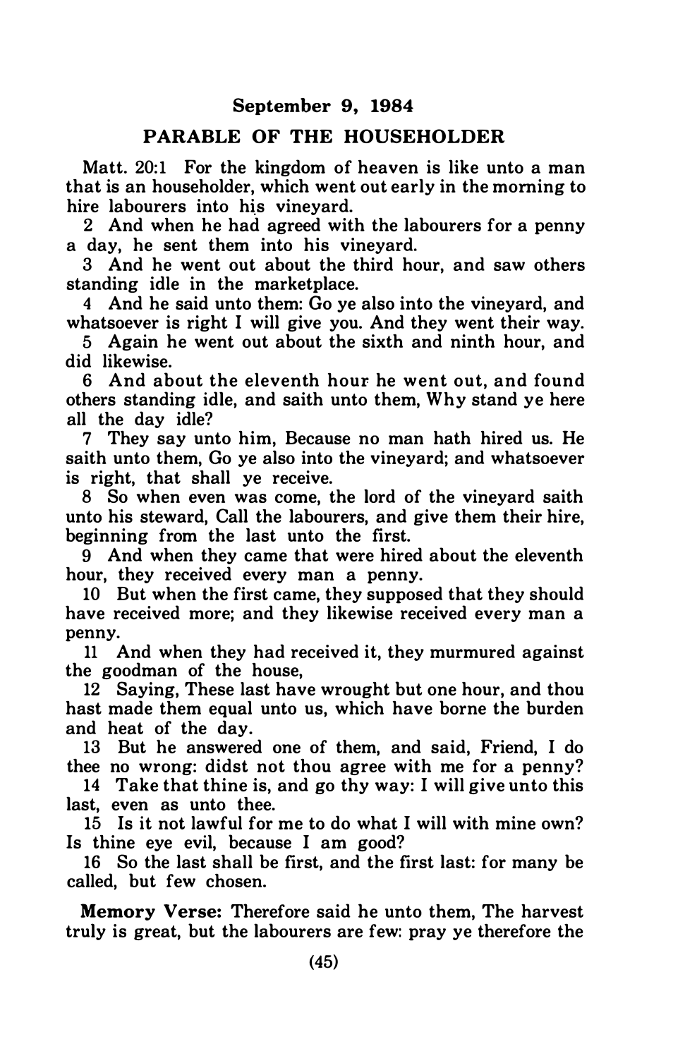**September 9, 1984**

## PARABLE OF THE HOUSEHOLDER

Matt. 20:1 For the kingdom of heaven is like unto a man that is an householder, which went out early in the morning to hire labourers into his vineyard.

2 And when he had agreed with the labourers for a penny a day, he sent them into his vineyard.

3 And he went out about the third hour, and saw others standing idle in the marketplace.

4 And he said unto them: Go ye also into the vineyard, and whatsoever is right I will give you. And they went their way.

5 Again he went out about the sixth and ninth hour, and did likewise.

6 And about the eleventh hour he went out, and found others standing idle, and saith unto them, Why stand ye here all the day idle?

7 They say unto him, Because no man hath hired us. He saith unto them, Go ye also into the vineyard; and whatsoever is right, that shall ye receive.

8 So when even was come, the lord of the vineyard saith unto his steward, Call the labourers, and give them their hire, beginning from the last unto the first.

9 And when they came that were hired about the eleventh hour, they received every man a penny.

10 But when the first came, they supposed that they should have received more; and they likewise received every man a penny.

11 And when they had received it, they murmured against the goodman of the house,

12 Saying, These last have wrought but one hour, and thou hast made them equal unto us, which have borne the burden and heat of the day.

13 But he answered one of them, and said, Friend, I do thee no wrong: didst not thou agree with me for a penny?

14 Take that thine is, and go thy way: I will give unto this last, even as unto thee.

15 Is it not lawful for me to do what I will with mine own? Is thine eye evil, because I am good?

16 So the last shall be first, and the first last: for many be called, but few chosen.

**Memory Verse:** Therefore said he unto them, The harvest truly is great, but the labourers are few: pray ye therefore the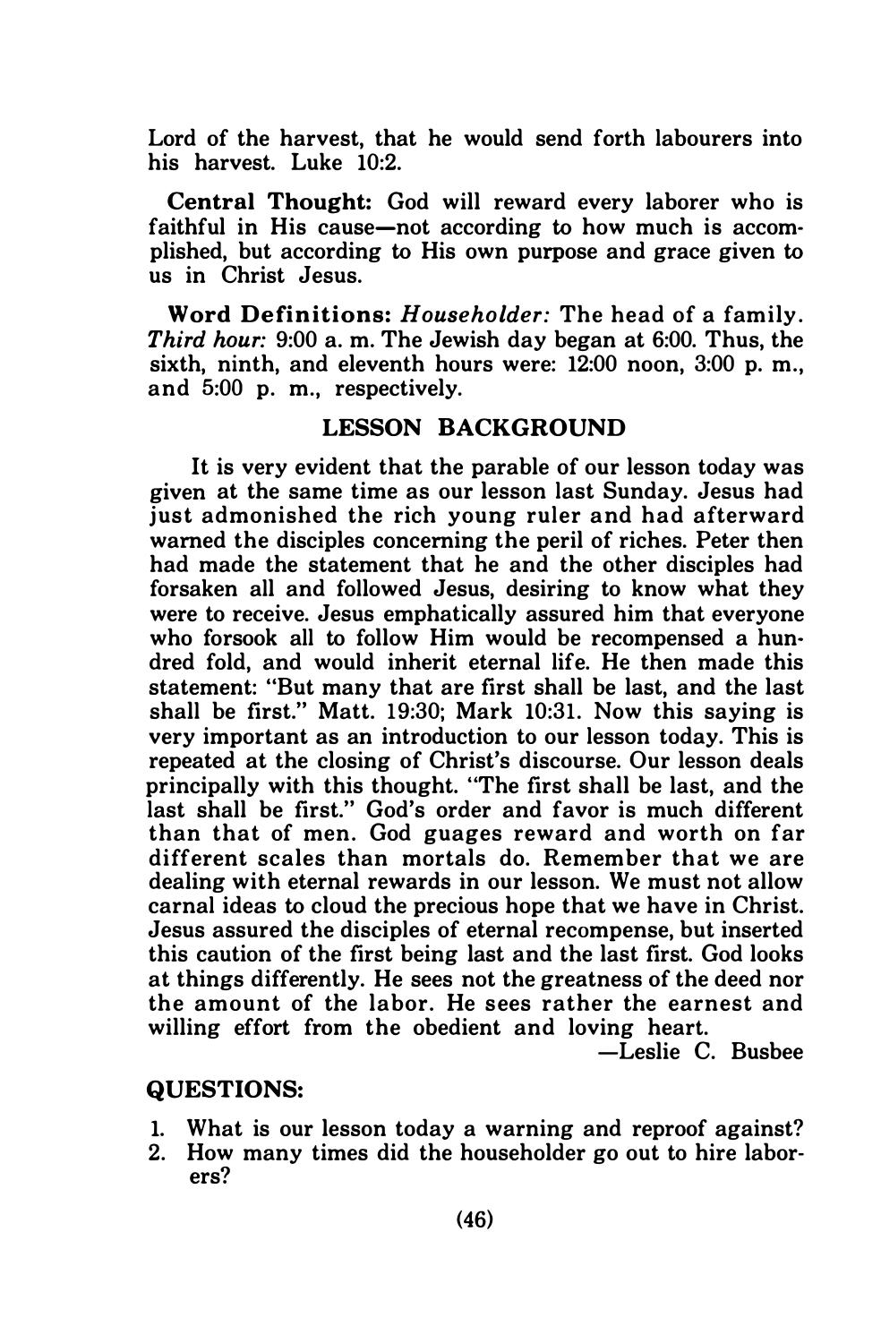Lord of the harvest, that he would send forth labourers into his harvest. Luke 10:2.

**Central Thought:** God will reward every laborer who is faithful in His cause—not according to how much is accomplished, but according to His own purpose and grace given to us in Christ Jesus.

**Word Definitions:** *Householder:* The head of a family. *Third hour:* 9:00 a. m. The Jewish day began at 6:00. Thus, the sixth, ninth, and eleventh hours were: 12:00 noon, 3:00 p. m., and 5:00 p. m., respectively.

## LESSON BACKGROUND

It is very evident that the parable of our lesson today was given at the same time as our lesson last Sunday. Jesus had just admonished the rich young ruler and had afterward warned the disciples concerning the peril of riches. Peter then had made the statement that he and the other disciples had forsaken all and followed Jesus, desiring to know what they were to receive. Jesus emphatically assured him that everyone who forsook all to follow Him would be recompensed a hundred fold, and would inherit eternal life. He then made this statement: "But many that are first shall be last, and the last shall be first." Matt. 19:30; Mark 10:31. Now this saying is very important as an introduction to our lesson today. This is repeated at the closing of Christ's discourse. Our lesson deals principally with this thought. "The first shall be last, and the last shall be first." God's order and favor is much different than that of men. God guages reward and worth on far different scales than mortals do. Remember that we are dealing with eternal rewards in our lesson. We must not allow carnal ideas to cloud the precious hope that we have in Christ. Jesus assured the disciples of eternal recompense, but inserted this caution of the first being last and the last first. God looks at things differently. He sees not the greatness of the deed nor the amount of the labor. He sees rather the earnest and willing effort from the obedient and loving heart.

—Leslie C. Busbee

**QUESTIONS:**

1. What is our lesson today a warning and reproof against?
2. How many times did the householder go out to hire laborers?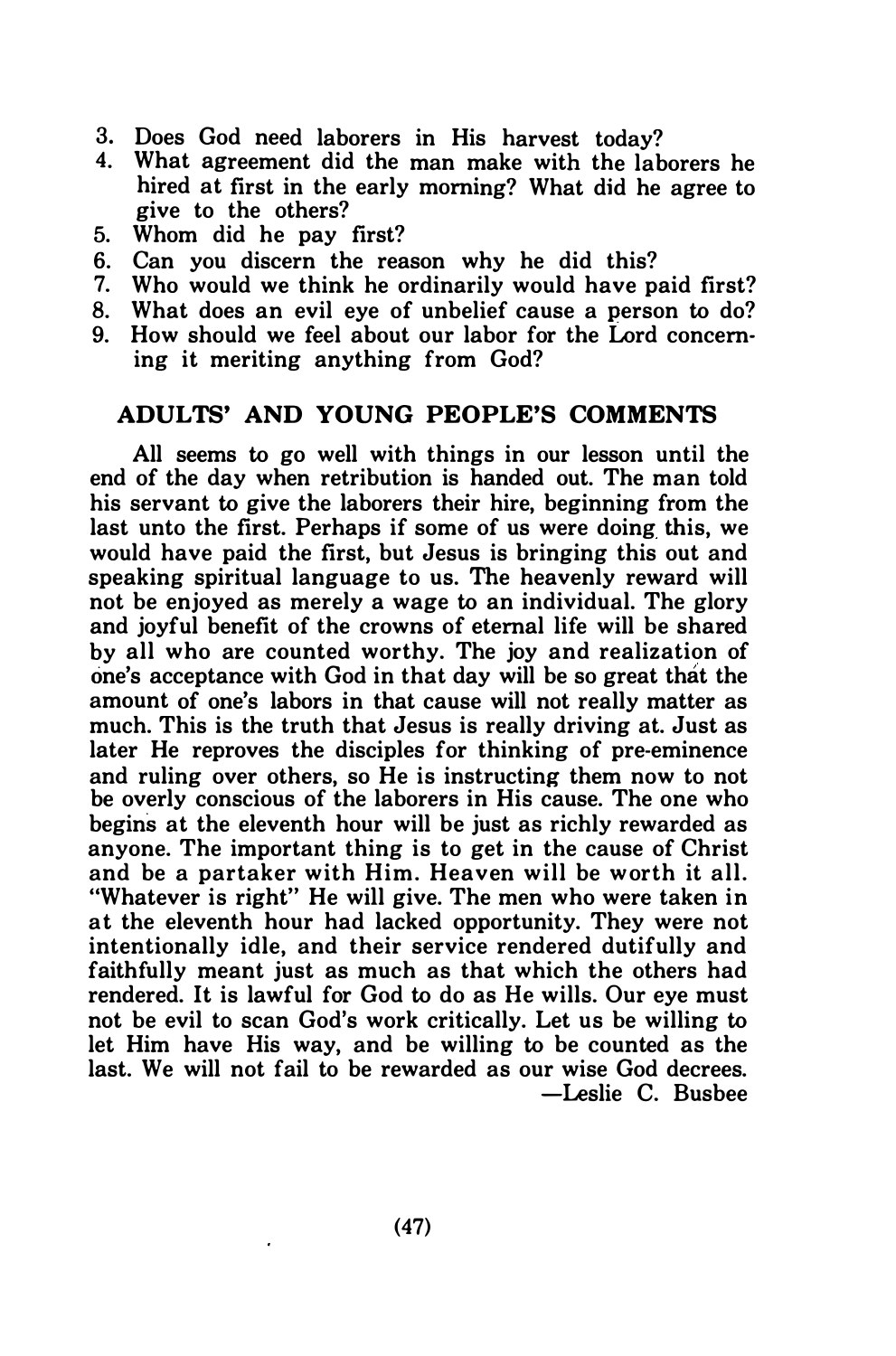3. Does God need laborers in His harvest today?
4. What agreement did the man make with the laborers he hired at first in the early morning? What did he agree to give to the others?
5. Whom did he pay first?
6. Can you discern the reason why he did this?
7. Who would we think he ordinarily would have paid first?
8. What does an evil eye of unbelief cause a person to do?
9. How should we feel about our labor for the Lord concerning it meriting anything from God?

## ADULTS' AND YOUNG PEOPLE'S COMMENTS

All seems to go well with things in our lesson until the end of the day when retribution is handed out. The man told his servant to give the laborers their hire, beginning from the last unto the first. Perhaps if some of us were doing this, we would have paid the first, but Jesus is bringing this out and speaking spiritual language to us. The heavenly reward will not be enjoyed as merely a wage to an individual. The glory and joyful benefit of the crowns of eternal life will be shared by all who are counted worthy. The joy and realization of one's acceptance with God in that day will be so great that the amount of one's labors in that cause will not really matter as much. This is the truth that Jesus is really driving at. Just as later He reproves the disciples for thinking of pre-eminence and ruling over others, so He is instructing them now to not be overly conscious of the laborers in His cause. The one who begins at the eleventh hour will be just as richly rewarded as anyone. The important thing is to get in the cause of Christ and be a partaker with Him. Heaven will be worth it all. "Whatever is right" He will give. The men who were taken in at the eleventh hour had lacked opportunity. They were not intentionally idle, and their service rendered dutifully and faithfully meant just as much as that which the others had rendered. It is lawful for God to do as He wills. Our eye must not be evil to scan God's work critically. Let us be willing to let Him have His way, and be willing to be counted as the last. We will not fail to be rewarded as our wise God decrees.

—Leslie C. Busbee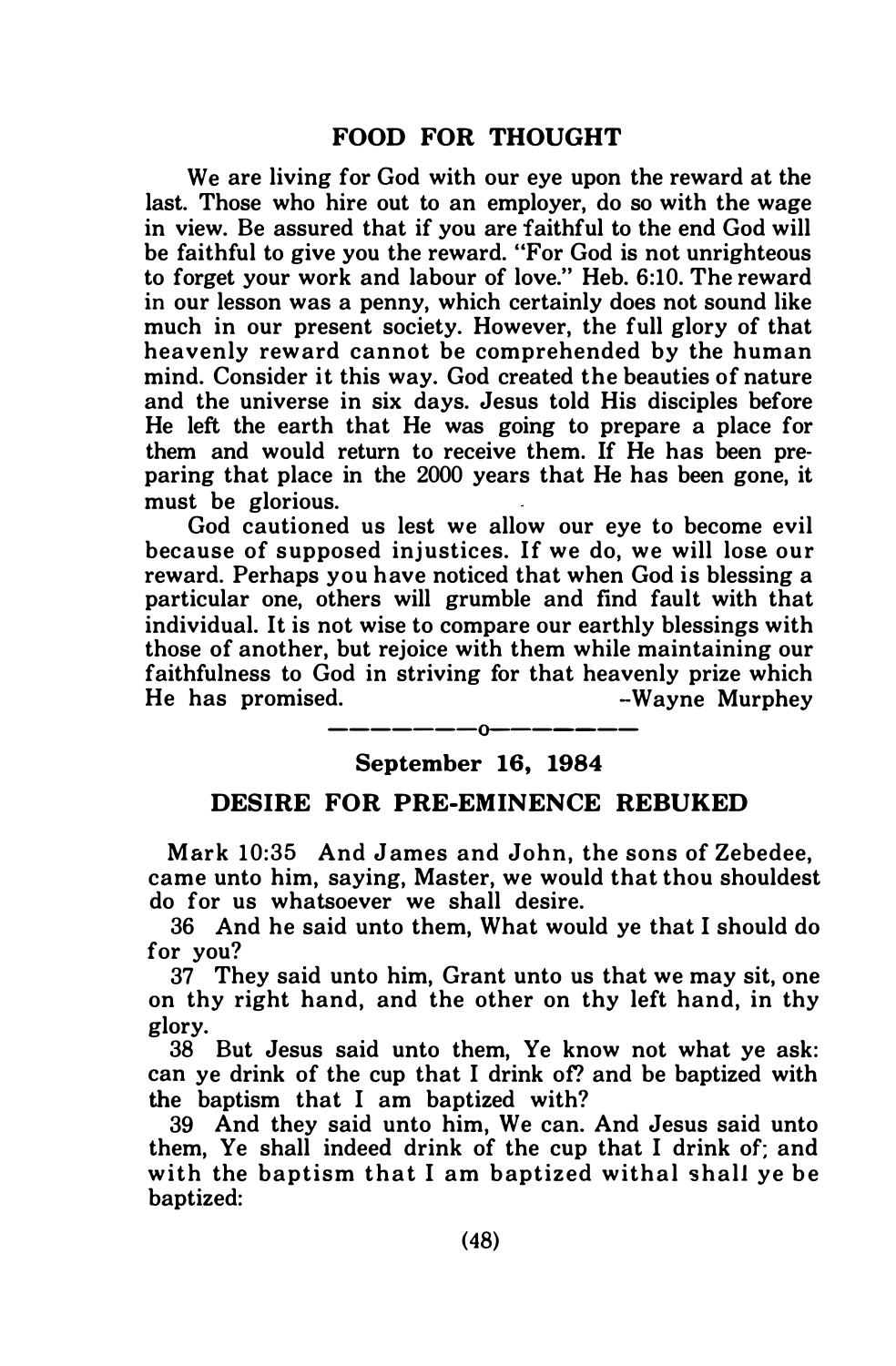## FOOD FOR THOUGHT

We are living for God with our eye upon the reward at the last. Those who hire out to an employer, do so with the wage in view. Be assured that if you are faithful to the end God will be faithful to give you the reward. "For God is not unrighteous to forget your work and labour of love." Heb. 6:10. The reward in our lesson was a penny, which certainly does not sound like much in our present society. However, the full glory of that heavenly reward cannot be comprehended by the human mind. Consider it this way. God created the beauties of nature and the universe in six days. Jesus told His disciples before He left the earth that He was going to prepare a place for them and would return to receive them. If He has been preparing that place in the 2000 years that He has been gone, it must be glorious.

God cautioned us lest we allow our eye to become evil because of supposed injustices. If we do, we will lose our reward. Perhaps you have noticed that when God is blessing a particular one, others will grumble and find fault with that individual. It is not wise to compare our earthly blessings with those of another, but rejoice with them while maintaining our faithfulness to God in striving for that heavenly prize which He has promised.

–Wayne Murphey

————o————

**September 16, 1984**

## DESIRE FOR PRE-EMINENCE REBUKED

Mark 10:35 And James and John, the sons of Zebedee, came unto him, saying, Master, we would that thou shouldest do for us whatsoever we shall desire.

36 And he said unto them, What would ye that I should do for you?

37 They said unto him, Grant unto us that we may sit, one on thy right hand, and the other on thy left hand, in thy glory.

38 But Jesus said unto them, Ye know not what ye ask: can ye drink of the cup that I drink of? and be baptized with the baptism that I am baptized with?

39 And they said unto him, We can. And Jesus said unto them, Ye shall indeed drink of the cup that I drink of; and with the baptism that I am baptized withal shall ye be baptized: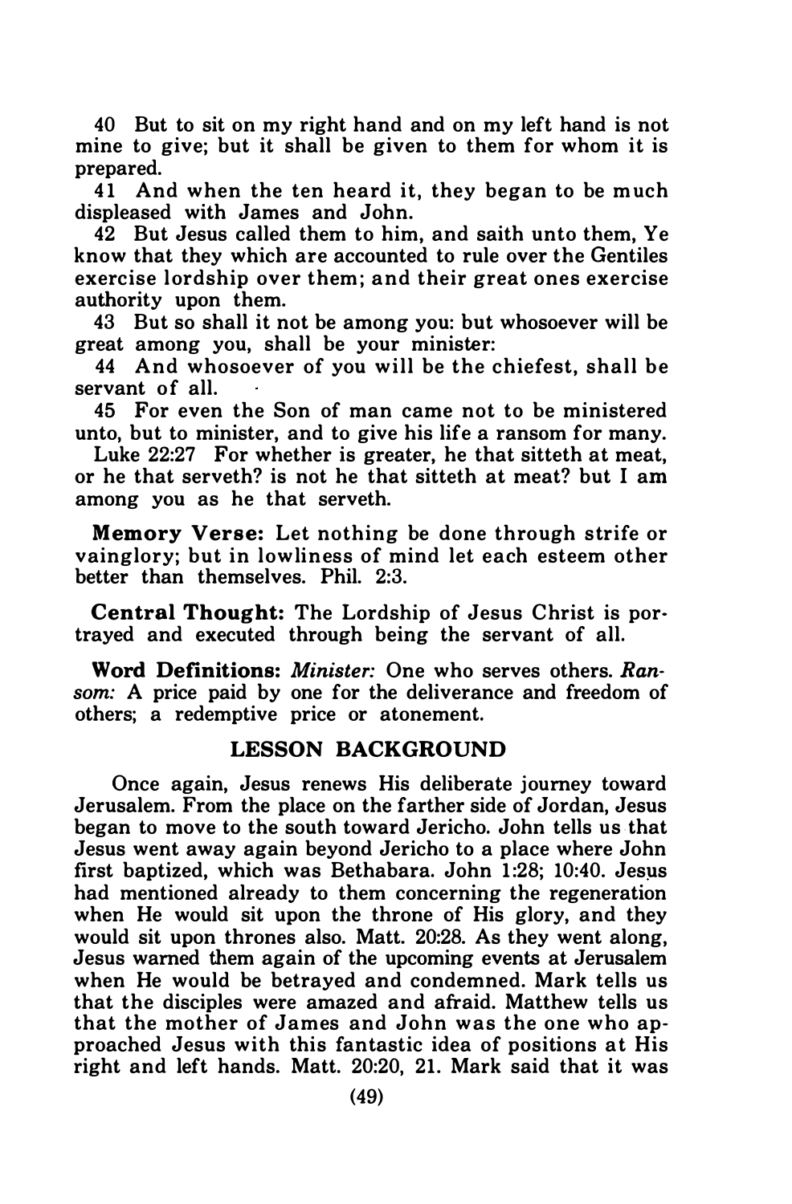40 But to sit on my right hand and on my left hand is not mine to give; but it shall be given to them for whom it is prepared.

41 And when the ten heard it, they began to be much displeased with James and John.

42 But Jesus called them to him, and saith unto them, Ye know that they which are accounted to rule over the Gentiles exercise lordship over them; and their great ones exercise authority upon them.

43 But so shall it not be among you: but whosoever will be great among you, shall be your minister:

44 And whosoever of you will be the chiefest, shall be servant of all.

45 For even the Son of man came not to be ministered unto, but to minister, and to give his life a ransom for many.

Luke 22:27 For whether is greater, he that sitteth at meat, or he that serveth? is not he that sitteth at meat? but I am among you as he that serveth.

**Memory Verse:** Let nothing be done through strife or vainglory; but in lowliness of mind let each esteem other better than themselves. Phil. 2:3.

**Central Thought:** The Lordship of Jesus Christ is portrayed and executed through being the servant of all.

**Word Definitions:** *Minister:* One who serves others. *Ransom:* A price paid by one for the deliverance and freedom of others; a redemptive price or atonement.

## LESSON BACKGROUND

Once again, Jesus renews His deliberate journey toward Jerusalem. From the place on the farther side of Jordan, Jesus began to move to the south toward Jericho. John tells us that Jesus went away again beyond Jericho to a place where John first baptized, which was Bethabara. John 1:28; 10:40. Jesus had mentioned already to them concerning the regeneration when He would sit upon the throne of His glory, and they would sit upon thrones also. Matt. 20:28. As they went along, Jesus warned them again of the upcoming events at Jerusalem when He would be betrayed and condemned. Mark tells us that the disciples were amazed and afraid. Matthew tells us that the mother of James and John was the one who approached Jesus with this fantastic idea of positions at His right and left hands. Matt. 20:20, 21. Mark said that it was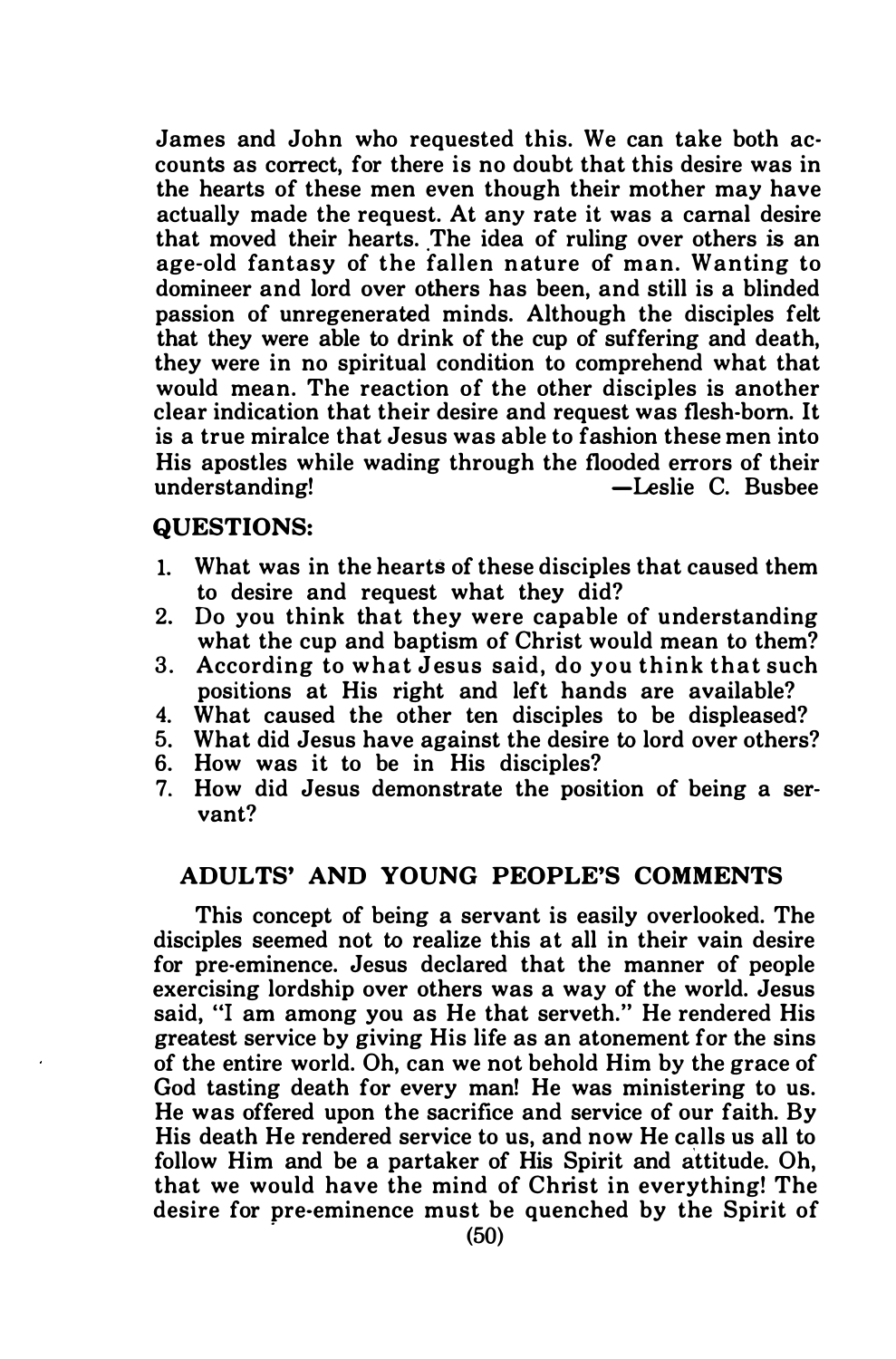James and John who requested this. We can take both accounts as correct, for there is no doubt that this desire was in the hearts of these men even though their mother may have actually made the request. At any rate it was a carnal desire that moved their hearts. The idea of ruling over others is an age-old fantasy of the fallen nature of man. Wanting to domineer and lord over others has been, and still is a blinded passion of unregenerated minds. Although the disciples felt that they were able to drink of the cup of suffering and death, they were in no spiritual condition to comprehend what that would mean. The reaction of the other disciples is another clear indication that their desire and request was flesh-born. It is a true miralce that Jesus was able to fashion these men into His apostles while wading through the flooded errors of their understanding! —Leslie C. Busbee

### QUESTIONS:

1. What was in the hearts of these disciples that caused them to desire and request what they did?
2. Do you think that they were capable of understanding what the cup and baptism of Christ would mean to them?
3. According to what Jesus said, do you think that such positions at His right and left hands are available?
4. What caused the other ten disciples to be displeased?
5. What did Jesus have against the desire to lord over others?
6. How was it to be in His disciples?
7. How did Jesus demonstrate the position of being a servant?

## ADULTS' AND YOUNG PEOPLE'S COMMENTS

This concept of being a servant is easily overlooked. The disciples seemed not to realize this at all in their vain desire for pre-eminence. Jesus declared that the manner of people exercising lordship over others was a way of the world. Jesus said, "I am among you as He that serveth." He rendered His greatest service by giving His life as an atonement for the sins of the entire world. Oh, can we not behold Him by the grace of God tasting death for every man! He was ministering to us. He was offered upon the sacrifice and service of our faith. By His death He rendered service to us, and now He calls us all to follow Him and be a partaker of His Spirit and attitude. Oh, that we would have the mind of Christ in everything! The desire for pre-eminence must be quenched by the Spirit of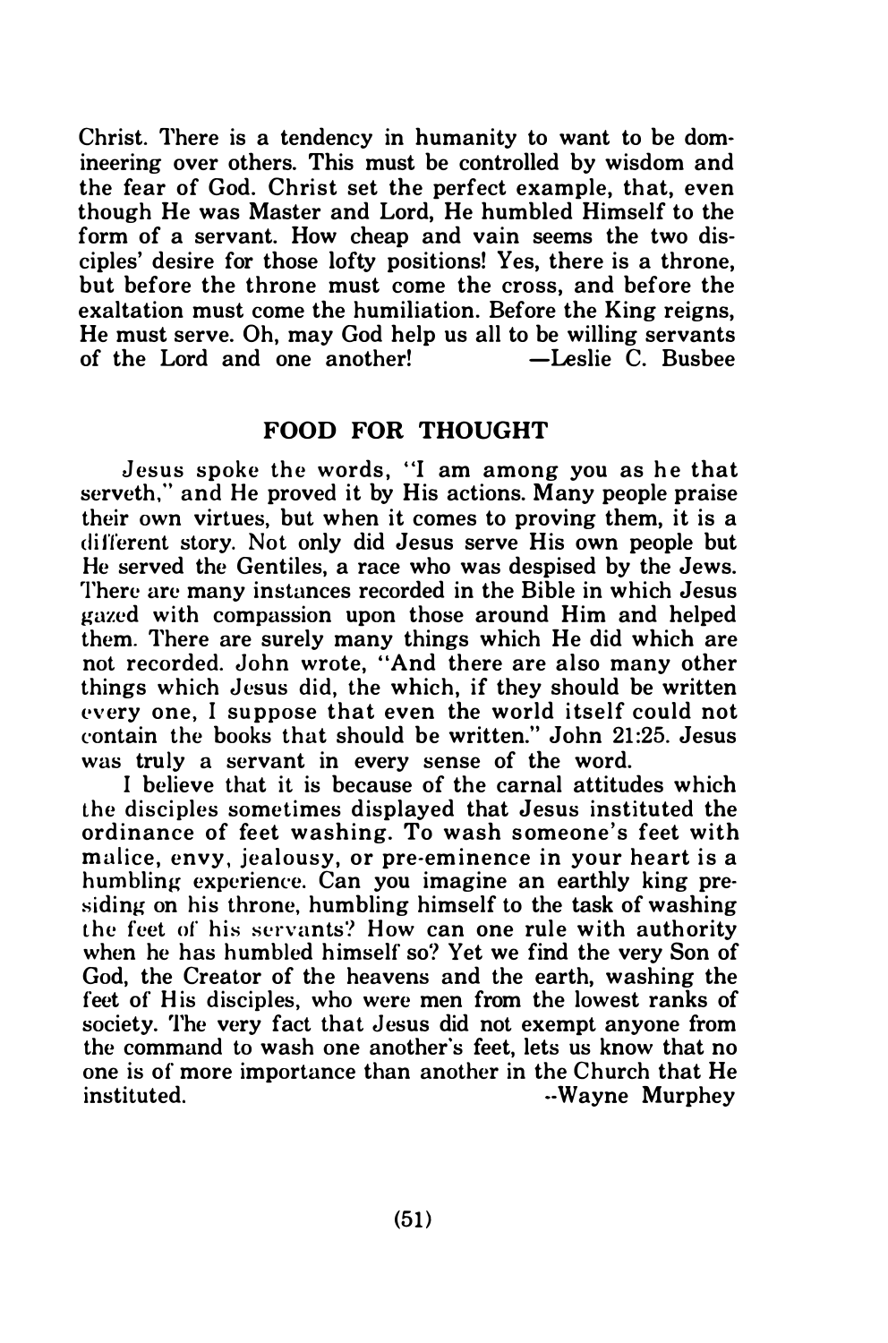Christ. There is a tendency in humanity to want to be domineering over others. This must be controlled by wisdom and the fear of God. Christ set the perfect example, that, even though He was Master and Lord, He humbled Himself to the form of a servant. How cheap and vain seems the two disciples' desire for those lofty positions! Yes, there is a throne, but before the throne must come the cross, and before the exaltation must come the humiliation. Before the King reigns, He must serve. Oh, may God help us all to be willing servants of the Lord and one another! —Leslie C. Busbee

## FOOD FOR THOUGHT

Jesus spoke the words, "I am among you as he that serveth," and He proved it by His actions. Many people praise their own virtues, but when it comes to proving them, it is a different story. Not only did Jesus serve His own people but He served the Gentiles, a race who was despised by the Jews. There are many instances recorded in the Bible in which Jesus gazed with compassion upon those around Him and helped them. There are surely many things which He did which are not recorded. John wrote, "And there are also many other things which Jesus did, the which, if they should be written every one, I suppose that even the world itself could not contain the books that should be written." John 21:25. Jesus was truly a servant in every sense of the word.

I believe that it is because of the carnal attitudes which the disciples sometimes displayed that Jesus instituted the ordinance of feet washing. To wash someone's feet with malice, envy, jealousy, or pre-eminence in your heart is a humbling experience. Can you imagine an earthly king presiding on his throne, humbling himself to the task of washing the feet of his servants? How can one rule with authority when he has humbled himself so? Yet we find the very Son of God, the Creator of the heavens and the earth, washing the feet of His disciples, who were men from the lowest ranks of society. The very fact that Jesus did not exempt anyone from the command to wash one another's feet, lets us know that no one is of more importance than another in the Church that He instituted. --Wayne Murphey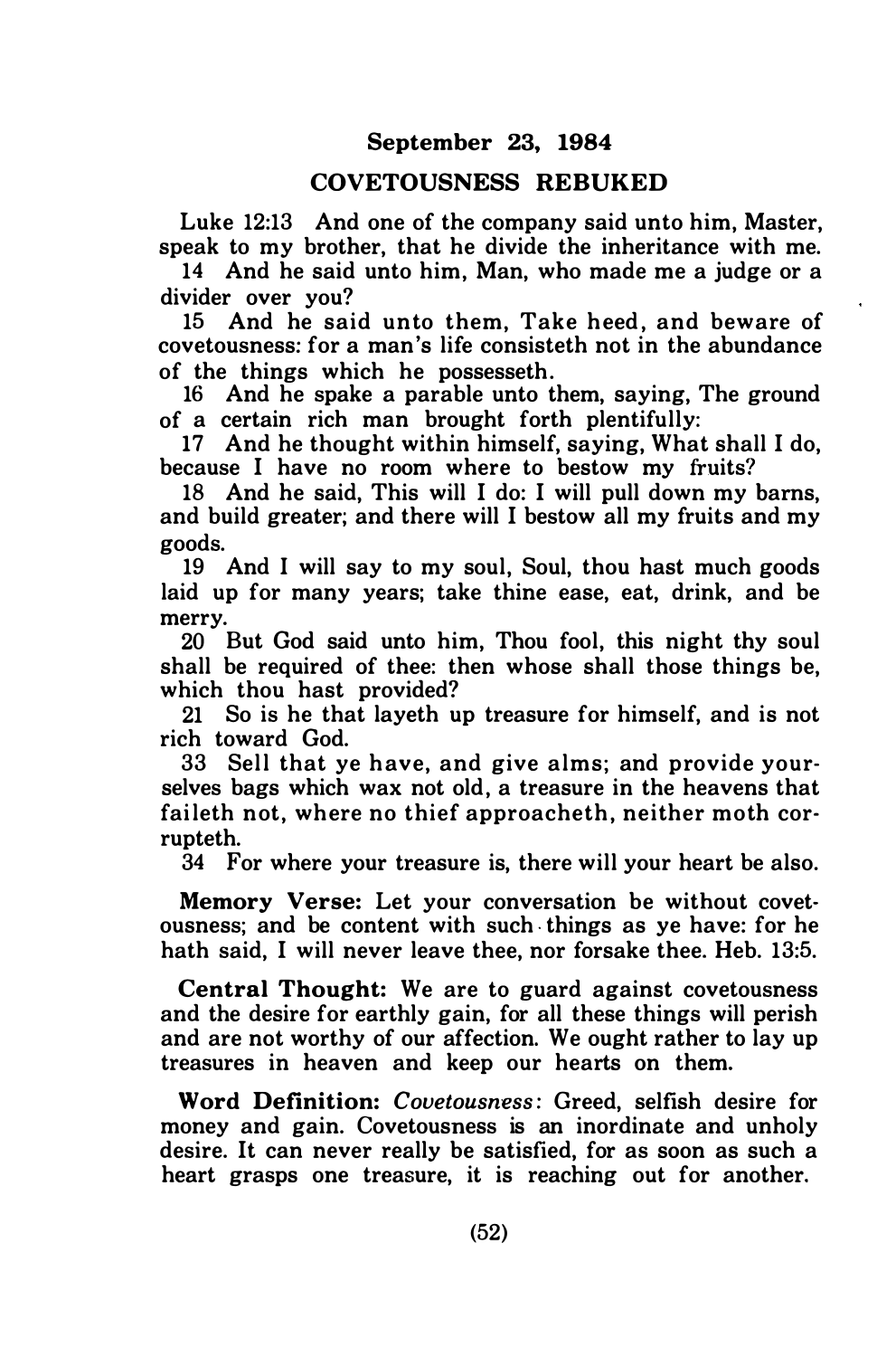## September 23, 1984

## COVETOUSNESS REBUKED

Luke 12:13 And one of the company said unto him, Master, speak to my brother, that he divide the inheritance with me.

14 And he said unto him, Man, who made me a judge or a divider over you?

15 And he said unto them, Take heed, and beware of covetousness: for a man's life consisteth not in the abundance of the things which he possesseth.

16 And he spake a parable unto them, saying, The ground of a certain rich man brought forth plentifully:

17 And he thought within himself, saying, What shall I do, because I have no room where to bestow my fruits?

18 And he said, This will I do: I will pull down my barns, and build greater; and there will I bestow all my fruits and my goods.

19 And I will say to my soul, Soul, thou hast much goods laid up for many years; take thine ease, eat, drink, and be merry.

20 But God said unto him, Thou fool, this night thy soul shall be required of thee: then whose shall those things be, which thou hast provided?

21 So is he that layeth up treasure for himself, and is not rich toward God.

33 Sell that ye have, and give alms; and provide yourselves bags which wax not old, a treasure in the heavens that faileth not, where no thief approacheth, neither moth corrupteth.

34 For where your treasure is, there will your heart be also.

**Memory Verse:** Let your conversation be without covetousness; and be content with such things as ye have: for he hath said, I will never leave thee, nor forsake thee. Heb. 13:5.

**Central Thought:** We are to guard against covetousness and the desire for earthly gain, for all these things will perish and are not worthy of our affection. We ought rather to lay up treasures in heaven and keep our hearts on them.

**Word Definition:** *Covetousness*: Greed, selfish desire for money and gain. Covetousness is an inordinate and unholy desire. It can never really be satisfied, for as soon as such a heart grasps one treasure, it is reaching out for another.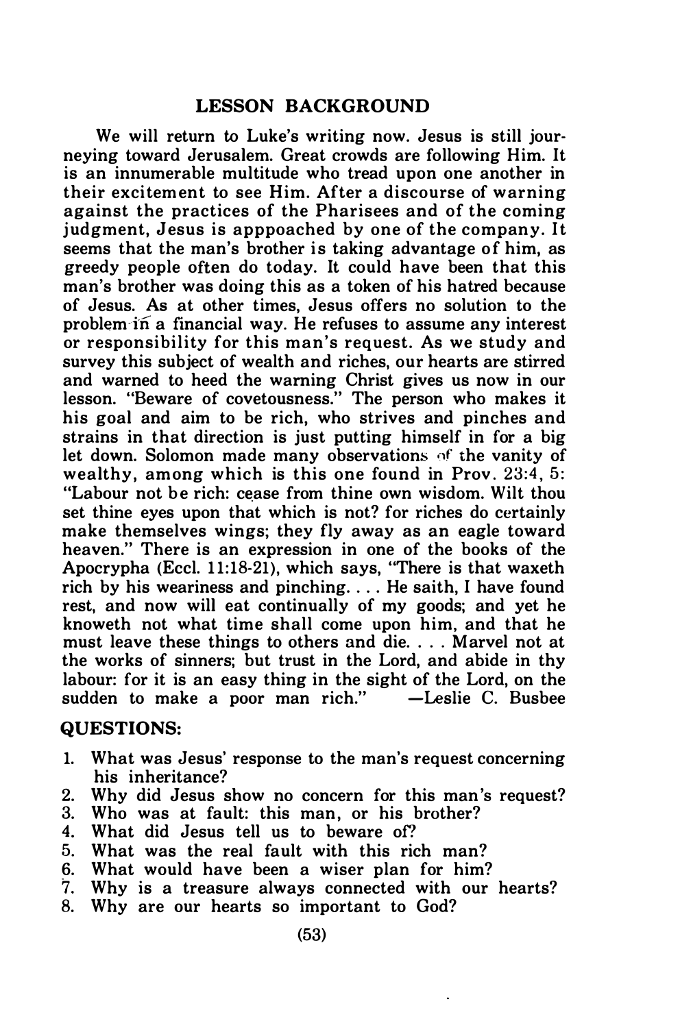## LESSON BACKGROUND

We will return to Luke's writing now. Jesus is still journeying toward Jerusalem. Great crowds are following Him. It is an innumerable multitude who tread upon one another in their excitement to see Him. After a discourse of warning against the practices of the Pharisees and of the coming judgment, Jesus is apppoached by one of the company. It seems that the man's brother is taking advantage of him, as greedy people often do today. It could have been that this man's brother was doing this as a token of his hatred because of Jesus. As at other times, Jesus offers no solution to the problem in a financial way. He refuses to assume any interest or responsibility for this man's request. As we study and survey this subject of wealth and riches, our hearts are stirred and warned to heed the warning Christ gives us now in our lesson. "Beware of covetousness." The person who makes it his goal and aim to be rich, who strives and pinches and strains in that direction is just putting himself in for a big let down. Solomon made many observations of the vanity of wealthy, among which is this one found in Prov. 23:4, 5: "Labour not be rich: cease from thine own wisdom. Wilt thou set thine eyes upon that which is not? for riches do certainly make themselves wings; they fly away as an eagle toward heaven." There is an expression in one of the books of the Apocrypha (Eccl. 11:18-21), which says, "There is that waxeth rich by his weariness and pinching. . . . He saith, I have found rest, and now will eat continually of my goods; and yet he knoweth not what time shall come upon him, and that he must leave these things to others and die. . . . Marvel not at the works of sinners; but trust in the Lord, and abide in thy labour: for it is an easy thing in the sight of the Lord, on the sudden to make a poor man rich." —Leslie C. Busbee

## QUESTIONS:

1. What was Jesus' response to the man's request concerning his inheritance?
2. Why did Jesus show no concern for this man's request?
3. Who was at fault: this man, or his brother?
4. What did Jesus tell us to beware of?
5. What was the real fault with this rich man?
6. What would have been a wiser plan for him?
7. Why is a treasure always connected with our hearts?
8. Why are our hearts so important to God?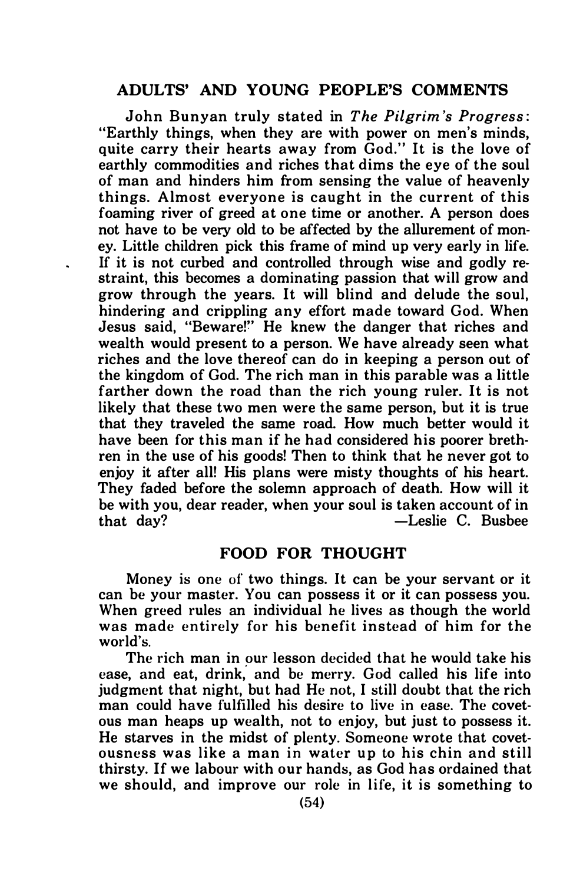## ADULTS' AND YOUNG PEOPLE'S COMMENTS

John Bunyan truly stated in *The Pilgrim's Progress*: "Earthly things, when they are with power on men's minds, quite carry their hearts away from God." It is the love of earthly commodities and riches that dims the eye of the soul of man and hinders him from sensing the value of heavenly things. Almost everyone is caught in the current of this foaming river of greed at one time or another. A person does not have to be very old to be affected by the allurement of money. Little children pick this frame of mind up very early in life. If it is not curbed and controlled through wise and godly restraint, this becomes a dominating passion that will grow and grow through the years. It will blind and delude the soul, hindering and crippling any effort made toward God. When Jesus said, "Beware!" He knew the danger that riches and wealth would present to a person. We have already seen what riches and the love thereof can do in keeping a person out of the kingdom of God. The rich man in this parable was a little farther down the road than the rich young ruler. It is not likely that these two men were the same person, but it is true that they traveled the same road. How much better would it have been for this man if he had considered his poorer brethren in the use of his goods! Then to think that he never got to enjoy it after all! His plans were misty thoughts of his heart. They faded before the solemn approach of death. How will it be with you, dear reader, when your soul is taken account of in that day? —Leslie C. Busbee

## FOOD FOR THOUGHT

Money is one of two things. It can be your servant or it can be your master. You can possess it or it can possess you. When greed rules an individual he lives as though the world was made entirely for his benefit instead of him for the world's.

The rich man in our lesson decided that he would take his ease, and eat, drink, and be merry. God called his life into judgment that night, but had He not, I still doubt that the rich man could have fulfilled his desire to live in ease. The covetous man heaps up wealth, not to enjoy, but just to possess it. He starves in the midst of plenty. Someone wrote that covetousness was like a man in water up to his chin and still thirsty. If we labour with our hands, as God has ordained that we should, and improve our role in life, it is something to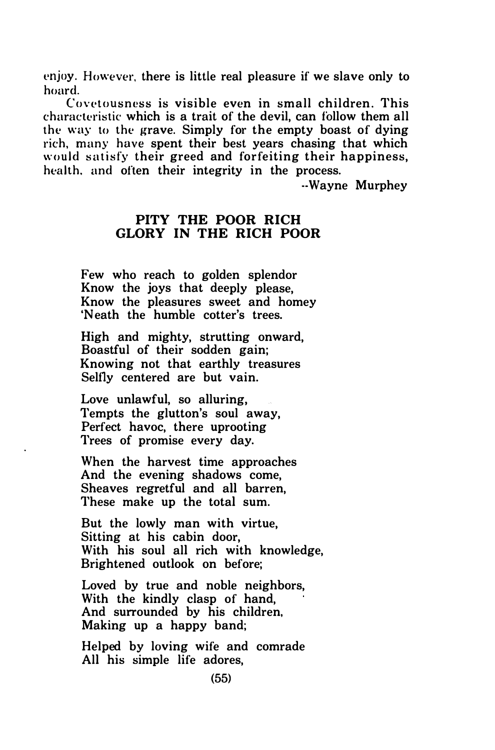enjoy. However, there is little real pleasure if we slave only to hoard.

Covetousness is visible even in small children. This characteristic which is a trait of the devil, can follow them all the way to the grave. Simply for the empty boast of dying rich, many have spent their best years chasing that which would satisfy their greed and forfeiting their happiness, health, and often their integrity in the process.

--Wayne Murphey

## PITY THE POOR RICH
## GLORY IN THE RICH POOR

Few who reach to golden splendor  
Know the joys that deeply please,  
Know the pleasures sweet and homey  
'Neath the humble cotter's trees.

High and mighty, strutting onward,  
Boastful of their sodden gain;  
Knowing not that earthly treasures  
Selfly centered are but vain.

Love unlawful, so alluring,  
Tempts the glutton's soul away,  
Perfect havoc, there uprooting  
Trees of promise every day.

When the harvest time approaches  
And the evening shadows come,  
Sheaves regretful and all barren,  
These make up the total sum.

But the lowly man with virtue,  
Sitting at his cabin door,  
With his soul all rich with knowledge,  
Brightened outlook on before;

Loved by true and noble neighbors,  
With the kindly clasp of hand,  
And surrounded by his children,  
Making up a happy band;

Helped by loving wife and comrade  
All his simple life adores,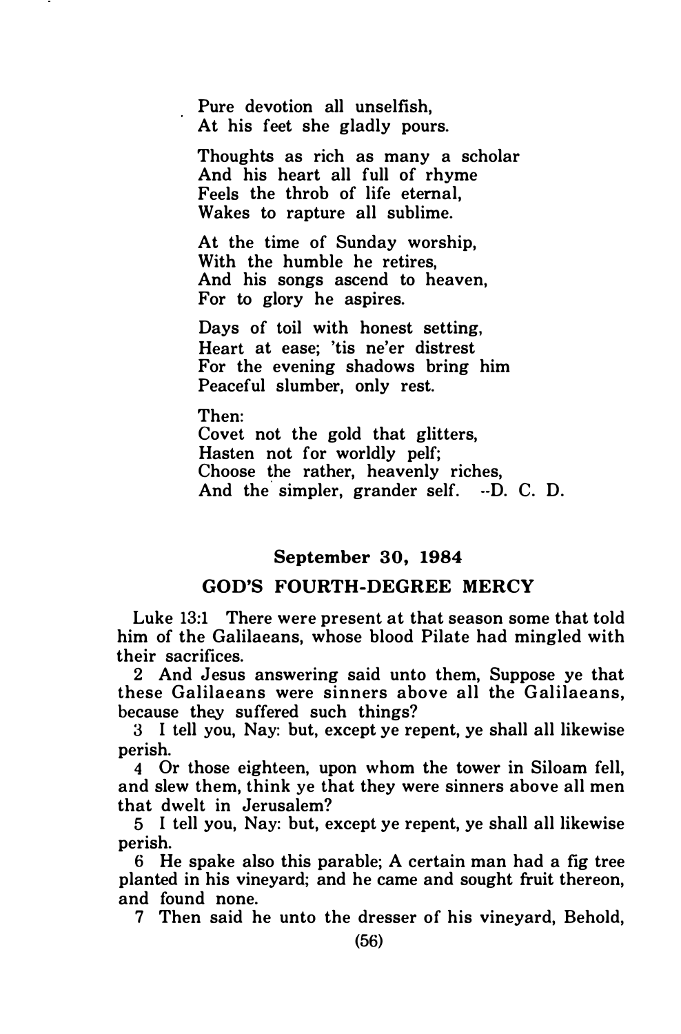Pure devotion all unselfish,  
At his feet she gladly pours.

Thoughts as rich as many a scholar  
And his heart all full of rhyme  
Feels the throb of life eternal,  
Wakes to rapture all sublime.

At the time of Sunday worship,  
With the humble he retires,  
And his songs ascend to heaven,  
For to glory he aspires.

Days of toil with honest setting,  
Heart at ease; 'tis ne'er distrest  
For the evening shadows bring him  
Peaceful slumber, only rest.

Then:  
Covet not the gold that glitters,  
Hasten not for worldly pelf;  
Choose the rather, heavenly riches,  
And the simpler, grander self. --D. C. D.

## September 30, 1984

## GOD'S FOURTH-DEGREE MERCY

Luke 13:1 There were present at that season some that told him of the Galilaeans, whose blood Pilate had mingled with their sacrifices.

2 And Jesus answering said unto them, Suppose ye that these Galilaeans were sinners above all the Galilaeans, because they suffered such things?

3 I tell you, Nay: but, except ye repent, ye shall all likewise perish.

4 Or those eighteen, upon whom the tower in Siloam fell, and slew them, think ye that they were sinners above all men that dwelt in Jerusalem?

5 I tell you, Nay: but, except ye repent, ye shall all likewise perish.

6 He spake also this parable; A certain man had a fig tree planted in his vineyard; and he came and sought fruit thereon, and found none.

7 Then said he unto the dresser of his vineyard, Behold,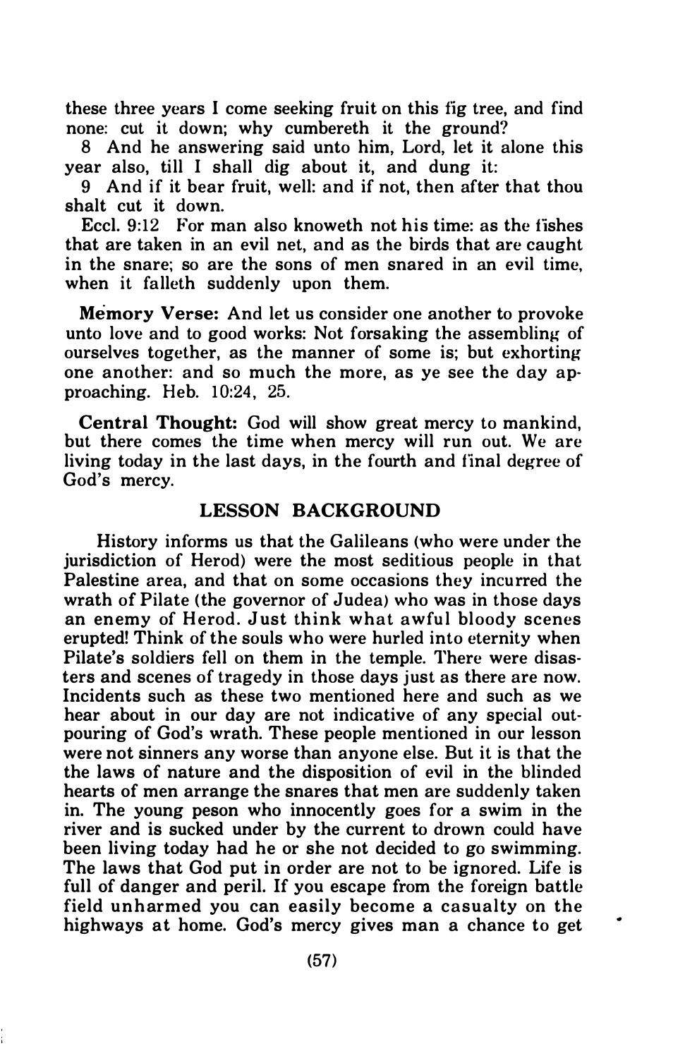these three years I come seeking fruit on this fig tree, and find none: cut it down; why cumbereth it the ground?

8 And he answering said unto him, Lord, let it alone this year also, till I shall dig about it, and dung it:

9 And if it bear fruit, well: and if not, then after that thou shalt cut it down.

Eccl. 9:12 For man also knoweth not his time: as the fishes that are taken in an evil net, and as the birds that are caught in the snare; so are the sons of men snared in an evil time, when it falleth suddenly upon them.

**Memory Verse:** And let us consider one another to provoke unto love and to good works: Not forsaking the assembling of ourselves together, as the manner of some is; but exhorting one another: and so much the more, as ye see the day approaching. Heb. 10:24, 25.

**Central Thought:** God will show great mercy to mankind, but there comes the time when mercy will run out. We are living today in the last days, in the fourth and final degree of God's mercy.

## LESSON BACKGROUND

History informs us that the Galileans (who were under the jurisdiction of Herod) were the most seditious people in that Palestine area, and that on some occasions they incurred the wrath of Pilate (the governor of Judea) who was in those days an enemy of Herod. Just think what awful bloody scenes erupted! Think of the souls who were hurled into eternity when Pilate's soldiers fell on them in the temple. There were disasters and scenes of tragedy in those days just as there are now. Incidents such as these two mentioned here and such as we hear about in our day are not indicative of any special outpouring of God's wrath. These people mentioned in our lesson were not sinners any worse than anyone else. But it is that the the laws of nature and the disposition of evil in the blinded hearts of men arrange the snares that men are suddenly taken in. The young peson who innocently goes for a swim in the river and is sucked under by the current to drown could have been living today had he or she not decided to go swimming. The laws that God put in order are not to be ignored. Life is full of danger and peril. If you escape from the foreign battle field unharmed you can easily become a casualty on the highways at home. God's mercy gives man a chance to get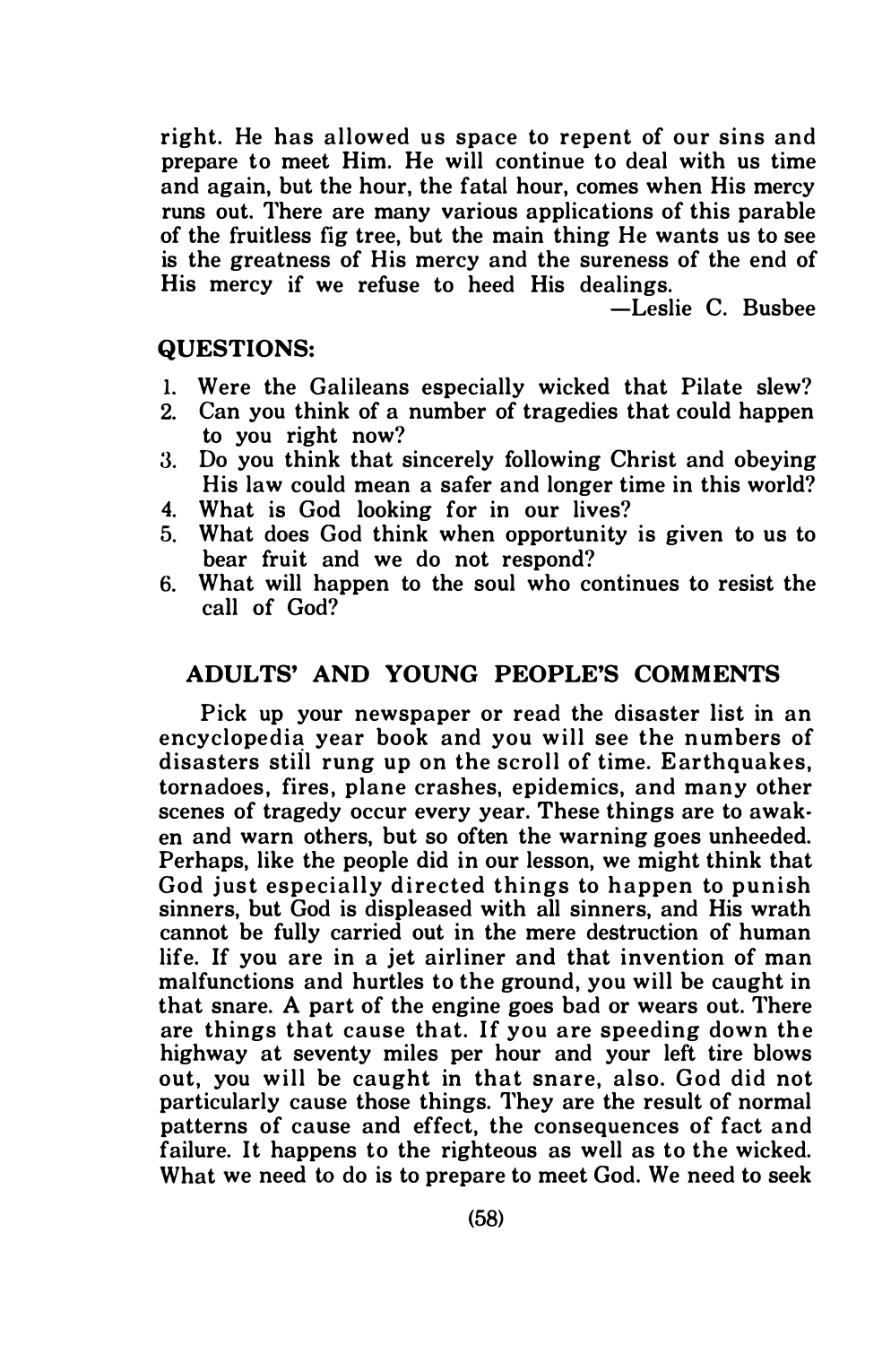right. He has allowed us space to repent of our sins and prepare to meet Him. He will continue to deal with us time and again, but the hour, the fatal hour, comes when His mercy runs out. There are many various applications of this parable of the fruitless fig tree, but the main thing He wants us to see is the greatness of His mercy and the sureness of the end of His mercy if we refuse to heed His dealings.

—Leslie C. Busbee

## QUESTIONS:

1. Were the Galileans especially wicked that Pilate slew?
2. Can you think of a number of tragedies that could happen to you right now?
3. Do you think that sincerely following Christ and obeying His law could mean a safer and longer time in this world?
4. What is God looking for in our lives?
5. What does God think when opportunity is given to us to bear fruit and we do not respond?
6. What will happen to the soul who continues to resist the call of God?

## ADULTS' AND YOUNG PEOPLE'S COMMENTS

Pick up your newspaper or read the disaster list in an encyclopedia year book and you will see the numbers of disasters still rung up on the scroll of time. Earthquakes, tornadoes, fires, plane crashes, epidemics, and many other scenes of tragedy occur every year. These things are to awaken and warn others, but so often the warning goes unheeded. Perhaps, like the people did in our lesson, we might think that God just especially directed things to happen to punish sinners, but God is displeased with all sinners, and His wrath cannot be fully carried out in the mere destruction of human life. If you are in a jet airliner and that invention of man malfunctions and hurtles to the ground, you will be caught in that snare. A part of the engine goes bad or wears out. There are things that cause that. If you are speeding down the highway at seventy miles per hour and your left tire blows out, you will be caught in that snare, also. God did not particularly cause those things. They are the result of normal patterns of cause and effect, the consequences of fact and failure. It happens to the righteous as well as to the wicked. What we need to do is to prepare to meet God. We need to seek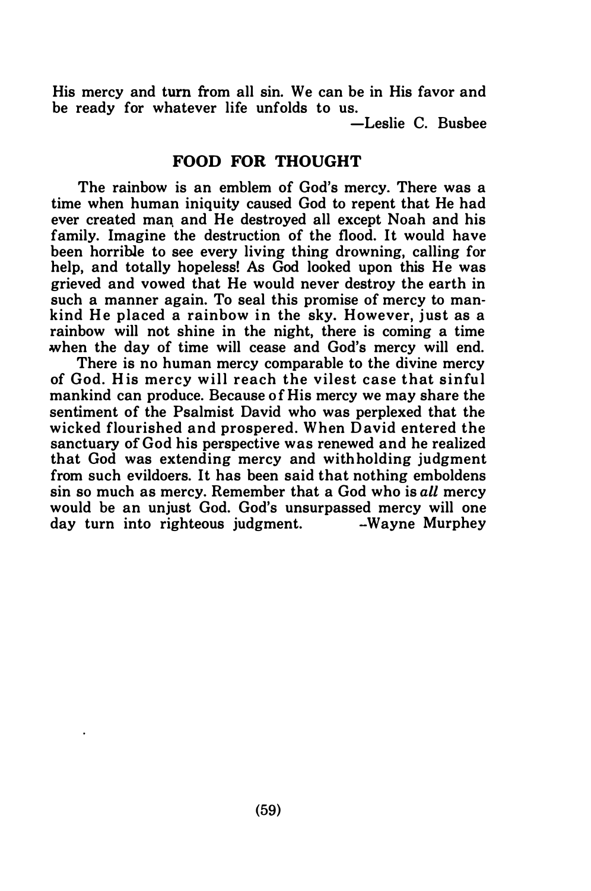His mercy and turn from all sin. We can be in His favor and be ready for whatever life unfolds to us.

—Leslie C. Busbee

## FOOD FOR THOUGHT

The rainbow is an emblem of God's mercy. There was a time when human iniquity caused God to repent that He had ever created man and He destroyed all except Noah and his family. Imagine the destruction of the flood. It would have been horrible to see every living thing drowning, calling for help, and totally hopeless! As God looked upon this He was grieved and vowed that He would never destroy the earth in such a manner again. To seal this promise of mercy to mankind He placed a rainbow in the sky. However, just as a rainbow will not shine in the night, there is coming a time when the day of time will cease and God's mercy will end.

There is no human mercy comparable to the divine mercy of God. His mercy will reach the vilest case that sinful mankind can produce. Because of His mercy we may share the sentiment of the Psalmist David who was perplexed that the wicked flourished and prospered. When David entered the sanctuary of God his perspective was renewed and he realized that God was extending mercy and withholding judgment from such evildoers. It has been said that nothing emboldens sin so much as mercy. Remember that a God who is *all* mercy would be an unjust God. God's unsurpassed mercy will one day turn into righteous judgment. –Wayne Murphey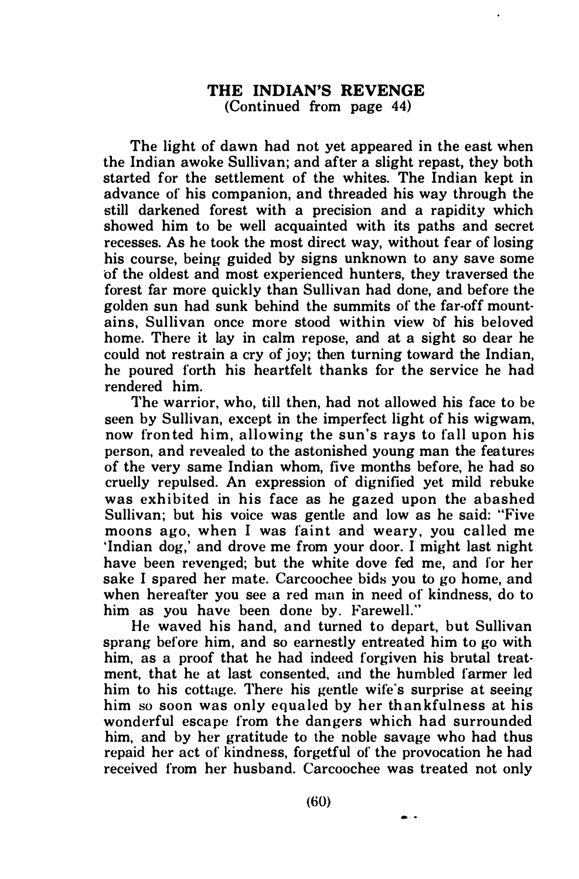## THE INDIAN'S REVENGE

(Continued from page 44)

The light of dawn had not yet appeared in the east when the Indian awoke Sullivan; and after a slight repast, they both started for the settlement of the whites. The Indian kept in advance of his companion, and threaded his way through the still darkened forest with a precision and a rapidity which showed him to be well acquainted with its paths and secret recesses. As he took the most direct way, without fear of losing his course, being guided by signs unknown to any save some of the oldest and most experienced hunters, they traversed the forest far more quickly than Sullivan had done, and before the golden sun had sunk behind the summits of the far-off mountains, Sullivan once more stood within view of his beloved home. There it lay in calm repose, and at a sight so dear he could not restrain a cry of joy; then turning toward the Indian, he poured forth his heartfelt thanks for the service he had rendered him.

The warrior, who, till then, had not allowed his face to be seen by Sullivan, except in the imperfect light of his wigwam, now fronted him, allowing the sun's rays to fall upon his person, and revealed to the astonished young man the features of the very same Indian whom, five months before, he had so cruelly repulsed. An expression of dignified yet mild rebuke was exhibited in his face as he gazed upon the abashed Sullivan; but his voice was gentle and low as he said: "Five moons ago, when I was faint and weary, you called me 'Indian dog,' and drove me from your door. I might last night have been revenged; but the white dove fed me, and for her sake I spared her mate. Carcoochee bids you to go home, and when hereafter you see a red man in need of kindness, do to him as you have been done by. Farewell."

He waved his hand, and turned to depart, but Sullivan sprang before him, and so earnestly entreated him to go with him, as a proof that he had indeed forgiven his brutal treatment, that he at last consented, and the humbled farmer led him to his cottage. There his gentle wife's surprise at seeing him so soon was only equaled by her thankfulness at his wonderful escape from the dangers which had surrounded him, and by her gratitude to the noble savage who had thus repaid her act of kindness, forgetful of the provocation he had received from her husband. Carcoochee was treated not only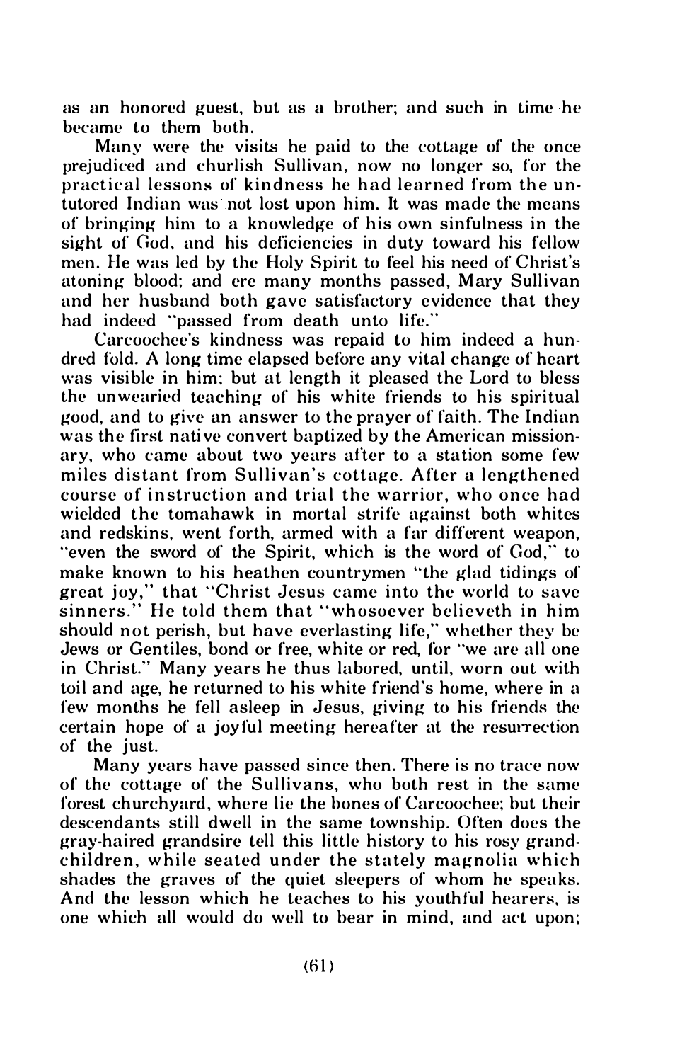as an honored guest, but as a brother; and such in time he became to them both.

Many were the visits he paid to the cottage of the once prejudiced and churlish Sullivan, now no longer so, for the practical lessons of kindness he had learned from the untutored Indian was not lost upon him. It was made the means of bringing him to a knowledge of his own sinfulness in the sight of God, and his deficiencies in duty toward his fellow men. He was led by the Holy Spirit to feel his need of Christ's atoning blood; and ere many months passed, Mary Sullivan and her husband both gave satisfactory evidence that they had indeed "passed from death unto life."

Carcoochee's kindness was repaid to him indeed a hundred fold. A long time elapsed before any vital change of heart was visible in him; but at length it pleased the Lord to bless the unwearied teaching of his white friends to his spiritual good, and to give an answer to the prayer of faith. The Indian was the first native convert baptized by the American missionary, who came about two years after to a station some few miles distant from Sullivan's cottage. After a lengthened course of instruction and trial the warrior, who once had wielded the tomahawk in mortal strife against both whites and redskins, went forth, armed with a far different weapon, "even the sword of the Spirit, which is the word of God," to make known to his heathen countrymen "the glad tidings of great joy," that "Christ Jesus came into the world to save sinners." He told them that "whosoever believeth in him should not perish, but have everlasting life," whether they be Jews or Gentiles, bond or free, white or red, for "we are all one in Christ." Many years he thus labored, until, worn out with toil and age, he returned to his white friend's home, where in a few months he fell asleep in Jesus, giving to his friends the certain hope of a joyful meeting hereafter at the resurrection of the just.

Many years have passed since then. There is no trace now of the cottage of the Sullivans, who both rest in the same forest churchyard, where lie the bones of Carcoochee; but their descendants still dwell in the same township. Often does the gray-haired grandsire tell this little history to his rosy grandchildren, while seated under the stately magnolia which shades the graves of the quiet sleepers of whom he speaks. And the lesson which he teaches to his youthful hearers, is one which all would do well to bear in mind, and act upon;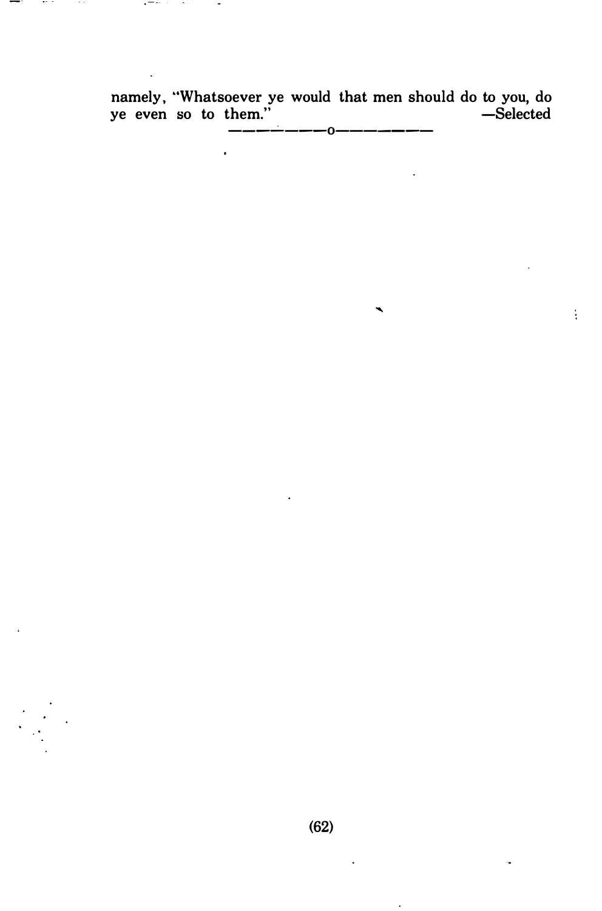namely, "Whatsoever ye would that men should do to you, do ye even so to them." —Selected

---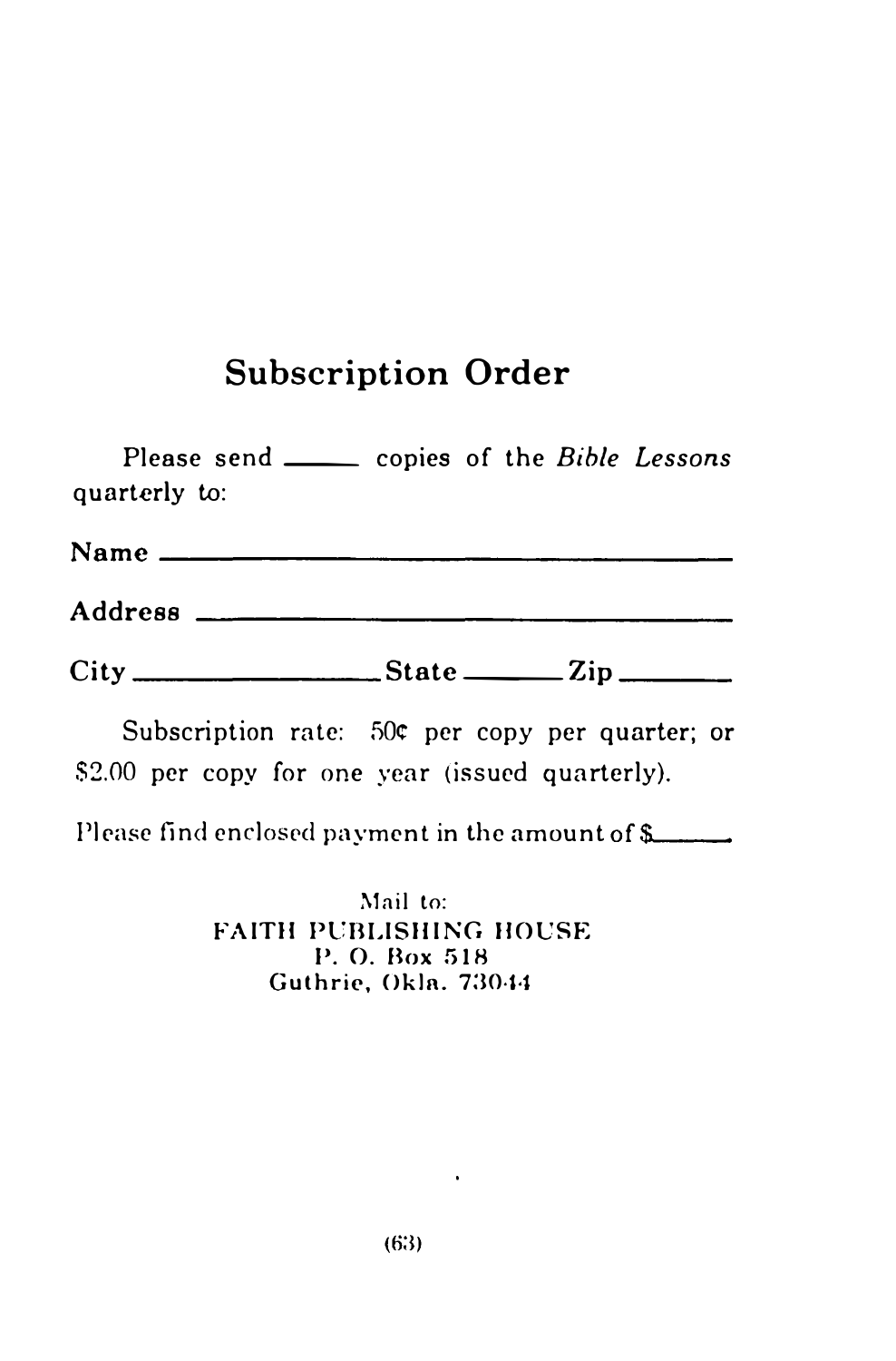# Subscription Order

Please send _____ copies of the *Bible Lessons* quarterly to:

Name ________________________________________

Address ________________________________________

City ____________________ State ________ Zip ________

Subscription rate: 50¢ per copy per quarter; or $2.00 per copy for one year (issued quarterly).

Please find enclosed payment in the amount of $______.

Mail to:
FAITH PUBLISHING HOUSE
P. O. Box 518
Guthrie, Okla. 73044